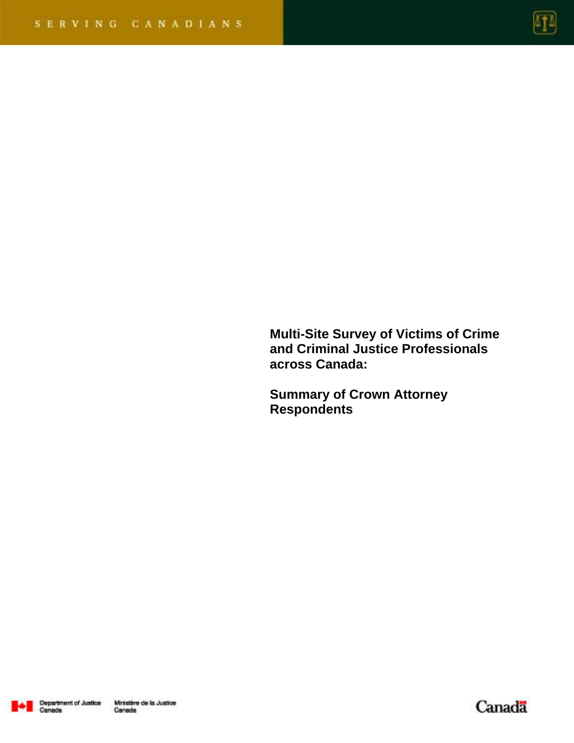SERVING CANADIANS

# Multi-Site Survey of Victims of Crime and Criminal Justice Professionals across Canada:

## Summary of Crown Attorney Respondents

Department of Justice Canada Ministère de la Justice Canada

Canada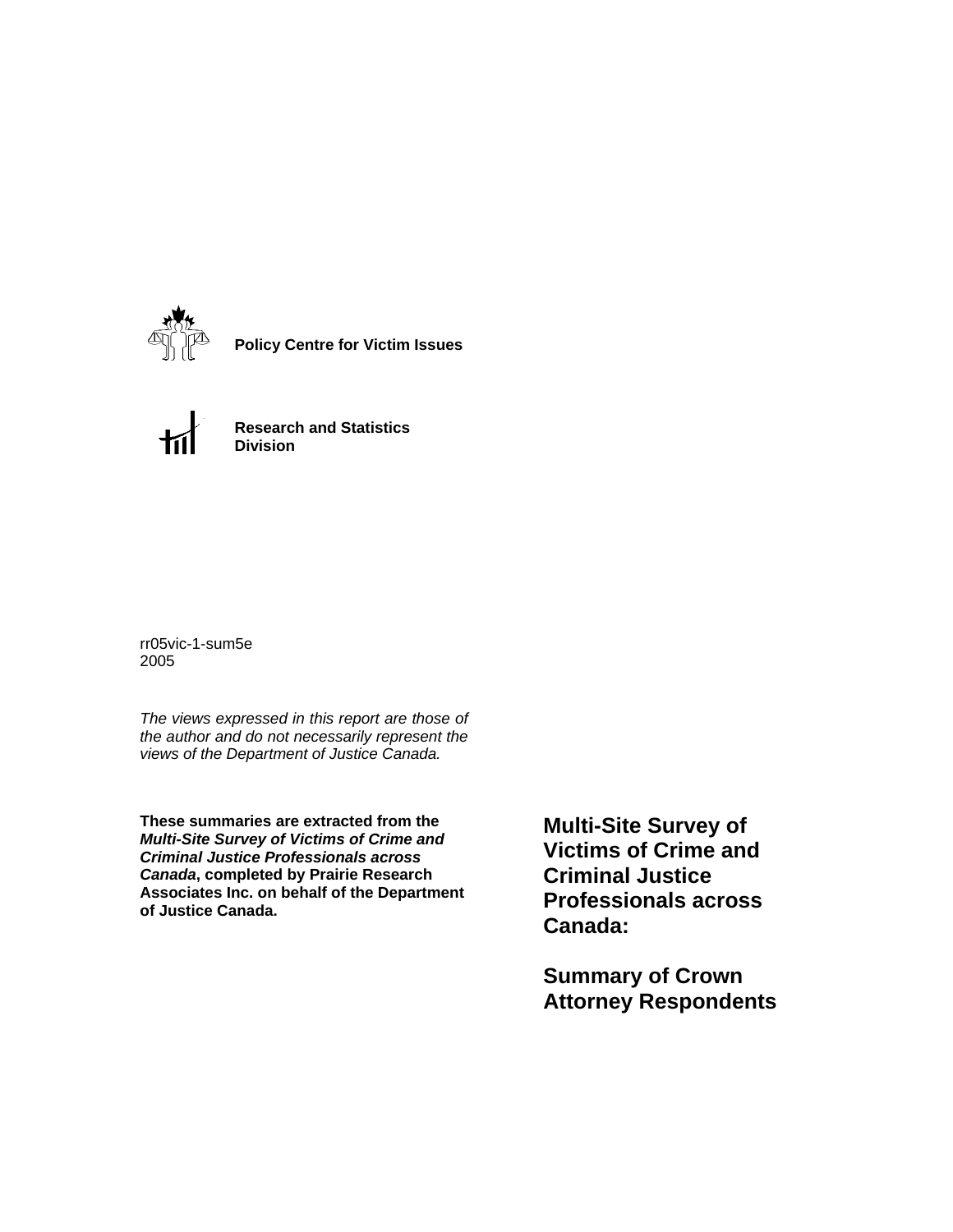**Policy Centre for Victim Issues**

**Research and Statistics Division**

rr05vic-1-sum5e
2005

*The views expressed in this report are those of the author and do not necessarily represent the views of the Department of Justice Canada.*

**These summaries are extracted from the *Multi-Site Survey of Victims of Crime and Criminal Justice Professionals across Canada*, completed by Prairie Research Associates Inc. on behalf of the Department of Justice Canada.**

# Multi-Site Survey of Victims of Crime and Criminal Justice Professionals across Canada:

# Summary of Crown Attorney Respondents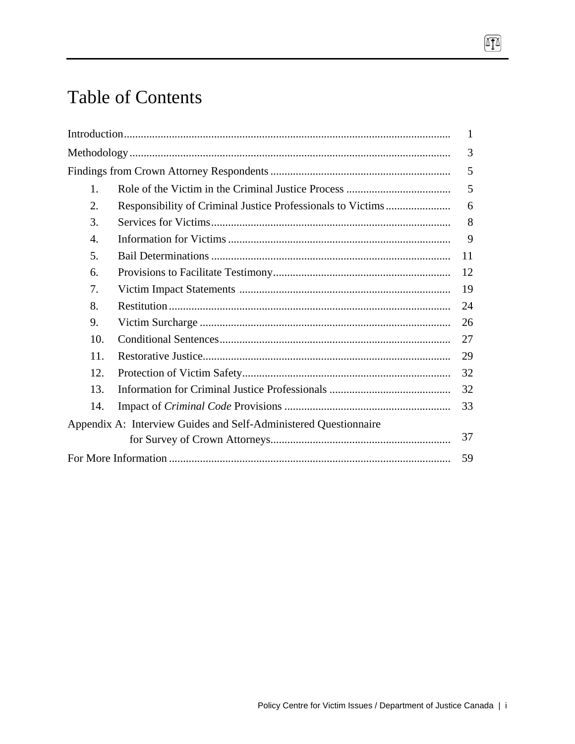# Table of Contents

| | |
|---|---|
| Introduction | 1 |
| Methodology | 3 |
| Findings from Crown Attorney Respondents | 5 |
| 1. Role of the Victim in the Criminal Justice Process | 5 |
| 2. Responsibility of Criminal Justice Professionals to Victims | 6 |
| 3. Services for Victims | 8 |
| 4. Information for Victims | 9 |
| 5. Bail Determinations | 11 |
| 6. Provisions to Facilitate Testimony | 12 |
| 7. Victim Impact Statements | 19 |
| 8. Restitution | 24 |
| 9. Victim Surcharge | 26 |
| 10. Conditional Sentences | 27 |
| 11. Restorative Justice | 29 |
| 12. Protection of Victim Safety | 32 |
| 13. Information for Criminal Justice Professionals | 32 |
| 14. Impact of *Criminal Code* Provisions | 33 |
| Appendix A: Interview Guides and Self-Administered Questionnaire for Survey of Crown Attorneys | 37 |
| For More Information | 59 |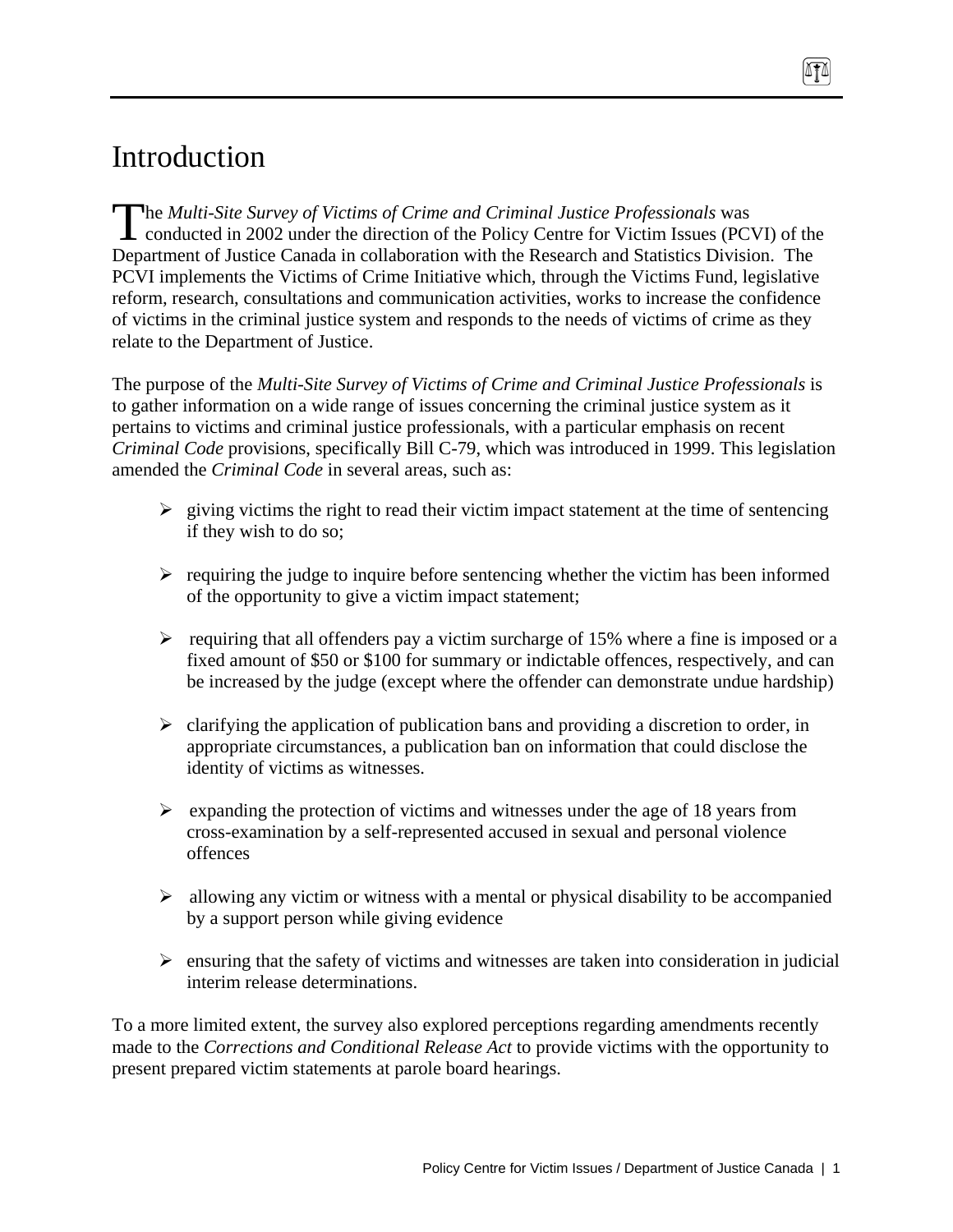# Introduction

The *Multi-Site Survey of Victims of Crime and Criminal Justice Professionals* was conducted in 2002 under the direction of the Policy Centre for Victim Issues (PCVI) of the Department of Justice Canada in collaboration with the Research and Statistics Division. The PCVI implements the Victims of Crime Initiative which, through the Victims Fund, legislative reform, research, consultations and communication activities, works to increase the confidence of victims in the criminal justice system and responds to the needs of victims of crime as they relate to the Department of Justice.

The purpose of the *Multi-Site Survey of Victims of Crime and Criminal Justice Professionals* is to gather information on a wide range of issues concerning the criminal justice system as it pertains to victims and criminal justice professionals, with a particular emphasis on recent *Criminal Code* provisions, specifically Bill C-79, which was introduced in 1999. This legislation amended the *Criminal Code* in several areas, such as:

- giving victims the right to read their victim impact statement at the time of sentencing if they wish to do so;
- requiring the judge to inquire before sentencing whether the victim has been informed of the opportunity to give a victim impact statement;
- requiring that all offenders pay a victim surcharge of 15% where a fine is imposed or a fixed amount of $50 or $100 for summary or indictable offences, respectively, and can be increased by the judge (except where the offender can demonstrate undue hardship)
- clarifying the application of publication bans and providing a discretion to order, in appropriate circumstances, a publication ban on information that could disclose the identity of victims as witnesses.
- expanding the protection of victims and witnesses under the age of 18 years from cross-examination by a self-represented accused in sexual and personal violence offences
- allowing any victim or witness with a mental or physical disability to be accompanied by a support person while giving evidence
- ensuring that the safety of victims and witnesses are taken into consideration in judicial interim release determinations.

To a more limited extent, the survey also explored perceptions regarding amendments recently made to the *Corrections and Conditional Release Act* to provide victims with the opportunity to present prepared victim statements at parole board hearings.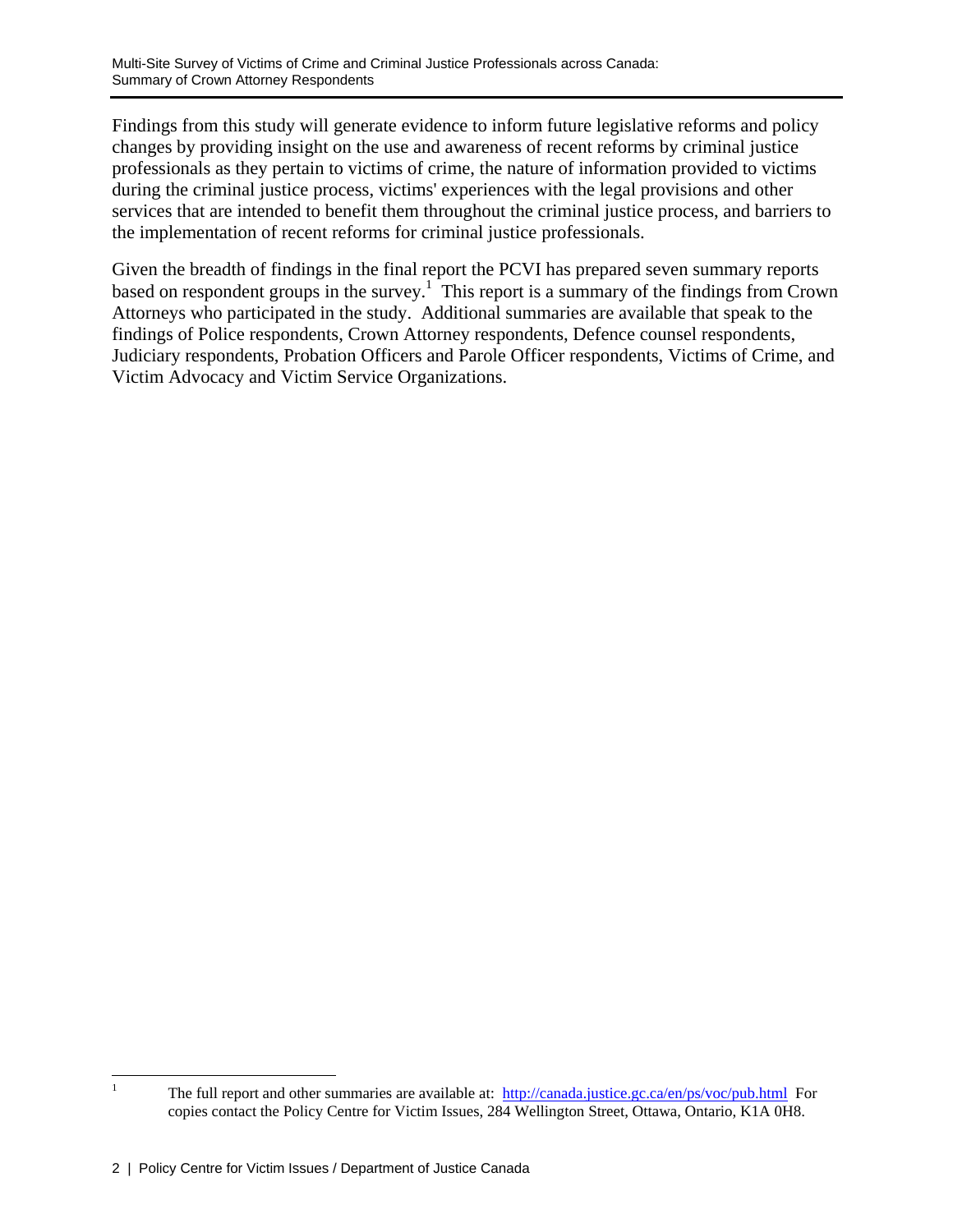Findings from this study will generate evidence to inform future legislative reforms and policy changes by providing insight on the use and awareness of recent reforms by criminal justice professionals as they pertain to victims of crime, the nature of information provided to victims during the criminal justice process, victims' experiences with the legal provisions and other services that are intended to benefit them throughout the criminal justice process, and barriers to the implementation of recent reforms for criminal justice professionals.

Given the breadth of findings in the final report the PCVI has prepared seven summary reports based on respondent groups in the survey.[1] This report is a summary of the findings from Crown Attorneys who participated in the study. Additional summaries are available that speak to the findings of Police respondents, Crown Attorney respondents, Defence counsel respondents, Judiciary respondents, Probation Officers and Parole Officer respondents, Victims of Crime, and Victim Advocacy and Victim Service Organizations.

---

[1] The full report and other summaries are available at: http://canada.justice.gc.ca/en/ps/voc/pub.html For copies contact the Policy Centre for Victim Issues, 284 Wellington Street, Ottawa, Ontario, K1A 0H8.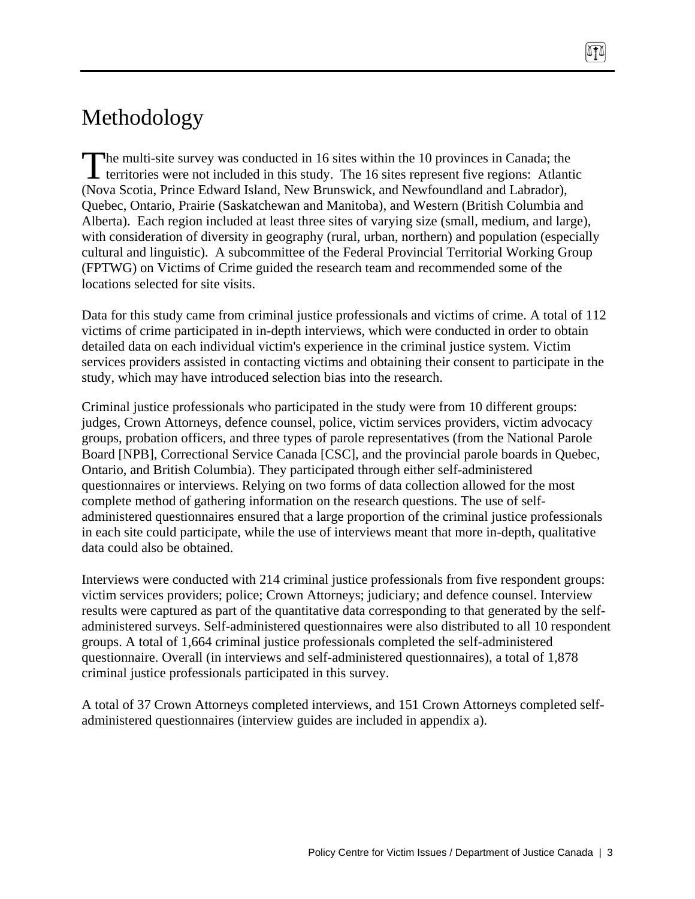# Methodology

The multi-site survey was conducted in 16 sites within the 10 provinces in Canada; the territories were not included in this study. The 16 sites represent five regions: Atlantic (Nova Scotia, Prince Edward Island, New Brunswick, and Newfoundland and Labrador), Quebec, Ontario, Prairie (Saskatchewan and Manitoba), and Western (British Columbia and Alberta). Each region included at least three sites of varying size (small, medium, and large), with consideration of diversity in geography (rural, urban, northern) and population (especially cultural and linguistic). A subcommittee of the Federal Provincial Territorial Working Group (FPTWG) on Victims of Crime guided the research team and recommended some of the locations selected for site visits.

Data for this study came from criminal justice professionals and victims of crime. A total of 112 victims of crime participated in in-depth interviews, which were conducted in order to obtain detailed data on each individual victim's experience in the criminal justice system. Victim services providers assisted in contacting victims and obtaining their consent to participate in the study, which may have introduced selection bias into the research.

Criminal justice professionals who participated in the study were from 10 different groups: judges, Crown Attorneys, defence counsel, police, victim services providers, victim advocacy groups, probation officers, and three types of parole representatives (from the National Parole Board [NPB], Correctional Service Canada [CSC], and the provincial parole boards in Quebec, Ontario, and British Columbia). They participated through either self-administered questionnaires or interviews. Relying on two forms of data collection allowed for the most complete method of gathering information on the research questions. The use of self-administered questionnaires ensured that a large proportion of the criminal justice professionals in each site could participate, while the use of interviews meant that more in-depth, qualitative data could also be obtained.

Interviews were conducted with 214 criminal justice professionals from five respondent groups: victim services providers; police; Crown Attorneys; judiciary; and defence counsel. Interview results were captured as part of the quantitative data corresponding to that generated by the self-administered surveys. Self-administered questionnaires were also distributed to all 10 respondent groups. A total of 1,664 criminal justice professionals completed the self-administered questionnaire. Overall (in interviews and self-administered questionnaires), a total of 1,878 criminal justice professionals participated in this survey.

A total of 37 Crown Attorneys completed interviews, and 151 Crown Attorneys completed self-administered questionnaires (interview guides are included in appendix a).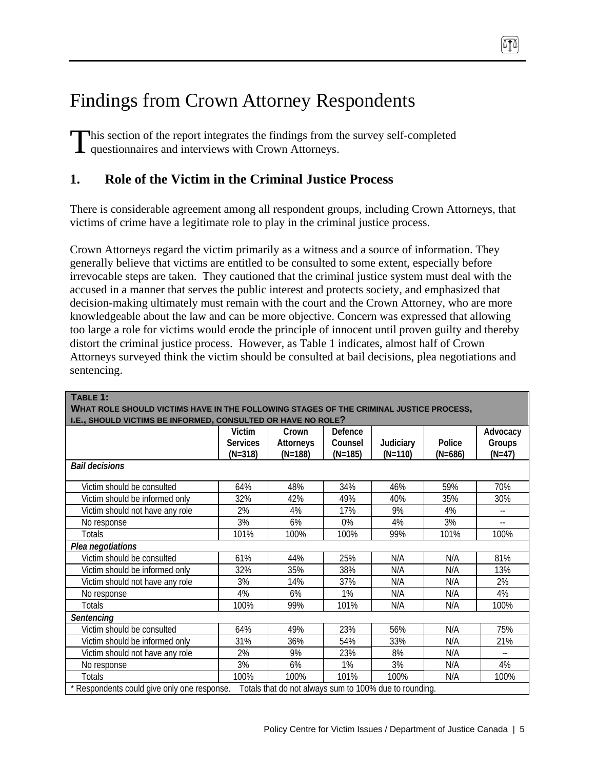# Findings from Crown Attorney Respondents

This section of the report integrates the findings from the survey self-completed questionnaires and interviews with Crown Attorneys.

## 1. Role of the Victim in the Criminal Justice Process

There is considerable agreement among all respondent groups, including Crown Attorneys, that victims of crime have a legitimate role to play in the criminal justice process.

Crown Attorneys regard the victim primarily as a witness and a source of information. They generally believe that victims are entitled to be consulted to some extent, especially before irrevocable steps are taken. They cautioned that the criminal justice system must deal with the accused in a manner that serves the public interest and protects society, and emphasized that decision-making ultimately must remain with the court and the Crown Attorney, who are more knowledgeable about the law and can be more objective. Concern was expressed that allowing too large a role for victims would erode the principle of innocent until proven guilty and thereby distort the criminal justice process. However, as Table 1 indicates, almost half of Crown Attorneys surveyed think the victim should be consulted at bail decisions, plea negotiations and sentencing.

**TABLE 1:**
**WHAT ROLE SHOULD VICTIMS HAVE IN THE FOLLOWING STAGES OF THE CRIMINAL JUSTICE PROCESS, I.E., SHOULD VICTIMS BE INFORMED, CONSULTED OR HAVE NO ROLE?**

| | Victim Services (N=318) | Crown Attorneys (N=188) | Defence Counsel (N=185) | Judiciary (N=110) | Police (N=686) | Advocacy Groups (N=47) |
|---|---|---|---|---|---|---|
| ***Bail decisions*** | | | | | | |
| Victim should be consulted | 64% | 48% | 34% | 46% | 59% | 70% |
| Victim should be informed only | 32% | 42% | 49% | 40% | 35% | 30% |
| Victim should not have any role | 2% | 4% | 17% | 9% | 4% | -- |
| No response | 3% | 6% | 0% | 4% | 3% | -- |
| Totals | 101% | 100% | 100% | 99% | 101% | 100% |
| ***Plea negotiations*** | | | | | | |
| Victim should be consulted | 61% | 44% | 25% | N/A | N/A | 81% |
| Victim should be informed only | 32% | 35% | 38% | N/A | N/A | 13% |
| Victim should not have any role | 3% | 14% | 37% | N/A | N/A | 2% |
| No response | 4% | 6% | 1% | N/A | N/A | 4% |
| Totals | 100% | 99% | 101% | N/A | N/A | 100% |
| ***Sentencing*** | | | | | | |
| Victim should be consulted | 64% | 49% | 23% | 56% | N/A | 75% |
| Victim should be informed only | 31% | 36% | 54% | 33% | N/A | 21% |
| Victim should not have any role | 2% | 9% | 23% | 8% | N/A | -- |
| No response | 3% | 6% | 1% | 3% | N/A | 4% |
| Totals | 100% | 100% | 101% | 100% | N/A | 100% |

\* Respondents could give only one response. Totals that do not always sum to 100% due to rounding.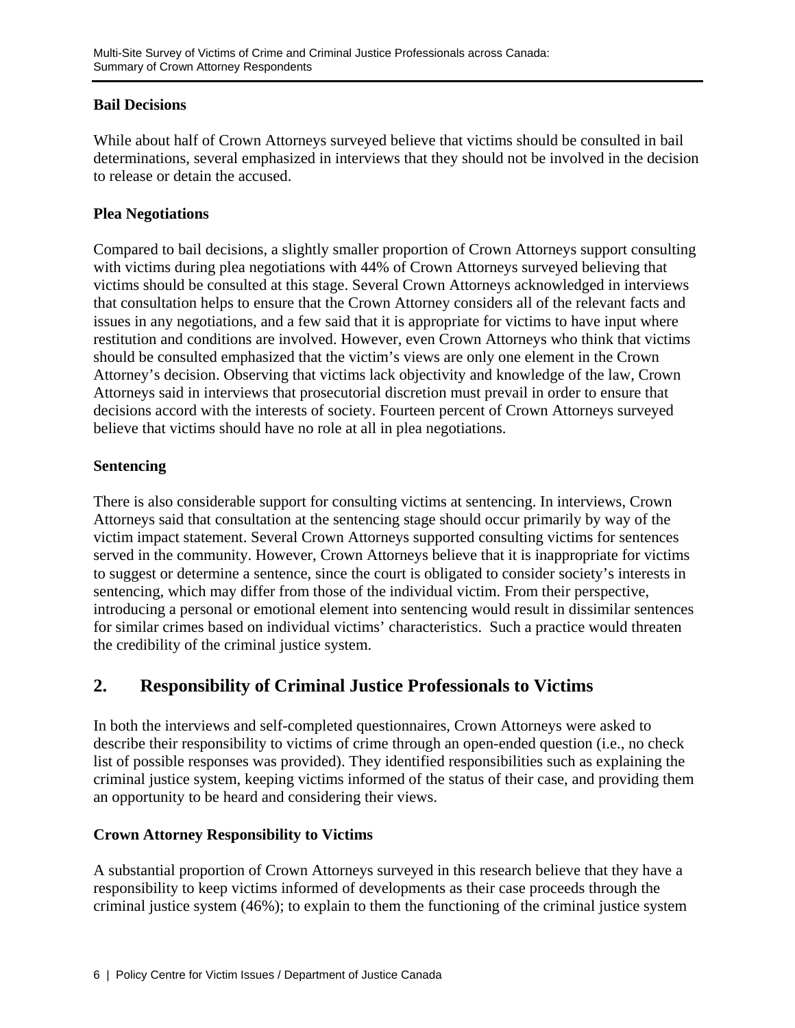**Bail Decisions**

While about half of Crown Attorneys surveyed believe that victims should be consulted in bail determinations, several emphasized in interviews that they should not be involved in the decision to release or detain the accused.

**Plea Negotiations**

Compared to bail decisions, a slightly smaller proportion of Crown Attorneys support consulting with victims during plea negotiations with 44% of Crown Attorneys surveyed believing that victims should be consulted at this stage. Several Crown Attorneys acknowledged in interviews that consultation helps to ensure that the Crown Attorney considers all of the relevant facts and issues in any negotiations, and a few said that it is appropriate for victims to have input where restitution and conditions are involved. However, even Crown Attorneys who think that victims should be consulted emphasized that the victim's views are only one element in the Crown Attorney's decision. Observing that victims lack objectivity and knowledge of the law, Crown Attorneys said in interviews that prosecutorial discretion must prevail in order to ensure that decisions accord with the interests of society. Fourteen percent of Crown Attorneys surveyed believe that victims should have no role at all in plea negotiations.

**Sentencing**

There is also considerable support for consulting victims at sentencing. In interviews, Crown Attorneys said that consultation at the sentencing stage should occur primarily by way of the victim impact statement. Several Crown Attorneys supported consulting victims for sentences served in the community. However, Crown Attorneys believe that it is inappropriate for victims to suggest or determine a sentence, since the court is obligated to consider society's interests in sentencing, which may differ from those of the individual victim. From their perspective, introducing a personal or emotional element into sentencing would result in dissimilar sentences for similar crimes based on individual victims' characteristics. Such a practice would threaten the credibility of the criminal justice system.

## 2. Responsibility of Criminal Justice Professionals to Victims

In both the interviews and self-completed questionnaires, Crown Attorneys were asked to describe their responsibility to victims of crime through an open-ended question (i.e., no check list of possible responses was provided). They identified responsibilities such as explaining the criminal justice system, keeping victims informed of the status of their case, and providing them an opportunity to be heard and considering their views.

**Crown Attorney Responsibility to Victims**

A substantial proportion of Crown Attorneys surveyed in this research believe that they have a responsibility to keep victims informed of developments as their case proceeds through the criminal justice system (46%); to explain to them the functioning of the criminal justice system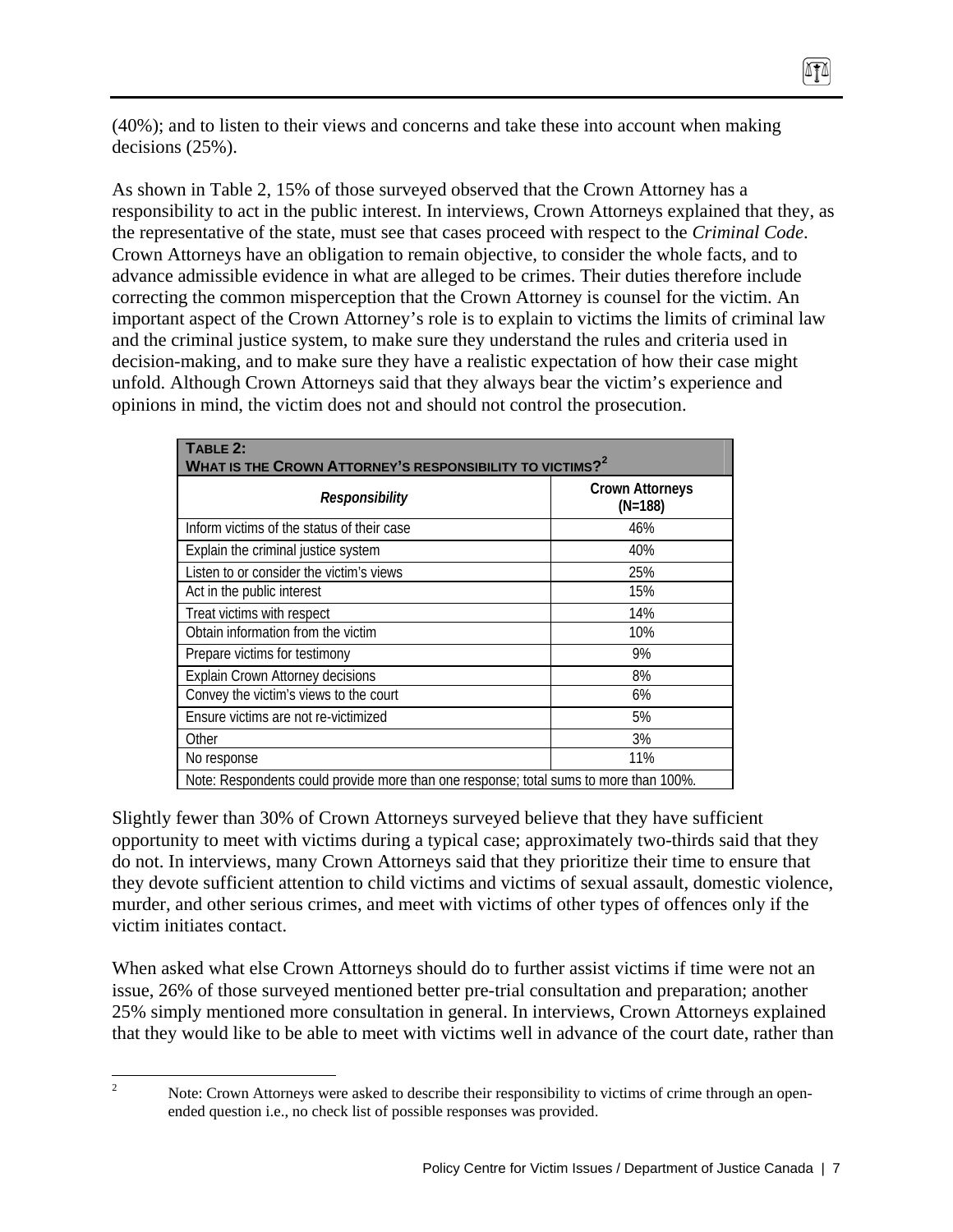(40%); and to listen to their views and concerns and take these into account when making decisions (25%).

As shown in Table 2, 15% of those surveyed observed that the Crown Attorney has a responsibility to act in the public interest. In interviews, Crown Attorneys explained that they, as the representative of the state, must see that cases proceed with respect to the *Criminal Code*. Crown Attorneys have an obligation to remain objective, to consider the whole facts, and to advance admissible evidence in what are alleged to be crimes. Their duties therefore include correcting the common misperception that the Crown Attorney is counsel for the victim. An important aspect of the Crown Attorney's role is to explain to victims the limits of criminal law and the criminal justice system, to make sure they understand the rules and criteria used in decision-making, and to make sure they have a realistic expectation of how their case might unfold. Although Crown Attorneys said that they always bear the victim's experience and opinions in mind, the victim does not and should not control the prosecution.

**TABLE 2: WHAT IS THE CROWN ATTORNEY'S RESPONSIBILITY TO VICTIMS?[2]**

| *Responsibility* | Crown Attorneys (N=188) |
|---|---|
| Inform victims of the status of their case | 46% |
| Explain the criminal justice system | 40% |
| Listen to or consider the victim's views | 25% |
| Act in the public interest | 15% |
| Treat victims with respect | 14% |
| Obtain information from the victim | 10% |
| Prepare victims for testimony | 9% |
| Explain Crown Attorney decisions | 8% |
| Convey the victim's views to the court | 6% |
| Ensure victims are not re-victimized | 5% |
| Other | 3% |
| No response | 11% |
| Note: Respondents could provide more than one response; total sums to more than 100%. | |

Slightly fewer than 30% of Crown Attorneys surveyed believe that they have sufficient opportunity to meet with victims during a typical case; approximately two-thirds said that they do not. In interviews, many Crown Attorneys said that they prioritize their time to ensure that they devote sufficient attention to child victims and victims of sexual assault, domestic violence, murder, and other serious crimes, and meet with victims of other types of offences only if the victim initiates contact.

When asked what else Crown Attorneys should do to further assist victims if time were not an issue, 26% of those surveyed mentioned better pre-trial consultation and preparation; another 25% simply mentioned more consultation in general. In interviews, Crown Attorneys explained that they would like to be able to meet with victims well in advance of the court date, rather than

[2] Note: Crown Attorneys were asked to describe their responsibility to victims of crime through an open-ended question i.e., no check list of possible responses was provided.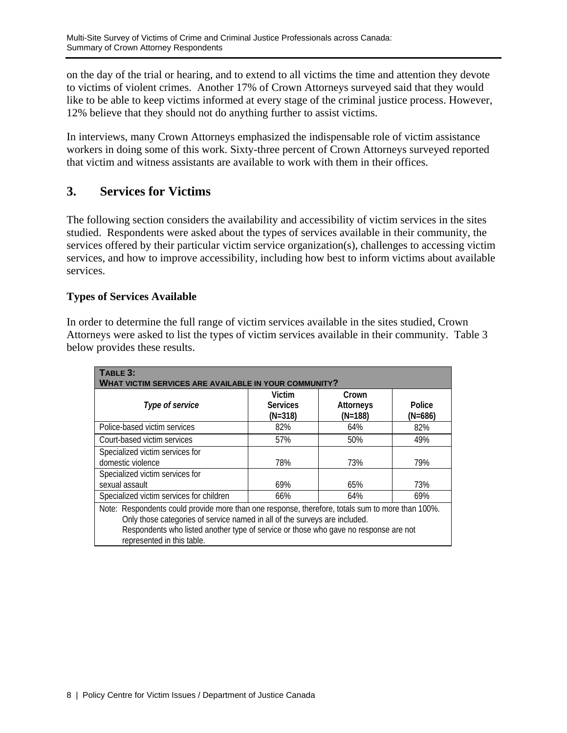on the day of the trial or hearing, and to extend to all victims the time and attention they devote to victims of violent crimes. Another 17% of Crown Attorneys surveyed said that they would like to be able to keep victims informed at every stage of the criminal justice process. However, 12% believe that they should not do anything further to assist victims.

In interviews, many Crown Attorneys emphasized the indispensable role of victim assistance workers in doing some of this work. Sixty-three percent of Crown Attorneys surveyed reported that victim and witness assistants are available to work with them in their offices.

## 3. Services for Victims

The following section considers the availability and accessibility of victim services in the sites studied. Respondents were asked about the types of services available in their community, the services offered by their particular victim service organization(s), challenges to accessing victim services, and how to improve accessibility, including how best to inform victims about available services.

### Types of Services Available

In order to determine the full range of victim services available in the sites studied, Crown Attorneys were asked to list the types of victim services available in their community. Table 3 below provides these results.

**TABLE 3: WHAT VICTIM SERVICES ARE AVAILABLE IN YOUR COMMUNITY?**

| *Type of service* | Victim Services (N=318) | Crown Attorneys (N=188) | Police (N=686) |
|---|---|---|---|
| Police-based victim services | 82% | 64% | 82% |
| Court-based victim services | 57% | 50% | 49% |
| Specialized victim services for domestic violence | 78% | 73% | 79% |
| Specialized victim services for sexual assault | 69% | 65% | 73% |
| Specialized victim services for children | 66% | 64% | 69% |

Note: Respondents could provide more than one response, therefore, totals sum to more than 100%. Only those categories of service named in all of the surveys are included. Respondents who listed another type of service or those who gave no response are not represented in this table.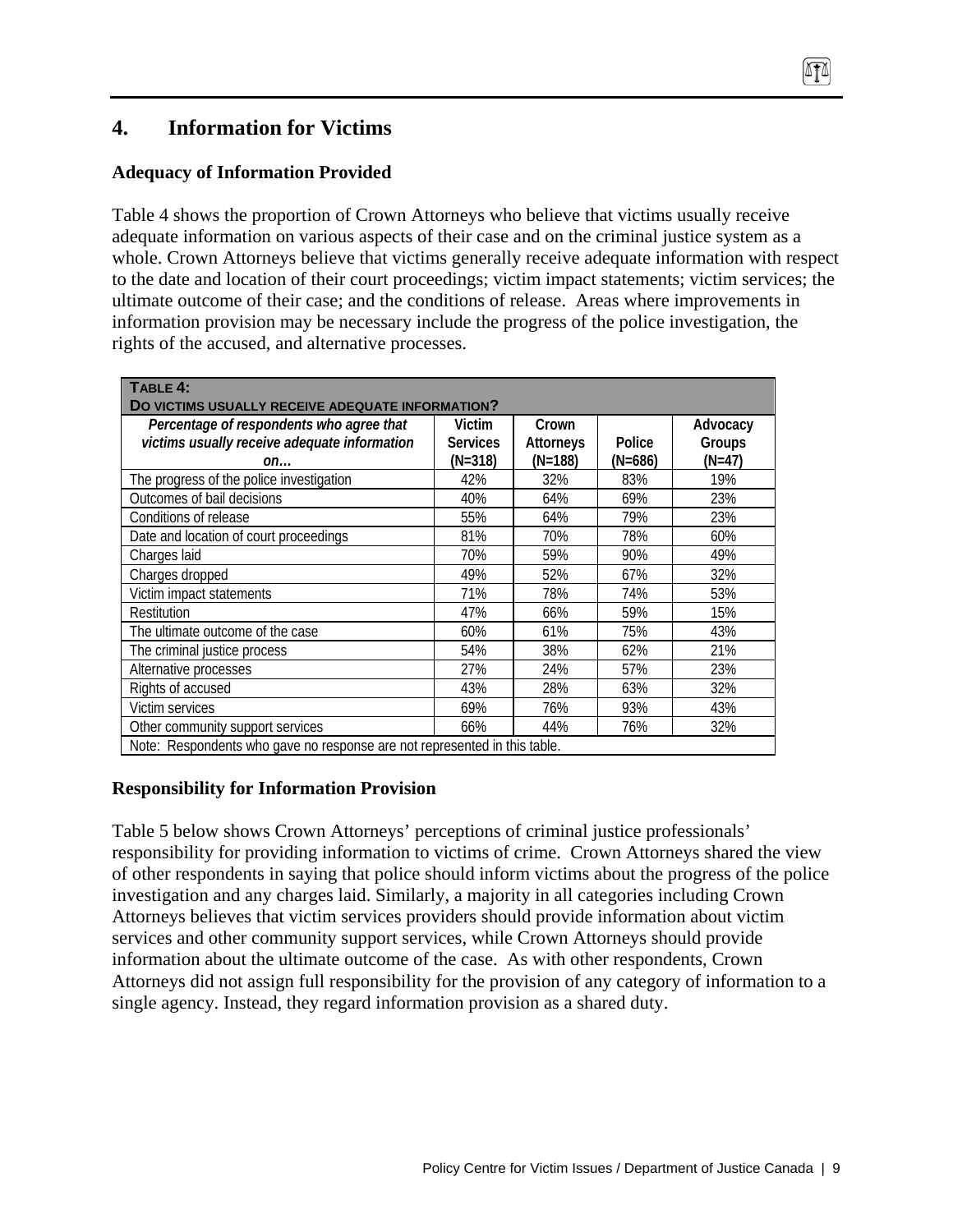## 4. Information for Victims

### Adequacy of Information Provided

Table 4 shows the proportion of Crown Attorneys who believe that victims usually receive adequate information on various aspects of their case and on the criminal justice system as a whole. Crown Attorneys believe that victims generally receive adequate information with respect to the date and location of their court proceedings; victim impact statements; victim services; the ultimate outcome of their case; and the conditions of release. Areas where improvements in information provision may be necessary include the progress of the police investigation, the rights of the accused, and alternative processes.

**TABLE 4:**
**DO VICTIMS USUALLY RECEIVE ADEQUATE INFORMATION?**

| *Percentage of respondents who agree that victims usually receive adequate information on…* | Victim Services (N=318) | Crown Attorneys (N=188) | Police (N=686) | Advocacy Groups (N=47) |
|---|---|---|---|---|
| The progress of the police investigation | 42% | 32% | 83% | 19% |
| Outcomes of bail decisions | 40% | 64% | 69% | 23% |
| Conditions of release | 55% | 64% | 79% | 23% |
| Date and location of court proceedings | 81% | 70% | 78% | 60% |
| Charges laid | 70% | 59% | 90% | 49% |
| Charges dropped | 49% | 52% | 67% | 32% |
| Victim impact statements | 71% | 78% | 74% | 53% |
| Restitution | 47% | 66% | 59% | 15% |
| The ultimate outcome of the case | 60% | 61% | 75% | 43% |
| The criminal justice process | 54% | 38% | 62% | 21% |
| Alternative processes | 27% | 24% | 57% | 23% |
| Rights of accused | 43% | 28% | 63% | 32% |
| Victim services | 69% | 76% | 93% | 43% |
| Other community support services | 66% | 44% | 76% | 32% |

Note: Respondents who gave no response are not represented in this table.

### Responsibility for Information Provision

Table 5 below shows Crown Attorneys' perceptions of criminal justice professionals' responsibility for providing information to victims of crime. Crown Attorneys shared the view of other respondents in saying that police should inform victims about the progress of the police investigation and any charges laid. Similarly, a majority in all categories including Crown Attorneys believes that victim services providers should provide information about victim services and other community support services, while Crown Attorneys should provide information about the ultimate outcome of the case. As with other respondents, Crown Attorneys did not assign full responsibility for the provision of any category of information to a single agency. Instead, they regard information provision as a shared duty.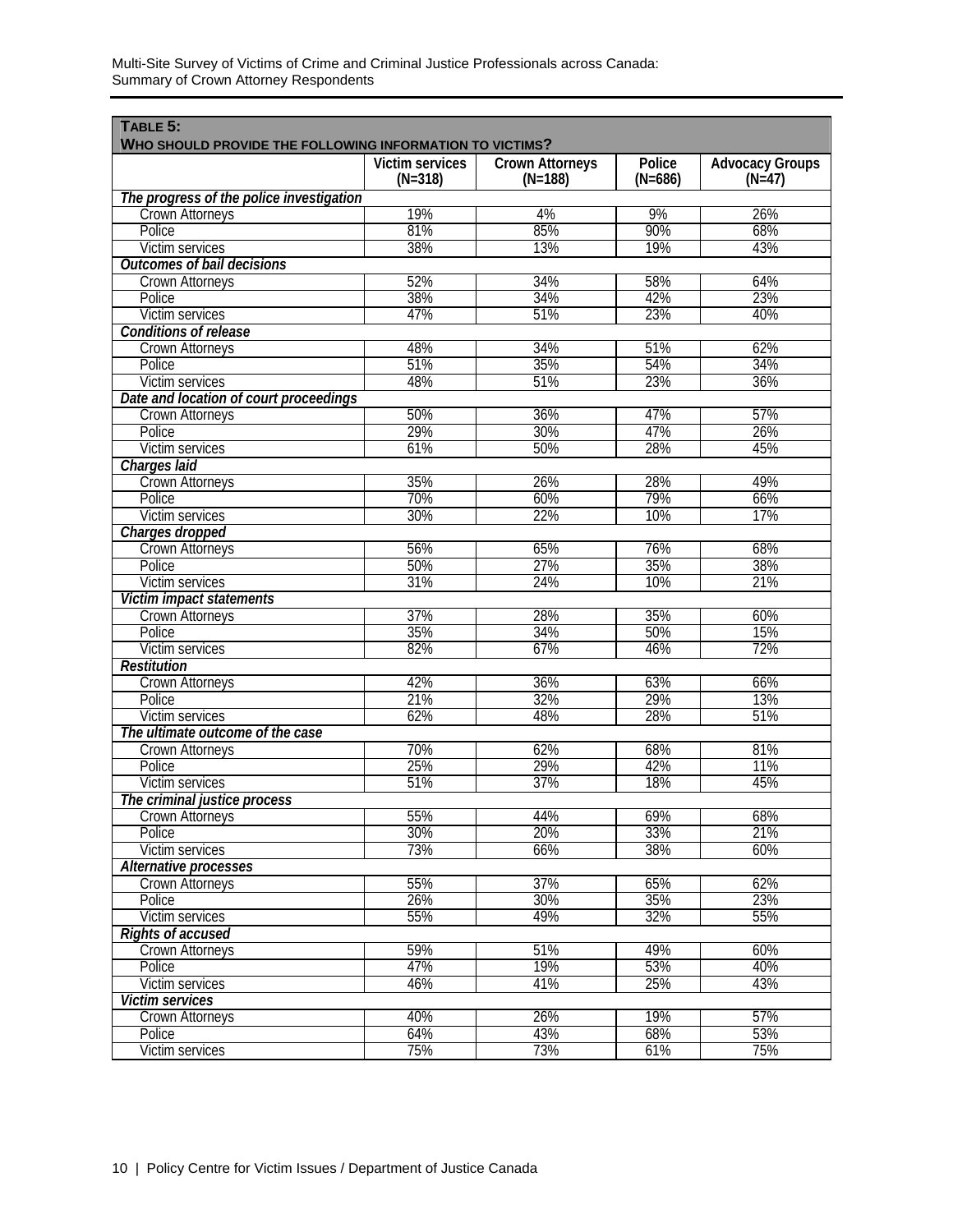**TABLE 5:**
**WHO SHOULD PROVIDE THE FOLLOWING INFORMATION TO VICTIMS?**

| | Victim services (N=318) | Crown Attorneys (N=188) | Police (N=686) | Advocacy Groups (N=47) |
|---|---|---|---|---|
| ***The progress of the police investigation*** | | | | |
| Crown Attorneys | 19% | 4% | 9% | 26% |
| Police | 81% | 85% | 90% | 68% |
| Victim services | 38% | 13% | 19% | 43% |
| ***Outcomes of bail decisions*** | | | | |
| Crown Attorneys | 52% | 34% | 58% | 64% |
| Police | 38% | 34% | 42% | 23% |
| Victim services | 47% | 51% | 23% | 40% |
| ***Conditions of release*** | | | | |
| Crown Attorneys | 48% | 34% | 51% | 62% |
| Police | 51% | 35% | 54% | 34% |
| Victim services | 48% | 51% | 23% | 36% |
| ***Date and location of court proceedings*** | | | | |
| Crown Attorneys | 50% | 36% | 47% | 57% |
| Police | 29% | 30% | 47% | 26% |
| Victim services | 61% | 50% | 28% | 45% |
| ***Charges laid*** | | | | |
| Crown Attorneys | 35% | 26% | 28% | 49% |
| Police | 70% | 60% | 79% | 66% |
| Victim services | 30% | 22% | 10% | 17% |
| ***Charges dropped*** | | | | |
| Crown Attorneys | 56% | 65% | 76% | 68% |
| Police | 50% | 27% | 35% | 38% |
| Victim services | 31% | 24% | 10% | 21% |
| ***Victim impact statements*** | | | | |
| Crown Attorneys | 37% | 28% | 35% | 60% |
| Police | 35% | 34% | 50% | 15% |
| Victim services | 82% | 67% | 46% | 72% |
| ***Restitution*** | | | | |
| Crown Attorneys | 42% | 36% | 63% | 66% |
| Police | 21% | 32% | 29% | 13% |
| Victim services | 62% | 48% | 28% | 51% |
| ***The ultimate outcome of the case*** | | | | |
| Crown Attorneys | 70% | 62% | 68% | 81% |
| Police | 25% | 29% | 42% | 11% |
| Victim services | 51% | 37% | 18% | 45% |
| ***The criminal justice process*** | | | | |
| Crown Attorneys | 55% | 44% | 69% | 68% |
| Police | 30% | 20% | 33% | 21% |
| Victim services | 73% | 66% | 38% | 60% |
| ***Alternative processes*** | | | | |
| Crown Attorneys | 55% | 37% | 65% | 62% |
| Police | 26% | 30% | 35% | 23% |
| Victim services | 55% | 49% | 32% | 55% |
| ***Rights of accused*** | | | | |
| Crown Attorneys | 59% | 51% | 49% | 60% |
| Police | 47% | 19% | 53% | 40% |
| Victim services | 46% | 41% | 25% | 43% |
| ***Victim services*** | | | | |
| Crown Attorneys | 40% | 26% | 19% | 57% |
| Police | 64% | 43% | 68% | 53% |
| Victim services | 75% | 73% | 61% | 75% |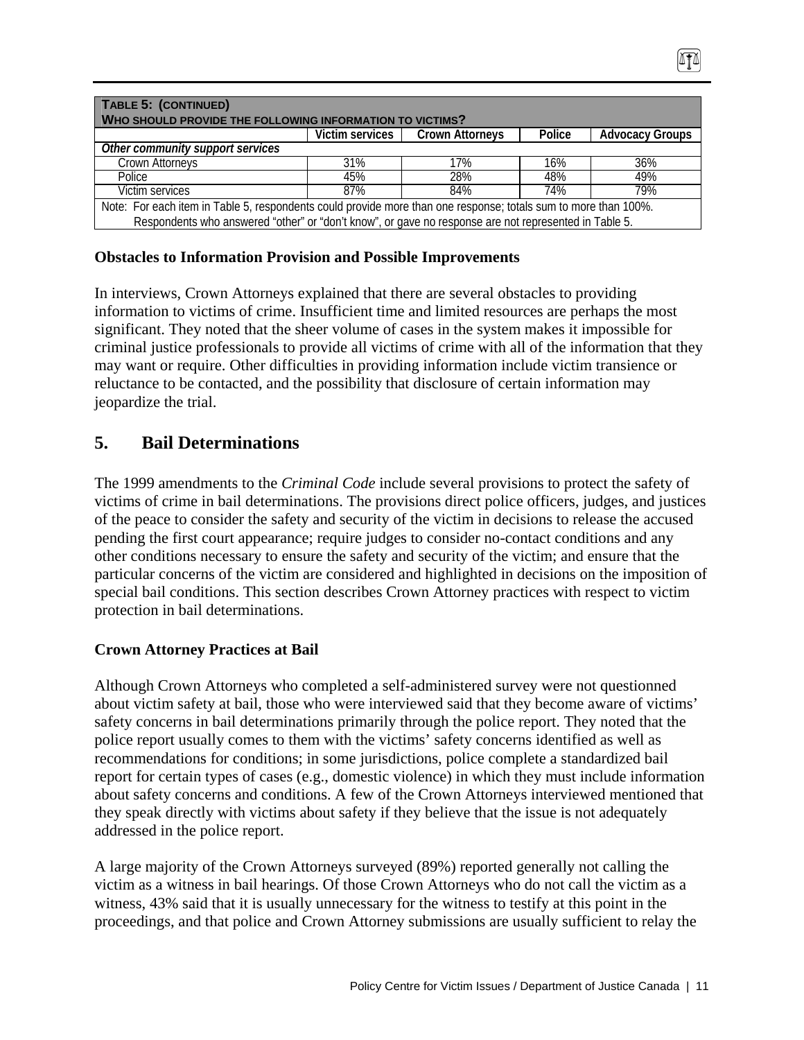| **TABLE 5: (CONTINUED)** **WHO SHOULD PROVIDE THE FOLLOWING INFORMATION TO VICTIMS?** | | | | |
|---|---|---|---|---|
| | Victim services | Crown Attorneys | Police | Advocacy Groups |
| *Other community support services* | | | | |
| Crown Attorneys | 31% | 17% | 16% | 36% |
| Police | 45% | 28% | 48% | 49% |
| Victim services | 87% | 84% | 74% | 79% |
| Note: For each item in Table 5, respondents could provide more than one response; totals sum to more than 100%. Respondents who answered "other" or "don't know", or gave no response are not represented in Table 5. | | | | |

**Obstacles to Information Provision and Possible Improvements**

In interviews, Crown Attorneys explained that there are several obstacles to providing information to victims of crime. Insufficient time and limited resources are perhaps the most significant. They noted that the sheer volume of cases in the system makes it impossible for criminal justice professionals to provide all victims of crime with all of the information that they may want or require. Other difficulties in providing information include victim transience or reluctance to be contacted, and the possibility that disclosure of certain information may jeopardize the trial.

## 5. Bail Determinations

The 1999 amendments to the *Criminal Code* include several provisions to protect the safety of victims of crime in bail determinations. The provisions direct police officers, judges, and justices of the peace to consider the safety and security of the victim in decisions to release the accused pending the first court appearance; require judges to consider no-contact conditions and any other conditions necessary to ensure the safety and security of the victim; and ensure that the particular concerns of the victim are considered and highlighted in decisions on the imposition of special bail conditions. This section describes Crown Attorney practices with respect to victim protection in bail determinations.

**Crown Attorney Practices at Bail**

Although Crown Attorneys who completed a self-administered survey were not questionned about victim safety at bail, those who were interviewed said that they become aware of victims' safety concerns in bail determinations primarily through the police report. They noted that the police report usually comes to them with the victims' safety concerns identified as well as recommendations for conditions; in some jurisdictions, police complete a standardized bail report for certain types of cases (e.g., domestic violence) in which they must include information about safety concerns and conditions. A few of the Crown Attorneys interviewed mentioned that they speak directly with victims about safety if they believe that the issue is not adequately addressed in the police report.

A large majority of the Crown Attorneys surveyed (89%) reported generally not calling the victim as a witness in bail hearings. Of those Crown Attorneys who do not call the victim as a witness, 43% said that it is usually unnecessary for the witness to testify at this point in the proceedings, and that police and Crown Attorney submissions are usually sufficient to relay the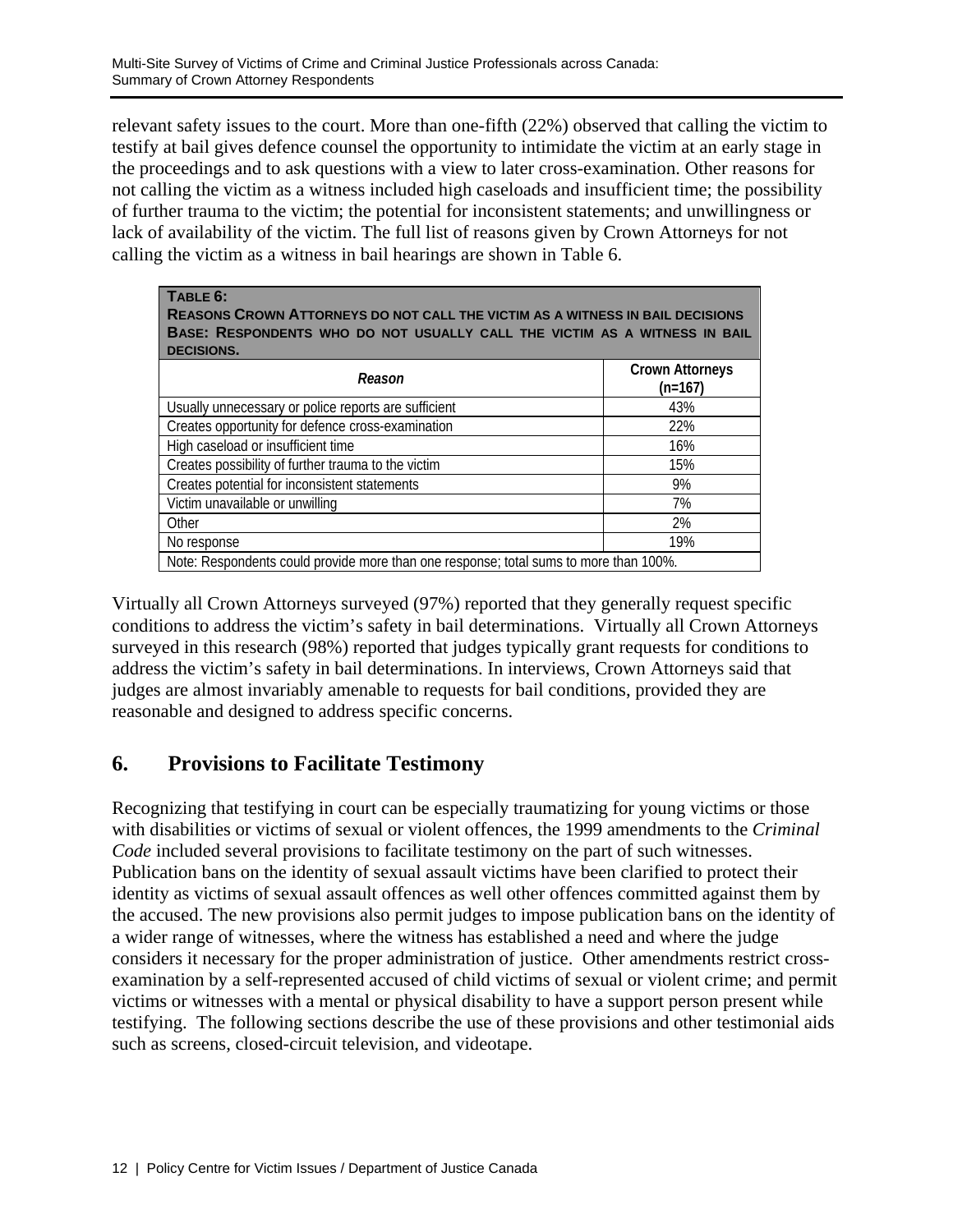relevant safety issues to the court. More than one-fifth (22%) observed that calling the victim to testify at bail gives defence counsel the opportunity to intimidate the victim at an early stage in the proceedings and to ask questions with a view to later cross-examination. Other reasons for not calling the victim as a witness included high caseloads and insufficient time; the possibility of further trauma to the victim; the potential for inconsistent statements; and unwillingness or lack of availability of the victim. The full list of reasons given by Crown Attorneys for not calling the victim as a witness in bail hearings are shown in Table 6.

**TABLE 6:**
**REASONS CROWN ATTORNEYS DO NOT CALL THE VICTIM AS A WITNESS IN BAIL DECISIONS**
**BASE: RESPONDENTS WHO DO NOT USUALLY CALL THE VICTIM AS A WITNESS IN BAIL DECISIONS.**

| *Reason* | Crown Attorneys (n=167) |
|---|---|
| Usually unnecessary or police reports are sufficient | 43% |
| Creates opportunity for defence cross-examination | 22% |
| High caseload or insufficient time | 16% |
| Creates possibility of further trauma to the victim | 15% |
| Creates potential for inconsistent statements | 9% |
| Victim unavailable or unwilling | 7% |
| Other | 2% |
| No response | 19% |

Note: Respondents could provide more than one response; total sums to more than 100%.

Virtually all Crown Attorneys surveyed (97%) reported that they generally request specific conditions to address the victim's safety in bail determinations. Virtually all Crown Attorneys surveyed in this research (98%) reported that judges typically grant requests for conditions to address the victim's safety in bail determinations. In interviews, Crown Attorneys said that judges are almost invariably amenable to requests for bail conditions, provided they are reasonable and designed to address specific concerns.

## 6. Provisions to Facilitate Testimony

Recognizing that testifying in court can be especially traumatizing for young victims or those with disabilities or victims of sexual or violent offences, the 1999 amendments to the *Criminal Code* included several provisions to facilitate testimony on the part of such witnesses. Publication bans on the identity of sexual assault victims have been clarified to protect their identity as victims of sexual assault offences as well other offences committed against them by the accused. The new provisions also permit judges to impose publication bans on the identity of a wider range of witnesses, where the witness has established a need and where the judge considers it necessary for the proper administration of justice. Other amendments restrict cross-examination by a self-represented accused of child victims of sexual or violent crime; and permit victims or witnesses with a mental or physical disability to have a support person present while testifying. The following sections describe the use of these provisions and other testimonial aids such as screens, closed-circuit television, and videotape.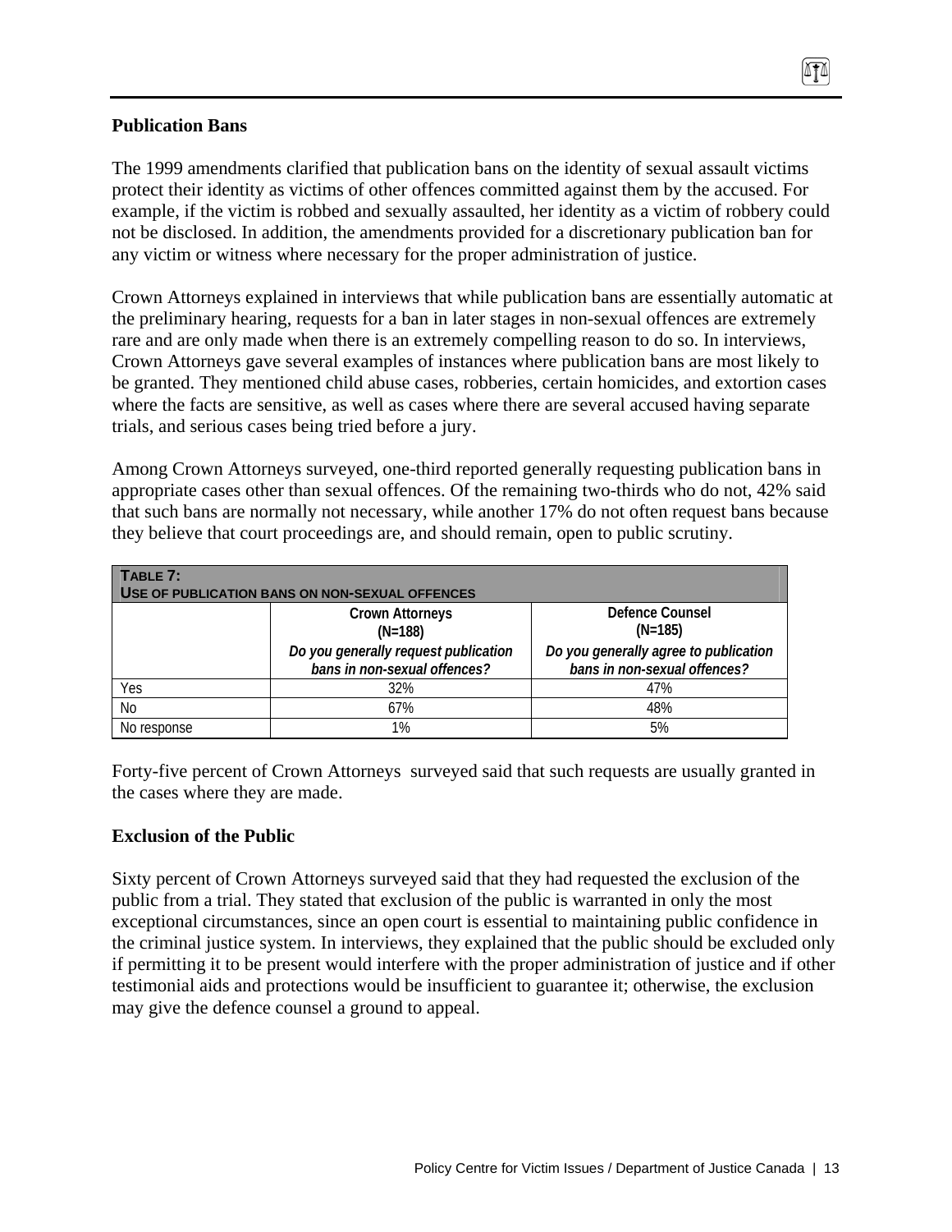### Publication Bans

The 1999 amendments clarified that publication bans on the identity of sexual assault victims protect their identity as victims of other offences committed against them by the accused. For example, if the victim is robbed and sexually assaulted, her identity as a victim of robbery could not be disclosed. In addition, the amendments provided for a discretionary publication ban for any victim or witness where necessary for the proper administration of justice.

Crown Attorneys explained in interviews that while publication bans are essentially automatic at the preliminary hearing, requests for a ban in later stages in non-sexual offences are extremely rare and are only made when there is an extremely compelling reason to do so. In interviews, Crown Attorneys gave several examples of instances where publication bans are most likely to be granted. They mentioned child abuse cases, robberies, certain homicides, and extortion cases where the facts are sensitive, as well as cases where there are several accused having separate trials, and serious cases being tried before a jury.

Among Crown Attorneys surveyed, one-third reported generally requesting publication bans in appropriate cases other than sexual offences. Of the remaining two-thirds who do not, 42% said that such bans are normally not necessary, while another 17% do not often request bans because they believe that court proceedings are, and should remain, open to public scrutiny.

**TABLE 7: USE OF PUBLICATION BANS ON NON-SEXUAL OFFENCES**

| | Crown Attorneys (N=188) *Do you generally request publication bans in non-sexual offences?* | Defence Counsel (N=185) *Do you generally agree to publication bans in non-sexual offences?* |
|---|---|---|
| Yes | 32% | 47% |
| No | 67% | 48% |
| No response | 1% | 5% |

Forty-five percent of Crown Attorneys surveyed said that such requests are usually granted in the cases where they are made.

### Exclusion of the Public

Sixty percent of Crown Attorneys surveyed said that they had requested the exclusion of the public from a trial. They stated that exclusion of the public is warranted in only the most exceptional circumstances, since an open court is essential to maintaining public confidence in the criminal justice system. In interviews, they explained that the public should be excluded only if permitting it to be present would interfere with the proper administration of justice and if other testimonial aids and protections would be insufficient to guarantee it; otherwise, the exclusion may give the defence counsel a ground to appeal.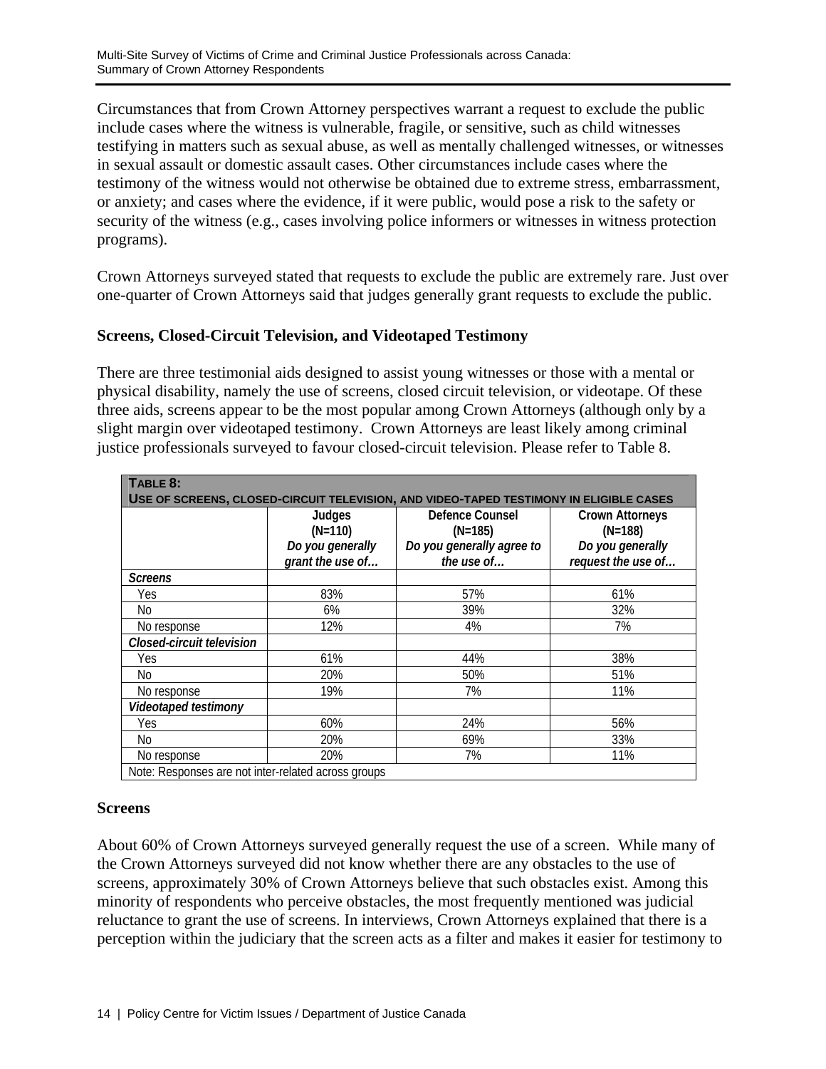Circumstances that from Crown Attorney perspectives warrant a request to exclude the public include cases where the witness is vulnerable, fragile, or sensitive, such as child witnesses testifying in matters such as sexual abuse, as well as mentally challenged witnesses, or witnesses in sexual assault or domestic assault cases. Other circumstances include cases where the testimony of the witness would not otherwise be obtained due to extreme stress, embarrassment, or anxiety; and cases where the evidence, if it were public, would pose a risk to the safety or security of the witness (e.g., cases involving police informers or witnesses in witness protection programs).

Crown Attorneys surveyed stated that requests to exclude the public are extremely rare. Just over one-quarter of Crown Attorneys said that judges generally grant requests to exclude the public.

### Screens, Closed-Circuit Television, and Videotaped Testimony

There are three testimonial aids designed to assist young witnesses or those with a mental or physical disability, namely the use of screens, closed circuit television, or videotape. Of these three aids, screens appear to be the most popular among Crown Attorneys (although only by a slight margin over videotaped testimony. Crown Attorneys are least likely among criminal justice professionals surveyed to favour closed-circuit television. Please refer to Table 8.

**Table 8: Use of screens, closed-circuit television, and video-taped testimony in eligible cases**

| | Judges (N=110) *Do you generally grant the use of…* | Defence Counsel (N=185) *Do you generally agree to the use of…* | Crown Attorneys (N=188) *Do you generally request the use of…* |
|---|---|---|---|
| ***Screens*** | | | |
| Yes | 83% | 57% | 61% |
| No | 6% | 39% | 32% |
| No response | 12% | 4% | 7% |
| ***Closed-circuit television*** | | | |
| Yes | 61% | 44% | 38% |
| No | 20% | 50% | 51% |
| No response | 19% | 7% | 11% |
| ***Videotaped testimony*** | | | |
| Yes | 60% | 24% | 56% |
| No | 20% | 69% | 33% |
| No response | 20% | 7% | 11% |

Note: Responses are not inter-related across groups

### Screens

About 60% of Crown Attorneys surveyed generally request the use of a screen. While many of the Crown Attorneys surveyed did not know whether there are any obstacles to the use of screens, approximately 30% of Crown Attorneys believe that such obstacles exist. Among this minority of respondents who perceive obstacles, the most frequently mentioned was judicial reluctance to grant the use of screens. In interviews, Crown Attorneys explained that there is a perception within the judiciary that the screen acts as a filter and makes it easier for testimony to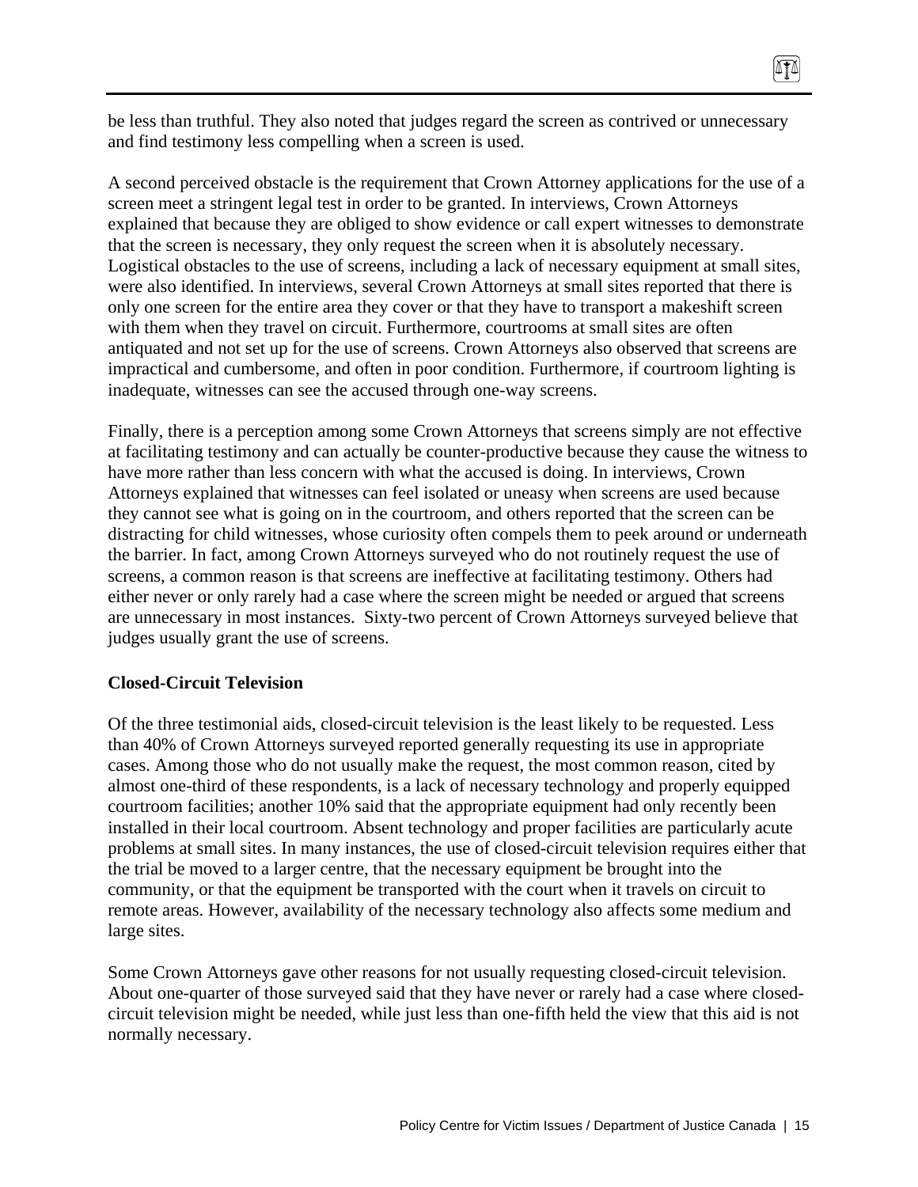be less than truthful. They also noted that judges regard the screen as contrived or unnecessary and find testimony less compelling when a screen is used.

A second perceived obstacle is the requirement that Crown Attorney applications for the use of a screen meet a stringent legal test in order to be granted. In interviews, Crown Attorneys explained that because they are obliged to show evidence or call expert witnesses to demonstrate that the screen is necessary, they only request the screen when it is absolutely necessary. Logistical obstacles to the use of screens, including a lack of necessary equipment at small sites, were also identified. In interviews, several Crown Attorneys at small sites reported that there is only one screen for the entire area they cover or that they have to transport a makeshift screen with them when they travel on circuit. Furthermore, courtrooms at small sites are often antiquated and not set up for the use of screens. Crown Attorneys also observed that screens are impractical and cumbersome, and often in poor condition. Furthermore, if courtroom lighting is inadequate, witnesses can see the accused through one-way screens.

Finally, there is a perception among some Crown Attorneys that screens simply are not effective at facilitating testimony and can actually be counter-productive because they cause the witness to have more rather than less concern with what the accused is doing. In interviews, Crown Attorneys explained that witnesses can feel isolated or uneasy when screens are used because they cannot see what is going on in the courtroom, and others reported that the screen can be distracting for child witnesses, whose curiosity often compels them to peek around or underneath the barrier. In fact, among Crown Attorneys surveyed who do not routinely request the use of screens, a common reason is that screens are ineffective at facilitating testimony. Others had either never or only rarely had a case where the screen might be needed or argued that screens are unnecessary in most instances. Sixty-two percent of Crown Attorneys surveyed believe that judges usually grant the use of screens.

**Closed-Circuit Television**

Of the three testimonial aids, closed-circuit television is the least likely to be requested. Less than 40% of Crown Attorneys surveyed reported generally requesting its use in appropriate cases. Among those who do not usually make the request, the most common reason, cited by almost one-third of these respondents, is a lack of necessary technology and properly equipped courtroom facilities; another 10% said that the appropriate equipment had only recently been installed in their local courtroom. Absent technology and proper facilities are particularly acute problems at small sites. In many instances, the use of closed-circuit television requires either that the trial be moved to a larger centre, that the necessary equipment be brought into the community, or that the equipment be transported with the court when it travels on circuit to remote areas. However, availability of the necessary technology also affects some medium and large sites.

Some Crown Attorneys gave other reasons for not usually requesting closed-circuit television. About one-quarter of those surveyed said that they have never or rarely had a case where closed-circuit television might be needed, while just less than one-fifth held the view that this aid is not normally necessary.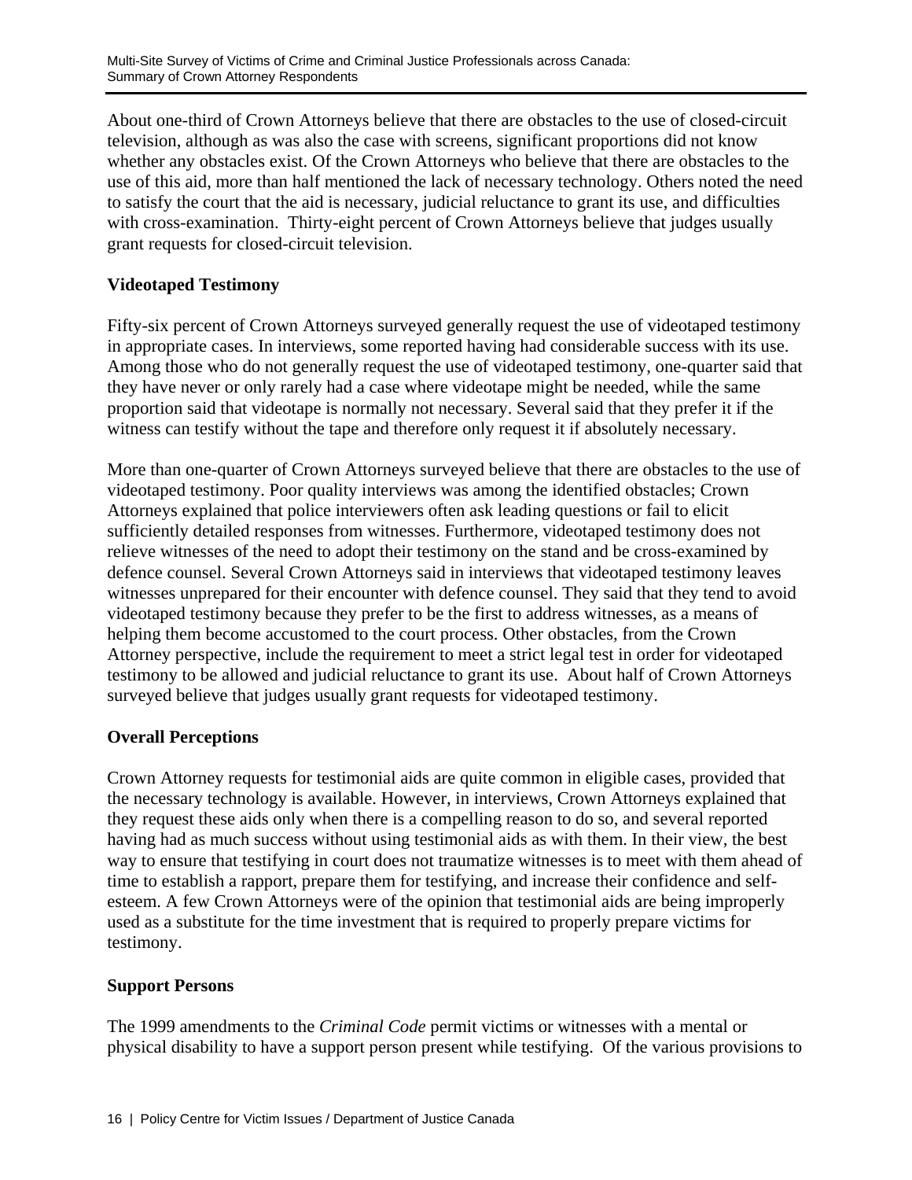About one-third of Crown Attorneys believe that there are obstacles to the use of closed-circuit television, although as was also the case with screens, significant proportions did not know whether any obstacles exist. Of the Crown Attorneys who believe that there are obstacles to the use of this aid, more than half mentioned the lack of necessary technology. Others noted the need to satisfy the court that the aid is necessary, judicial reluctance to grant its use, and difficulties with cross-examination. Thirty-eight percent of Crown Attorneys believe that judges usually grant requests for closed-circuit television.

### Videotaped Testimony

Fifty-six percent of Crown Attorneys surveyed generally request the use of videotaped testimony in appropriate cases. In interviews, some reported having had considerable success with its use. Among those who do not generally request the use of videotaped testimony, one-quarter said that they have never or only rarely had a case where videotape might be needed, while the same proportion said that videotape is normally not necessary. Several said that they prefer it if the witness can testify without the tape and therefore only request it if absolutely necessary.

More than one-quarter of Crown Attorneys surveyed believe that there are obstacles to the use of videotaped testimony. Poor quality interviews was among the identified obstacles; Crown Attorneys explained that police interviewers often ask leading questions or fail to elicit sufficiently detailed responses from witnesses. Furthermore, videotaped testimony does not relieve witnesses of the need to adopt their testimony on the stand and be cross-examined by defence counsel. Several Crown Attorneys said in interviews that videotaped testimony leaves witnesses unprepared for their encounter with defence counsel. They said that they tend to avoid videotaped testimony because they prefer to be the first to address witnesses, as a means of helping them become accustomed to the court process. Other obstacles, from the Crown Attorney perspective, include the requirement to meet a strict legal test in order for videotaped testimony to be allowed and judicial reluctance to grant its use. About half of Crown Attorneys surveyed believe that judges usually grant requests for videotaped testimony.

### Overall Perceptions

Crown Attorney requests for testimonial aids are quite common in eligible cases, provided that the necessary technology is available. However, in interviews, Crown Attorneys explained that they request these aids only when there is a compelling reason to do so, and several reported having had as much success without using testimonial aids as with them. In their view, the best way to ensure that testifying in court does not traumatize witnesses is to meet with them ahead of time to establish a rapport, prepare them for testifying, and increase their confidence and self-esteem. A few Crown Attorneys were of the opinion that testimonial aids are being improperly used as a substitute for the time investment that is required to properly prepare victims for testimony.

### Support Persons

The 1999 amendments to the *Criminal Code* permit victims or witnesses with a mental or physical disability to have a support person present while testifying. Of the various provisions to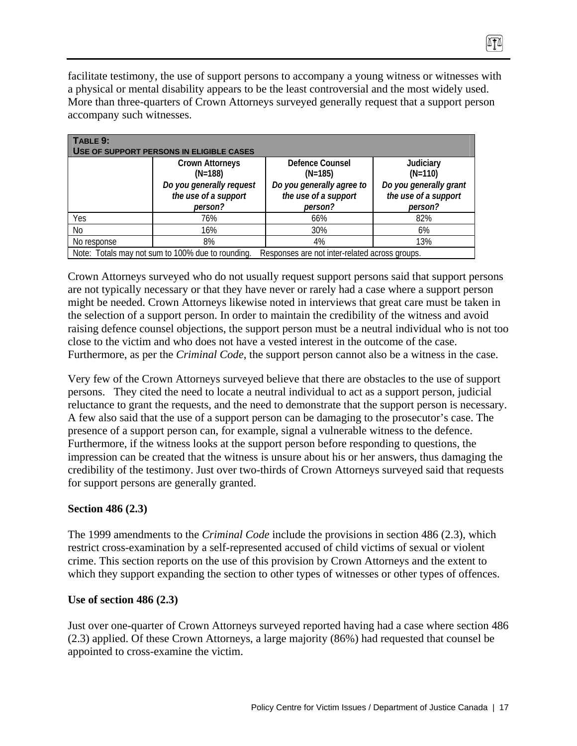facilitate testimony, the use of support persons to accompany a young witness or witnesses with a physical or mental disability appears to be the least controversial and the most widely used. More than three-quarters of Crown Attorneys surveyed generally request that a support person accompany such witnesses.

**TABLE 9:**
**USE OF SUPPORT PERSONS IN ELIGIBLE CASES**

| | Crown Attorneys (N=188) *Do you generally request the use of a support person?* | Defence Counsel (N=185) *Do you generally agree to the use of a support person?* | Judiciary (N=110) *Do you generally grant the use of a support person?* |
|---|---|---|---|
| Yes | 76% | 66% | 82% |
| No | 16% | 30% | 6% |
| No response | 8% | 4% | 13% |

Note: Totals may not sum to 100% due to rounding. Responses are not inter-related across groups.

Crown Attorneys surveyed who do not usually request support persons said that support persons are not typically necessary or that they have never or rarely had a case where a support person might be needed. Crown Attorneys likewise noted in interviews that great care must be taken in the selection of a support person. In order to maintain the credibility of the witness and avoid raising defence counsel objections, the support person must be a neutral individual who is not too close to the victim and who does not have a vested interest in the outcome of the case. Furthermore, as per the *Criminal Code*, the support person cannot also be a witness in the case.

Very few of the Crown Attorneys surveyed believe that there are obstacles to the use of support persons. They cited the need to locate a neutral individual to act as a support person, judicial reluctance to grant the requests, and the need to demonstrate that the support person is necessary. A few also said that the use of a support person can be damaging to the prosecutor's case. The presence of a support person can, for example, signal a vulnerable witness to the defence. Furthermore, if the witness looks at the support person before responding to questions, the impression can be created that the witness is unsure about his or her answers, thus damaging the credibility of the testimony. Just over two-thirds of Crown Attorneys surveyed said that requests for support persons are generally granted.

### Section 486 (2.3)

The 1999 amendments to the *Criminal Code* include the provisions in section 486 (2.3), which restrict cross-examination by a self-represented accused of child victims of sexual or violent crime. This section reports on the use of this provision by Crown Attorneys and the extent to which they support expanding the section to other types of witnesses or other types of offences.

### Use of section 486 (2.3)

Just over one-quarter of Crown Attorneys surveyed reported having had a case where section 486 (2.3) applied. Of these Crown Attorneys, a large majority (86%) had requested that counsel be appointed to cross-examine the victim.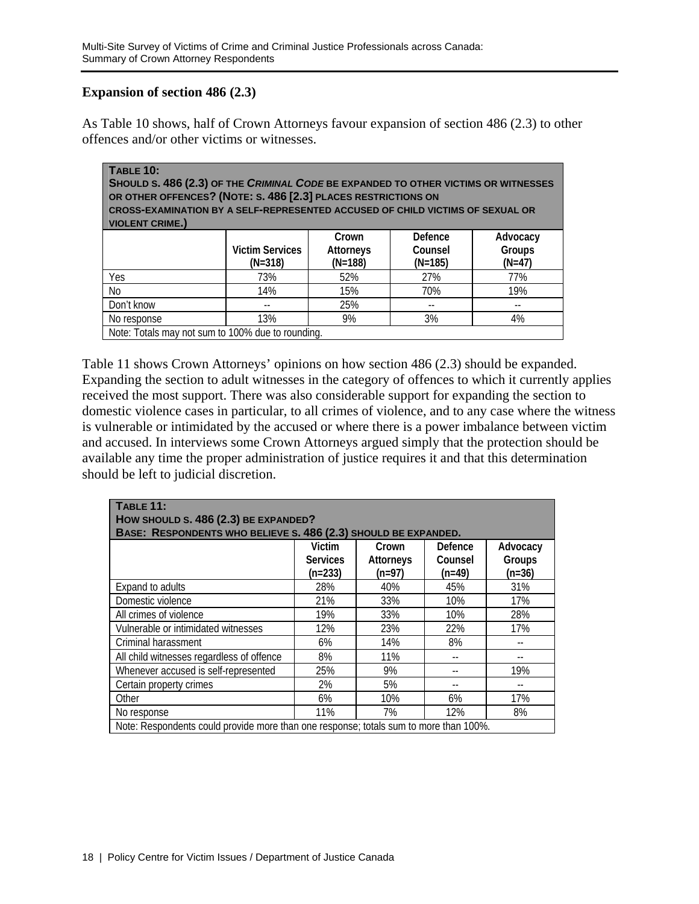### Expansion of section 486 (2.3)

As Table 10 shows, half of Crown Attorneys favour expansion of section 486 (2.3) to other offences and/or other victims or witnesses.

**Table 10: Should s. 486 (2.3) of the *Criminal Code* be expanded to other victims or witnesses or other offences? (Note: s. 486 [2.3] places restrictions on cross-examination by a self-represented accused of child victims of sexual or violent crime.)**

| | Victim Services (N=318) | Crown Attorneys (N=188) | Defence Counsel (N=185) | Advocacy Groups (N=47) |
|---|---|---|---|---|
| Yes | 73% | 52% | 27% | 77% |
| No | 14% | 15% | 70% | 19% |
| Don't know | -- | 25% | -- | -- |
| No response | 13% | 9% | 3% | 4% |

Note: Totals may not sum to 100% due to rounding.

Table 11 shows Crown Attorneys' opinions on how section 486 (2.3) should be expanded. Expanding the section to adult witnesses in the category of offences to which it currently applies received the most support. There was also considerable support for expanding the section to domestic violence cases in particular, to all crimes of violence, and to any case where the witness is vulnerable or intimidated by the accused or where there is a power imbalance between victim and accused. In interviews some Crown Attorneys argued simply that the protection should be available any time the proper administration of justice requires it and that this determination should be left to judicial discretion.

**Table 11: How should s. 486 (2.3) be expanded? Base: Respondents who believe s. 486 (2.3) should be expanded.**

| | Victim Services (n=233) | Crown Attorneys (n=97) | Defence Counsel (n=49) | Advocacy Groups (n=36) |
|---|---|---|---|---|
| Expand to adults | 28% | 40% | 45% | 31% |
| Domestic violence | 21% | 33% | 10% | 17% |
| All crimes of violence | 19% | 33% | 10% | 28% |
| Vulnerable or intimidated witnesses | 12% | 23% | 22% | 17% |
| Criminal harassment | 6% | 14% | 8% | -- |
| All child witnesses regardless of offence | 8% | 11% | -- | -- |
| Whenever accused is self-represented | 25% | 9% | -- | 19% |
| Certain property crimes | 2% | 5% | -- | -- |
| Other | 6% | 10% | 6% | 17% |
| No response | 11% | 7% | 12% | 8% |

Note: Respondents could provide more than one response; totals sum to more than 100%.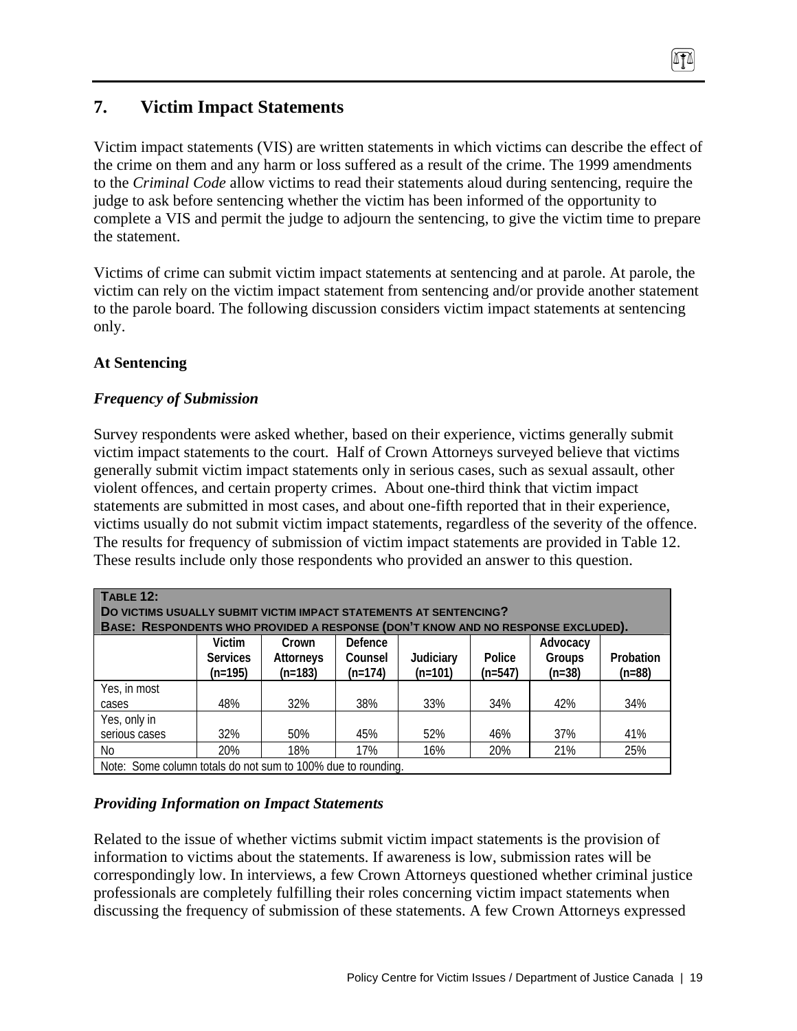## 7. Victim Impact Statements

Victim impact statements (VIS) are written statements in which victims can describe the effect of the crime on them and any harm or loss suffered as a result of the crime. The 1999 amendments to the *Criminal Code* allow victims to read their statements aloud during sentencing, require the judge to ask before sentencing whether the victim has been informed of the opportunity to complete a VIS and permit the judge to adjourn the sentencing, to give the victim time to prepare the statement.

Victims of crime can submit victim impact statements at sentencing and at parole. At parole, the victim can rely on the victim impact statement from sentencing and/or provide another statement to the parole board. The following discussion considers victim impact statements at sentencing only.

### At Sentencing

#### *Frequency of Submission*

Survey respondents were asked whether, based on their experience, victims generally submit victim impact statements to the court. Half of Crown Attorneys surveyed believe that victims generally submit victim impact statements only in serious cases, such as sexual assault, other violent offences, and certain property crimes. About one-third think that victim impact statements are submitted in most cases, and about one-fifth reported that in their experience, victims usually do not submit victim impact statements, regardless of the severity of the offence. The results for frequency of submission of victim impact statements are provided in Table 12. These results include only those respondents who provided an answer to this question.

**TABLE 12:**
**DO VICTIMS USUALLY SUBMIT VICTIM IMPACT STATEMENTS AT SENTENCING?**
**BASE: RESPONDENTS WHO PROVIDED A RESPONSE (DON'T KNOW AND NO RESPONSE EXCLUDED).**

| | Victim Services (n=195) | Crown Attorneys (n=183) | Defence Counsel (n=174) | Judiciary (n=101) | Police (n=547) | Advocacy Groups (n=38) | Probation (n=88) |
|---|---|---|---|---|---|---|---|
| Yes, in most cases | 48% | 32% | 38% | 33% | 34% | 42% | 34% |
| Yes, only in serious cases | 32% | 50% | 45% | 52% | 46% | 37% | 41% |
| No | 20% | 18% | 17% | 16% | 20% | 21% | 25% |

Note: Some column totals do not sum to 100% due to rounding.

#### *Providing Information on Impact Statements*

Related to the issue of whether victims submit victim impact statements is the provision of information to victims about the statements. If awareness is low, submission rates will be correspondingly low. In interviews, a few Crown Attorneys questioned whether criminal justice professionals are completely fulfilling their roles concerning victim impact statements when discussing the frequency of submission of these statements. A few Crown Attorneys expressed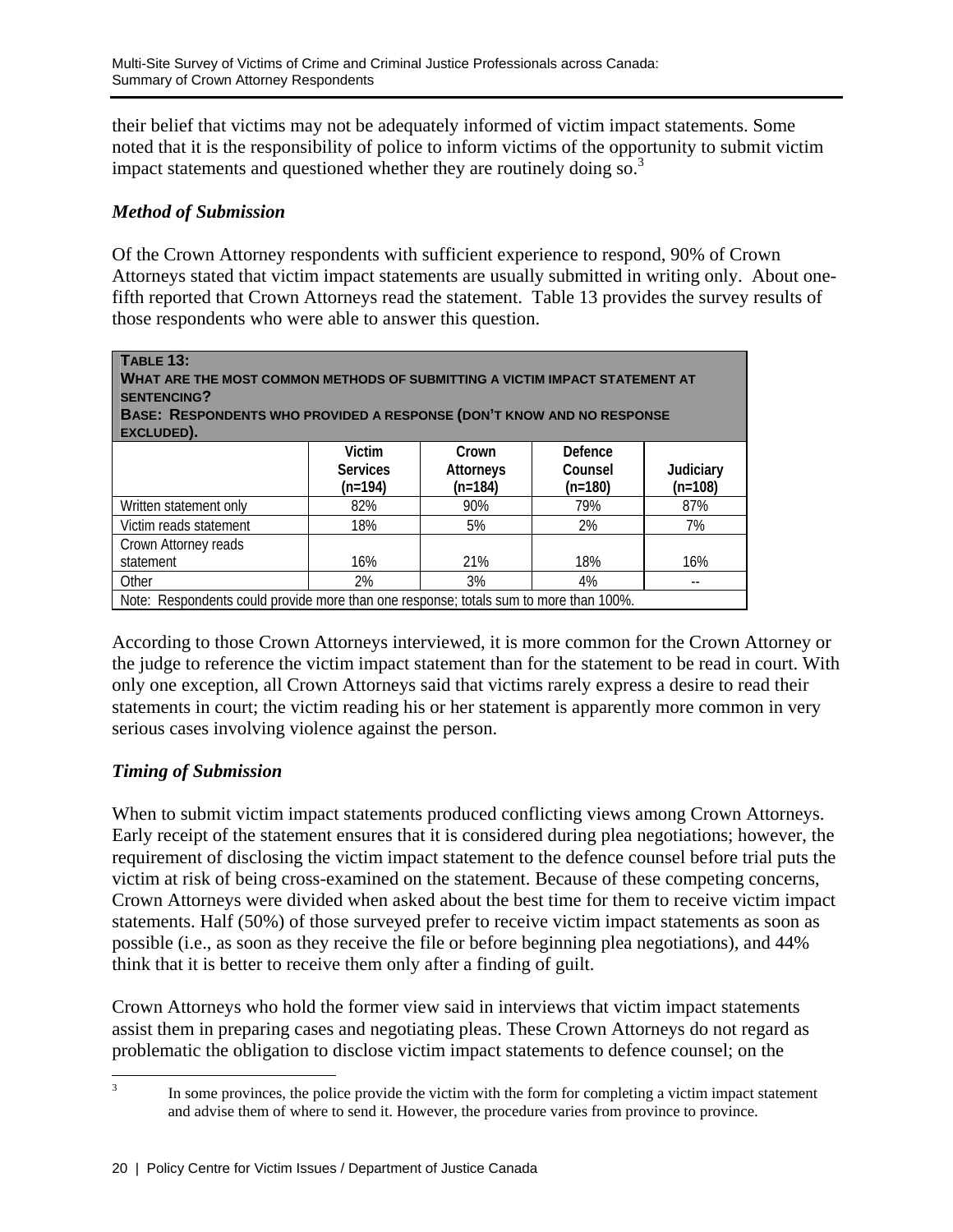their belief that victims may not be adequately informed of victim impact statements. Some noted that it is the responsibility of police to inform victims of the opportunity to submit victim impact statements and questioned whether they are routinely doing so.[3]

### *Method of Submission*

Of the Crown Attorney respondents with sufficient experience to respond, 90% of Crown Attorneys stated that victim impact statements are usually submitted in writing only. About one-fifth reported that Crown Attorneys read the statement. Table 13 provides the survey results of those respondents who were able to answer this question.

**TABLE 13: WHAT ARE THE MOST COMMON METHODS OF SUBMITTING A VICTIM IMPACT STATEMENT AT SENTENCING? BASE: RESPONDENTS WHO PROVIDED A RESPONSE (DON'T KNOW AND NO RESPONSE EXCLUDED).**

| | Victim Services (n=194) | Crown Attorneys (n=184) | Defence Counsel (n=180) | Judiciary (n=108) |
|---|---|---|---|---|
| Written statement only | 82% | 90% | 79% | 87% |
| Victim reads statement | 18% | 5% | 2% | 7% |
| Crown Attorney reads statement | 16% | 21% | 18% | 16% |
| Other | 2% | 3% | 4% | -- |

Note: Respondents could provide more than one response; totals sum to more than 100%.

According to those Crown Attorneys interviewed, it is more common for the Crown Attorney or the judge to reference the victim impact statement than for the statement to be read in court. With only one exception, all Crown Attorneys said that victims rarely express a desire to read their statements in court; the victim reading his or her statement is apparently more common in very serious cases involving violence against the person.

### *Timing of Submission*

When to submit victim impact statements produced conflicting views among Crown Attorneys. Early receipt of the statement ensures that it is considered during plea negotiations; however, the requirement of disclosing the victim impact statement to the defence counsel before trial puts the victim at risk of being cross-examined on the statement. Because of these competing concerns, Crown Attorneys were divided when asked about the best time for them to receive victim impact statements. Half (50%) of those surveyed prefer to receive victim impact statements as soon as possible (i.e., as soon as they receive the file or before beginning plea negotiations), and 44% think that it is better to receive them only after a finding of guilt.

Crown Attorneys who hold the former view said in interviews that victim impact statements assist them in preparing cases and negotiating pleas. These Crown Attorneys do not regard as problematic the obligation to disclose victim impact statements to defence counsel; on the

---

[3] In some provinces, the police provide the victim with the form for completing a victim impact statement and advise them of where to send it. However, the procedure varies from province to province.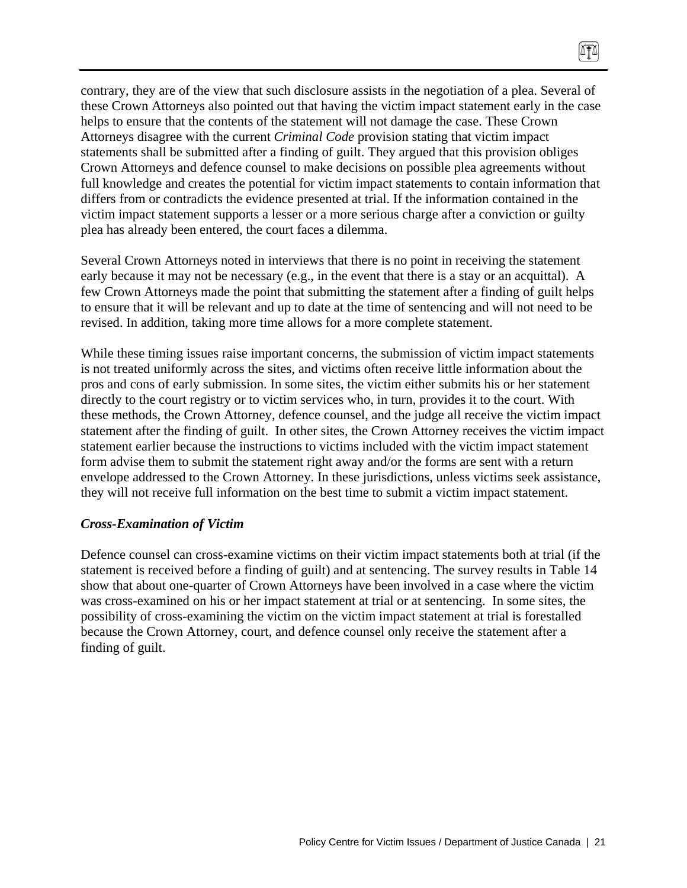contrary, they are of the view that such disclosure assists in the negotiation of a plea. Several of these Crown Attorneys also pointed out that having the victim impact statement early in the case helps to ensure that the contents of the statement will not damage the case. These Crown Attorneys disagree with the current *Criminal Code* provision stating that victim impact statements shall be submitted after a finding of guilt. They argued that this provision obliges Crown Attorneys and defence counsel to make decisions on possible plea agreements without full knowledge and creates the potential for victim impact statements to contain information that differs from or contradicts the evidence presented at trial. If the information contained in the victim impact statement supports a lesser or a more serious charge after a conviction or guilty plea has already been entered, the court faces a dilemma.

Several Crown Attorneys noted in interviews that there is no point in receiving the statement early because it may not be necessary (e.g., in the event that there is a stay or an acquittal). A few Crown Attorneys made the point that submitting the statement after a finding of guilt helps to ensure that it will be relevant and up to date at the time of sentencing and will not need to be revised. In addition, taking more time allows for a more complete statement.

While these timing issues raise important concerns, the submission of victim impact statements is not treated uniformly across the sites, and victims often receive little information about the pros and cons of early submission. In some sites, the victim either submits his or her statement directly to the court registry or to victim services who, in turn, provides it to the court. With these methods, the Crown Attorney, defence counsel, and the judge all receive the victim impact statement after the finding of guilt. In other sites, the Crown Attorney receives the victim impact statement earlier because the instructions to victims included with the victim impact statement form advise them to submit the statement right away and/or the forms are sent with a return envelope addressed to the Crown Attorney. In these jurisdictions, unless victims seek assistance, they will not receive full information on the best time to submit a victim impact statement.

### *Cross-Examination of Victim*

Defence counsel can cross-examine victims on their victim impact statements both at trial (if the statement is received before a finding of guilt) and at sentencing. The survey results in Table 14 show that about one-quarter of Crown Attorneys have been involved in a case where the victim was cross-examined on his or her impact statement at trial or at sentencing. In some sites, the possibility of cross-examining the victim on the victim impact statement at trial is forestalled because the Crown Attorney, court, and defence counsel only receive the statement after a finding of guilt.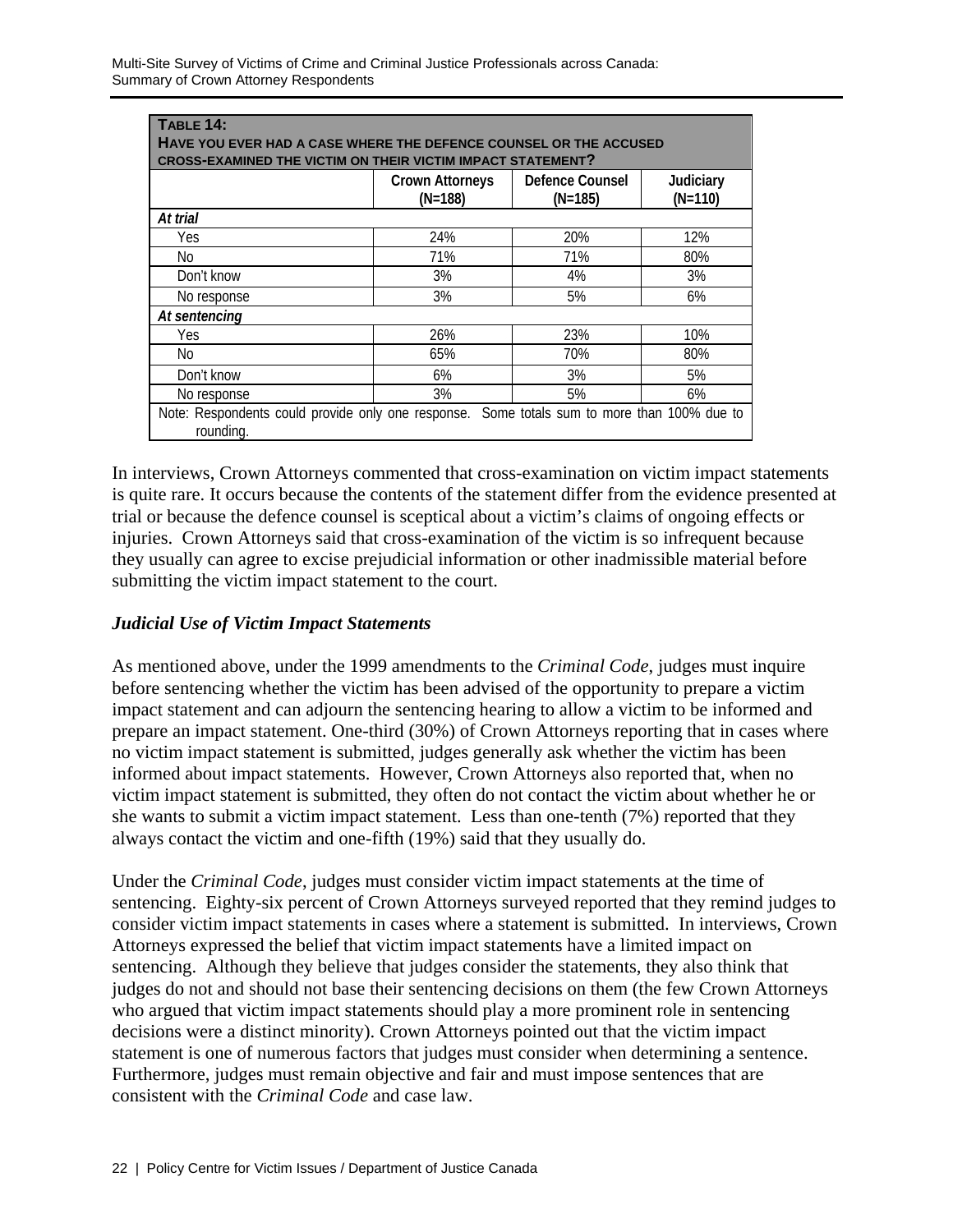| **TABLE 14: HAVE YOU EVER HAD A CASE WHERE THE DEFENCE COUNSEL OR THE ACCUSED CROSS-EXAMINED THE VICTIM ON THEIR VICTIM IMPACT STATEMENT?** | | | |
|---|---|---|---|
| | Crown Attorneys (N=188) | Defence Counsel (N=185) | Judiciary (N=110) |
| *At trial* | | | |
| Yes | 24% | 20% | 12% |
| No | 71% | 71% | 80% |
| Don't know | 3% | 4% | 3% |
| No response | 3% | 5% | 6% |
| *At sentencing* | | | |
| Yes | 26% | 23% | 10% |
| No | 65% | 70% | 80% |
| Don't know | 6% | 3% | 5% |
| No response | 3% | 5% | 6% |
| Note: Respondents could provide only one response. Some totals sum to more than 100% due to rounding. | | | |

In interviews, Crown Attorneys commented that cross-examination on victim impact statements is quite rare. It occurs because the contents of the statement differ from the evidence presented at trial or because the defence counsel is sceptical about a victim's claims of ongoing effects or injuries. Crown Attorneys said that cross-examination of the victim is so infrequent because they usually can agree to excise prejudicial information or other inadmissible material before submitting the victim impact statement to the court.

### *Judicial Use of Victim Impact Statements*

As mentioned above, under the 1999 amendments to the *Criminal Code*, judges must inquire before sentencing whether the victim has been advised of the opportunity to prepare a victim impact statement and can adjourn the sentencing hearing to allow a victim to be informed and prepare an impact statement. One-third (30%) of Crown Attorneys reporting that in cases where no victim impact statement is submitted, judges generally ask whether the victim has been informed about impact statements. However, Crown Attorneys also reported that, when no victim impact statement is submitted, they often do not contact the victim about whether he or she wants to submit a victim impact statement. Less than one-tenth (7%) reported that they always contact the victim and one-fifth (19%) said that they usually do.

Under the *Criminal Code*, judges must consider victim impact statements at the time of sentencing. Eighty-six percent of Crown Attorneys surveyed reported that they remind judges to consider victim impact statements in cases where a statement is submitted. In interviews, Crown Attorneys expressed the belief that victim impact statements have a limited impact on sentencing. Although they believe that judges consider the statements, they also think that judges do not and should not base their sentencing decisions on them (the few Crown Attorneys who argued that victim impact statements should play a more prominent role in sentencing decisions were a distinct minority). Crown Attorneys pointed out that the victim impact statement is one of numerous factors that judges must consider when determining a sentence. Furthermore, judges must remain objective and fair and must impose sentences that are consistent with the *Criminal Code* and case law.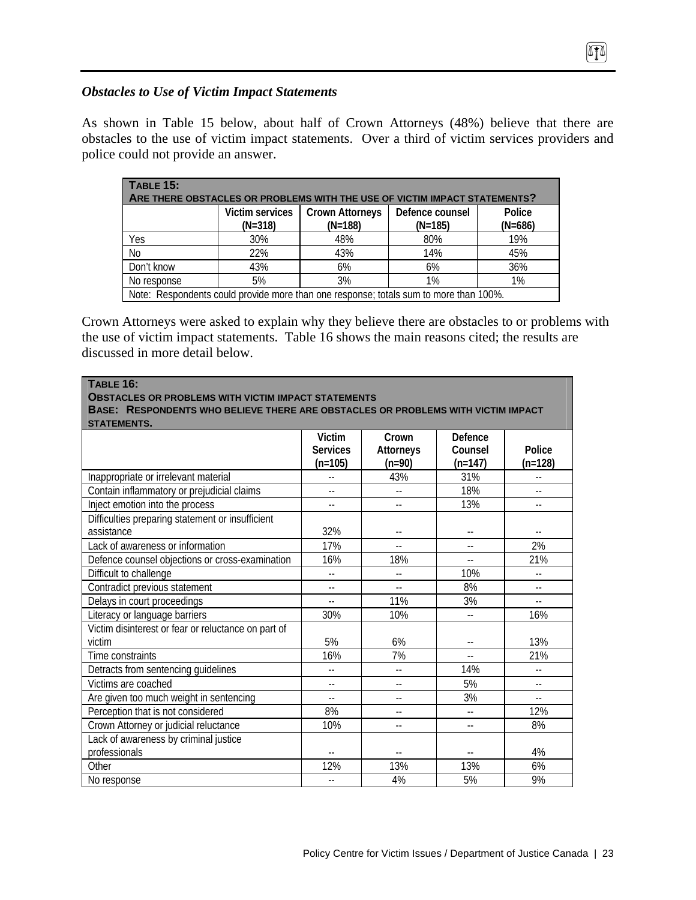### *Obstacles to Use of Victim Impact Statements*

As shown in Table 15 below, about half of Crown Attorneys (48%) believe that there are obstacles to the use of victim impact statements. Over a third of victim services providers and police could not provide an answer.

**TABLE 15:**
**ARE THERE OBSTACLES OR PROBLEMS WITH THE USE OF VICTIM IMPACT STATEMENTS?**

| | Victim services (N=318) | Crown Attorneys (N=188) | Defence counsel (N=185) | Police (N=686) |
|---|---|---|---|---|
| Yes | 30% | 48% | 80% | 19% |
| No | 22% | 43% | 14% | 45% |
| Don't know | 43% | 6% | 6% | 36% |
| No response | 5% | 3% | 1% | 1% |

Note: Respondents could provide more than one response; totals sum to more than 100%.

Crown Attorneys were asked to explain why they believe there are obstacles to or problems with the use of victim impact statements. Table 16 shows the main reasons cited; the results are discussed in more detail below.

**TABLE 16:**
**OBSTACLES OR PROBLEMS WITH VICTIM IMPACT STATEMENTS**
**BASE: RESPONDENTS WHO BELIEVE THERE ARE OBSTACLES OR PROBLEMS WITH VICTIM IMPACT STATEMENTS.**

| | Victim Services (n=105) | Crown Attorneys (n=90) | Defence Counsel (n=147) | Police (n=128) |
|---|---|---|---|---|
| Inappropriate or irrelevant material | -- | 43% | 31% | -- |
| Contain inflammatory or prejudicial claims | -- | -- | 18% | -- |
| Inject emotion into the process | -- | -- | 13% | -- |
| Difficulties preparing statement or insufficient assistance | 32% | -- | -- | -- |
| Lack of awareness or information | 17% | -- | -- | 2% |
| Defence counsel objections or cross-examination | 16% | 18% | -- | 21% |
| Difficult to challenge | -- | -- | 10% | -- |
| Contradict previous statement | -- | -- | 8% | -- |
| Delays in court proceedings | -- | 11% | 3% | -- |
| Literacy or language barriers | 30% | 10% | -- | 16% |
| Victim disinterest or fear or reluctance on part of victim | 5% | 6% | -- | 13% |
| Time constraints | 16% | 7% | -- | 21% |
| Detracts from sentencing guidelines | -- | -- | 14% | -- |
| Victims are coached | -- | -- | 5% | -- |
| Are given too much weight in sentencing | -- | -- | 3% | -- |
| Perception that is not considered | 8% | -- | -- | 12% |
| Crown Attorney or judicial reluctance | 10% | -- | -- | 8% |
| Lack of awareness by criminal justice professionals | -- | -- | -- | 4% |
| Other | 12% | 13% | 13% | 6% |
| No response | -- | 4% | 5% | 9% |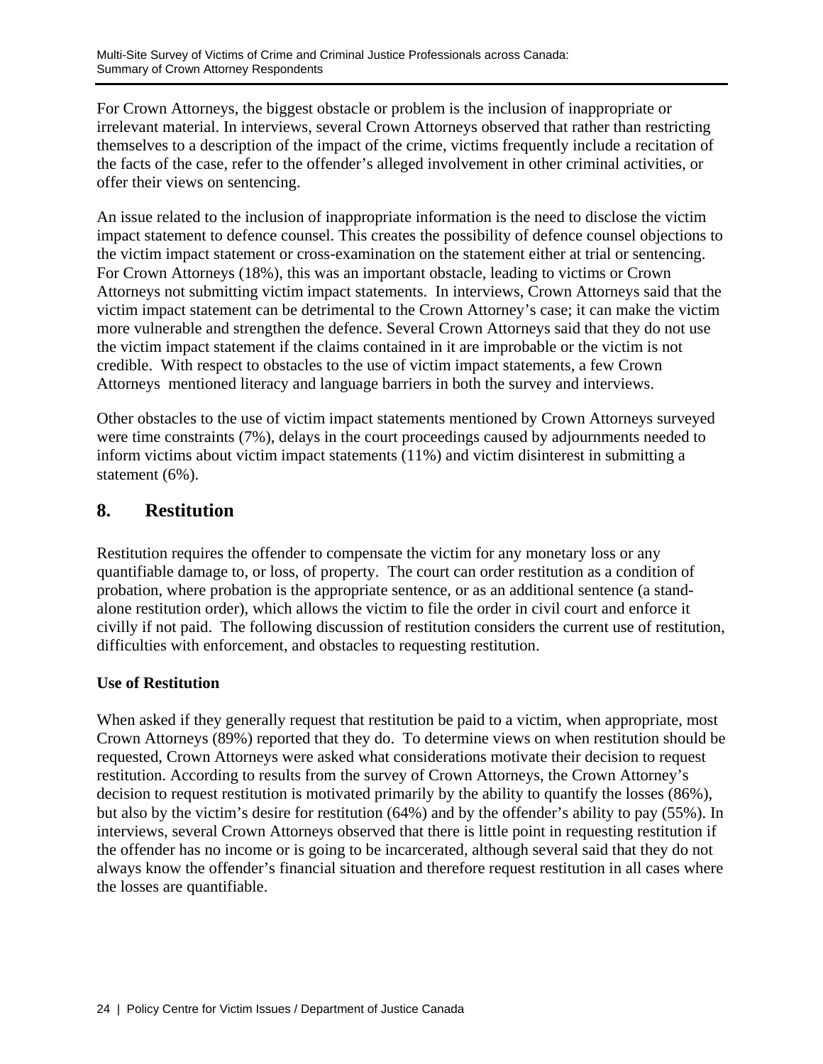For Crown Attorneys, the biggest obstacle or problem is the inclusion of inappropriate or irrelevant material. In interviews, several Crown Attorneys observed that rather than restricting themselves to a description of the impact of the crime, victims frequently include a recitation of the facts of the case, refer to the offender's alleged involvement in other criminal activities, or offer their views on sentencing.

An issue related to the inclusion of inappropriate information is the need to disclose the victim impact statement to defence counsel. This creates the possibility of defence counsel objections to the victim impact statement or cross-examination on the statement either at trial or sentencing. For Crown Attorneys (18%), this was an important obstacle, leading to victims or Crown Attorneys not submitting victim impact statements. In interviews, Crown Attorneys said that the victim impact statement can be detrimental to the Crown Attorney's case; it can make the victim more vulnerable and strengthen the defence. Several Crown Attorneys said that they do not use the victim impact statement if the claims contained in it are improbable or the victim is not credible. With respect to obstacles to the use of victim impact statements, a few Crown Attorneys mentioned literacy and language barriers in both the survey and interviews.

Other obstacles to the use of victim impact statements mentioned by Crown Attorneys surveyed were time constraints (7%), delays in the court proceedings caused by adjournments needed to inform victims about victim impact statements (11%) and victim disinterest in submitting a statement (6%).

## 8. Restitution

Restitution requires the offender to compensate the victim for any monetary loss or any quantifiable damage to, or loss, of property. The court can order restitution as a condition of probation, where probation is the appropriate sentence, or as an additional sentence (a stand-alone restitution order), which allows the victim to file the order in civil court and enforce it civilly if not paid. The following discussion of restitution considers the current use of restitution, difficulties with enforcement, and obstacles to requesting restitution.

### Use of Restitution

When asked if they generally request that restitution be paid to a victim, when appropriate, most Crown Attorneys (89%) reported that they do. To determine views on when restitution should be requested, Crown Attorneys were asked what considerations motivate their decision to request restitution. According to results from the survey of Crown Attorneys, the Crown Attorney's decision to request restitution is motivated primarily by the ability to quantify the losses (86%), but also by the victim's desire for restitution (64%) and by the offender's ability to pay (55%). In interviews, several Crown Attorneys observed that there is little point in requesting restitution if the offender has no income or is going to be incarcerated, although several said that they do not always know the offender's financial situation and therefore request restitution in all cases where the losses are quantifiable.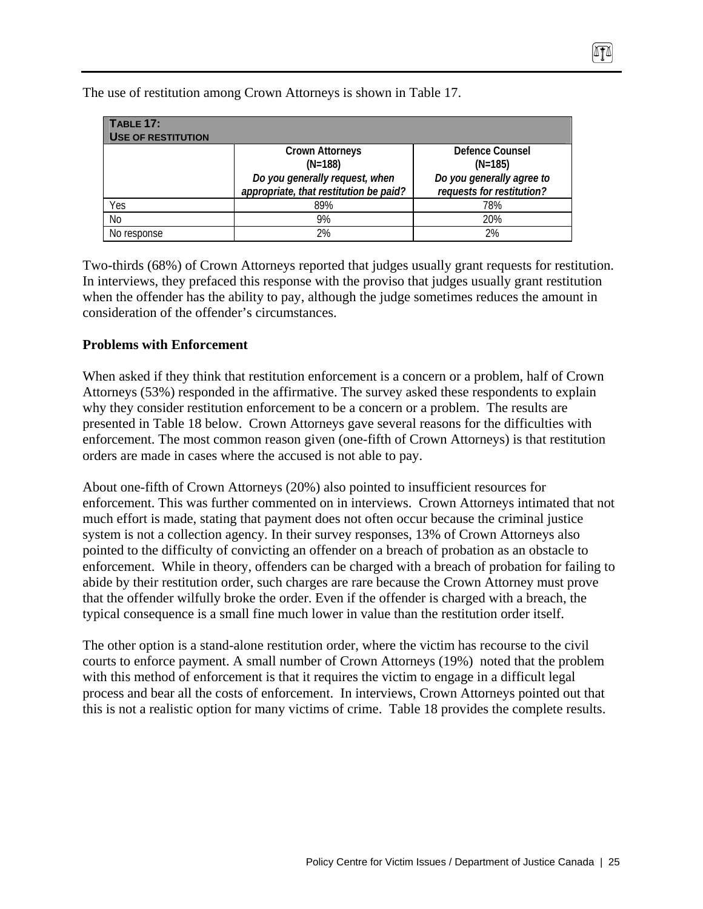The use of restitution among Crown Attorneys is shown in Table 17.

| **TABLE 17: USE OF RESTITUTION** | | |
|---|---|---|
| | **Crown Attorneys (N=188)** *Do you generally request, when appropriate, that restitution be paid?* | **Defence Counsel (N=185)** *Do you generally agree to requests for restitution?* |
| Yes | 89% | 78% |
| No | 9% | 20% |
| No response | 2% | 2% |

Two-thirds (68%) of Crown Attorneys reported that judges usually grant requests for restitution. In interviews, they prefaced this response with the proviso that judges usually grant restitution when the offender has the ability to pay, although the judge sometimes reduces the amount in consideration of the offender's circumstances.

**Problems with Enforcement**

When asked if they think that restitution enforcement is a concern or a problem, half of Crown Attorneys (53%) responded in the affirmative. The survey asked these respondents to explain why they consider restitution enforcement to be a concern or a problem. The results are presented in Table 18 below. Crown Attorneys gave several reasons for the difficulties with enforcement. The most common reason given (one-fifth of Crown Attorneys) is that restitution orders are made in cases where the accused is not able to pay.

About one-fifth of Crown Attorneys (20%) also pointed to insufficient resources for enforcement. This was further commented on in interviews. Crown Attorneys intimated that not much effort is made, stating that payment does not often occur because the criminal justice system is not a collection agency. In their survey responses, 13% of Crown Attorneys also pointed to the difficulty of convicting an offender on a breach of probation as an obstacle to enforcement. While in theory, offenders can be charged with a breach of probation for failing to abide by their restitution order, such charges are rare because the Crown Attorney must prove that the offender wilfully broke the order. Even if the offender is charged with a breach, the typical consequence is a small fine much lower in value than the restitution order itself.

The other option is a stand-alone restitution order, where the victim has recourse to the civil courts to enforce payment. A small number of Crown Attorneys (19%) noted that the problem with this method of enforcement is that it requires the victim to engage in a difficult legal process and bear all the costs of enforcement. In interviews, Crown Attorneys pointed out that this is not a realistic option for many victims of crime. Table 18 provides the complete results.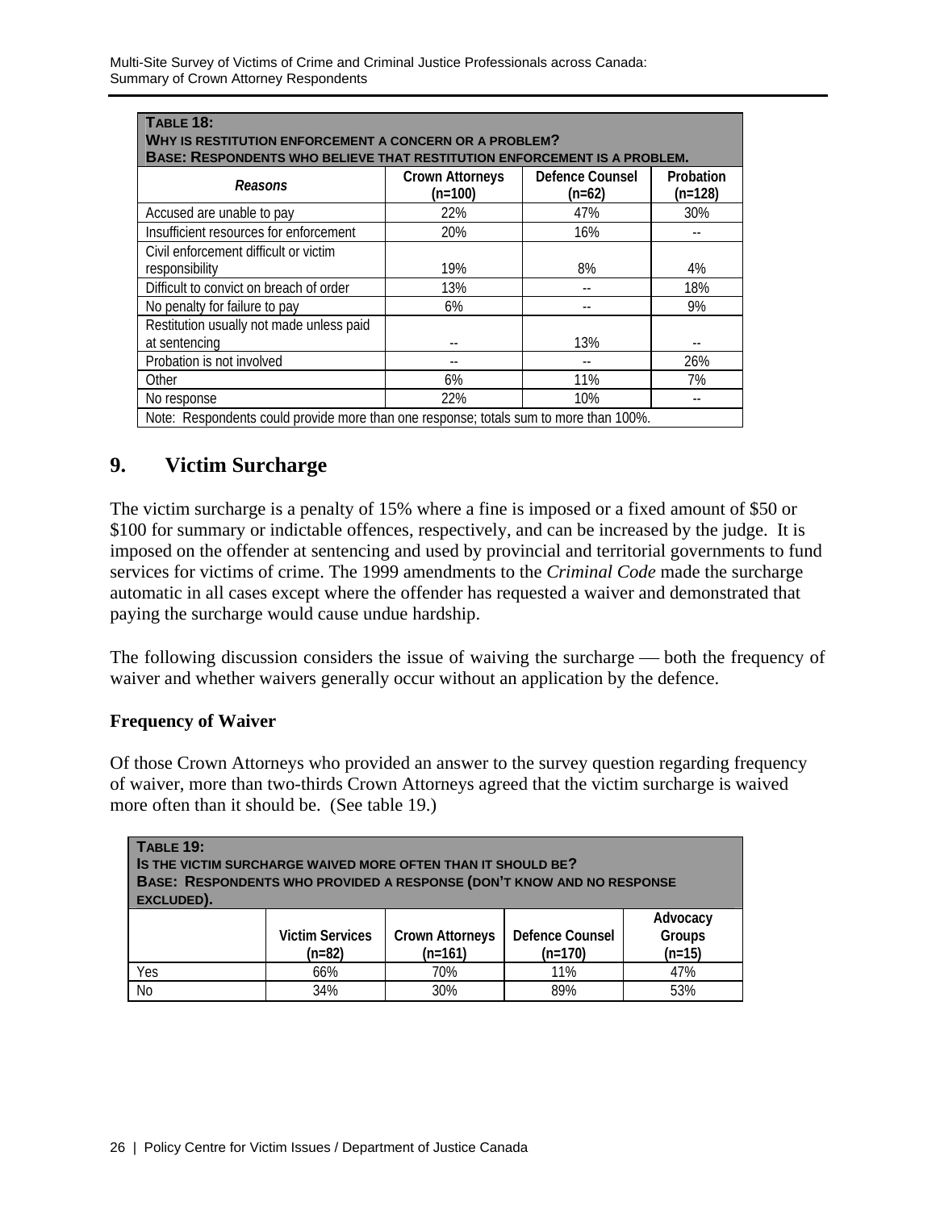**TABLE 18:**
**WHY IS RESTITUTION ENFORCEMENT A CONCERN OR A PROBLEM?**
**BASE: RESPONDENTS WHO BELIEVE THAT RESTITUTION ENFORCEMENT IS A PROBLEM.**

| *Reasons* | Crown Attorneys (n=100) | Defence Counsel (n=62) | Probation (n=128) |
|---|---|---|---|
| Accused are unable to pay | 22% | 47% | 30% |
| Insufficient resources for enforcement | 20% | 16% | -- |
| Civil enforcement difficult or victim responsibility | 19% | 8% | 4% |
| Difficult to convict on breach of order | 13% | -- | 18% |
| No penalty for failure to pay | 6% | -- | 9% |
| Restitution usually not made unless paid at sentencing | -- | 13% | -- |
| Probation is not involved | -- | -- | 26% |
| Other | 6% | 11% | 7% |
| No response | 22% | 10% | -- |

Note: Respondents could provide more than one response; totals sum to more than 100%.

## 9. Victim Surcharge

The victim surcharge is a penalty of 15% where a fine is imposed or a fixed amount of $50 or $100 for summary or indictable offences, respectively, and can be increased by the judge. It is imposed on the offender at sentencing and used by provincial and territorial governments to fund services for victims of crime. The 1999 amendments to the *Criminal Code* made the surcharge automatic in all cases except where the offender has requested a waiver and demonstrated that paying the surcharge would cause undue hardship.

The following discussion considers the issue of waiving the surcharge — both the frequency of waiver and whether waivers generally occur without an application by the defence.

### Frequency of Waiver

Of those Crown Attorneys who provided an answer to the survey question regarding frequency of waiver, more than two-thirds Crown Attorneys agreed that the victim surcharge is waived more often than it should be. (See table 19.)

**TABLE 19:**
**IS THE VICTIM SURCHARGE WAIVED MORE OFTEN THAN IT SHOULD BE?**
**BASE: RESPONDENTS WHO PROVIDED A RESPONSE (DON'T KNOW AND NO RESPONSE EXCLUDED).**

| | Victim Services (n=82) | Crown Attorneys (n=161) | Defence Counsel (n=170) | Advocacy Groups (n=15) |
|---|---|---|---|---|
| Yes | 66% | 70% | 11% | 47% |
| No | 34% | 30% | 89% | 53% |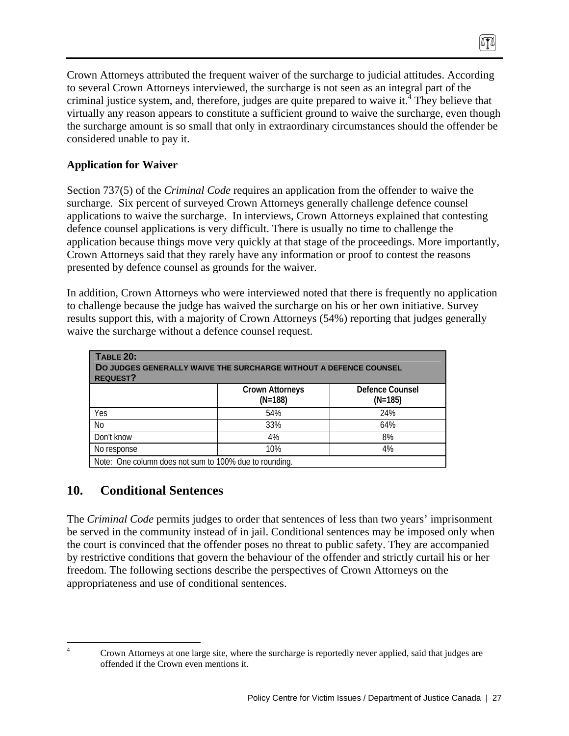Crown Attorneys attributed the frequent waiver of the surcharge to judicial attitudes. According to several Crown Attorneys interviewed, the surcharge is not seen as an integral part of the criminal justice system, and, therefore, judges are quite prepared to waive it.[4] They believe that virtually any reason appears to constitute a sufficient ground to waive the surcharge, even though the surcharge amount is so small that only in extraordinary circumstances should the offender be considered unable to pay it.

### Application for Waiver

Section 737(5) of the *Criminal Code* requires an application from the offender to waive the surcharge. Six percent of surveyed Crown Attorneys generally challenge defence counsel applications to waive the surcharge. In interviews, Crown Attorneys explained that contesting defence counsel applications is very difficult. There is usually no time to challenge the application because things move very quickly at that stage of the proceedings. More importantly, Crown Attorneys said that they rarely have any information or proof to contest the reasons presented by defence counsel as grounds for the waiver.

In addition, Crown Attorneys who were interviewed noted that there is frequently no application to challenge because the judge has waived the surcharge on his or her own initiative. Survey results support this, with a majority of Crown Attorneys (54%) reporting that judges generally waive the surcharge without a defence counsel request.

**TABLE 20: DO JUDGES GENERALLY WAIVE THE SURCHARGE WITHOUT A DEFENCE COUNSEL REQUEST?**

| | Crown Attorneys (N=188) | Defence Counsel (N=185) |
|---|---|---|
| Yes | 54% | 24% |
| No | 33% | 64% |
| Don't know | 4% | 8% |
| No response | 10% | 4% |

Note: One column does not sum to 100% due to rounding.

## 10. Conditional Sentences

The *Criminal Code* permits judges to order that sentences of less than two years' imprisonment be served in the community instead of in jail. Conditional sentences may be imposed only when the court is convinced that the offender poses no threat to public safety. They are accompanied by restrictive conditions that govern the behaviour of the offender and strictly curtail his or her freedom. The following sections describe the perspectives of Crown Attorneys on the appropriateness and use of conditional sentences.

[4] Crown Attorneys at one large site, where the surcharge is reportedly never applied, said that judges are offended if the Crown even mentions it.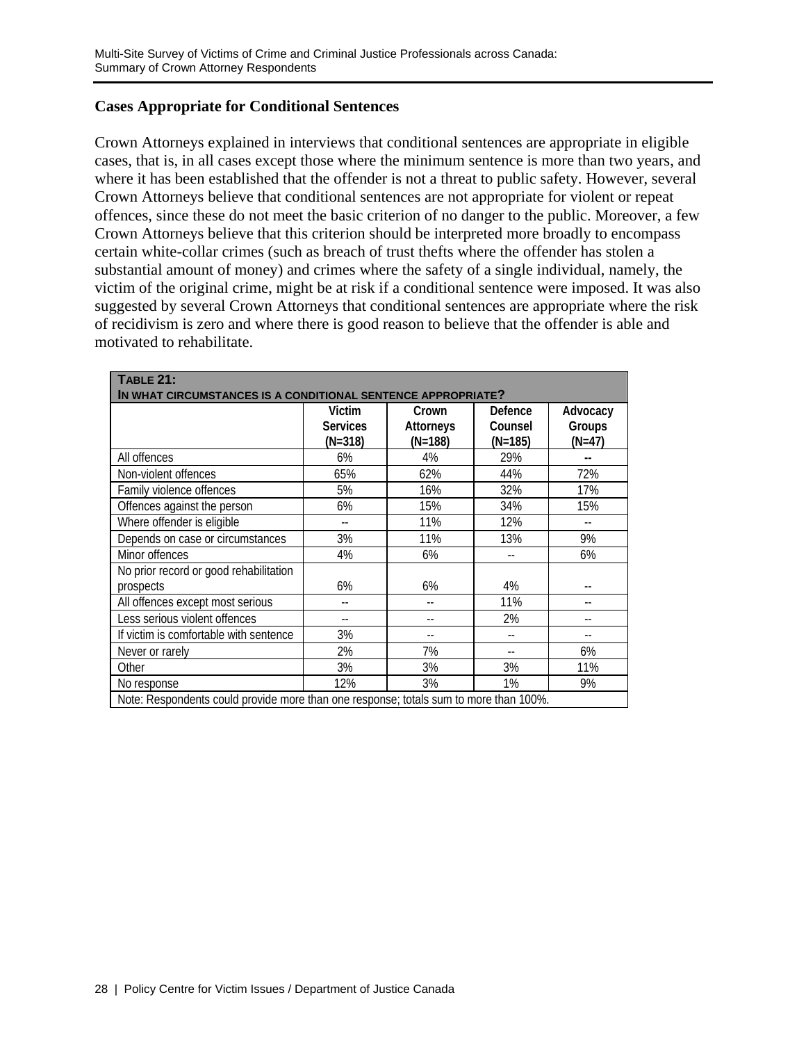## Cases Appropriate for Conditional Sentences

Crown Attorneys explained in interviews that conditional sentences are appropriate in eligible cases, that is, in all cases except those where the minimum sentence is more than two years, and where it has been established that the offender is not a threat to public safety. However, several Crown Attorneys believe that conditional sentences are not appropriate for violent or repeat offences, since these do not meet the basic criterion of no danger to the public. Moreover, a few Crown Attorneys believe that this criterion should be interpreted more broadly to encompass certain white-collar crimes (such as breach of trust thefts where the offender has stolen a substantial amount of money) and crimes where the safety of a single individual, namely, the victim of the original crime, might be at risk if a conditional sentence were imposed. It was also suggested by several Crown Attorneys that conditional sentences are appropriate where the risk of recidivism is zero and where there is good reason to believe that the offender is able and motivated to rehabilitate.

**Table 21: In what circumstances is a conditional sentence appropriate?**

| | Victim Services (N=318) | Crown Attorneys (N=188) | Defence Counsel (N=185) | Advocacy Groups (N=47) |
|---|---|---|---|---|
| All offences | 6% | 4% | 29% | -- |
| Non-violent offences | 65% | 62% | 44% | 72% |
| Family violence offences | 5% | 16% | 32% | 17% |
| Offences against the person | 6% | 15% | 34% | 15% |
| Where offender is eligible | -- | 11% | 12% | -- |
| Depends on case or circumstances | 3% | 11% | 13% | 9% |
| Minor offences | 4% | 6% | -- | 6% |
| No prior record or good rehabilitation prospects | 6% | 6% | 4% | -- |
| All offences except most serious | -- | -- | 11% | -- |
| Less serious violent offences | -- | -- | 2% | -- |
| If victim is comfortable with sentence | 3% | -- | -- | -- |
| Never or rarely | 2% | 7% | -- | 6% |
| Other | 3% | 3% | 3% | 11% |
| No response | 12% | 3% | 1% | 9% |

Note: Respondents could provide more than one response; totals sum to more than 100%.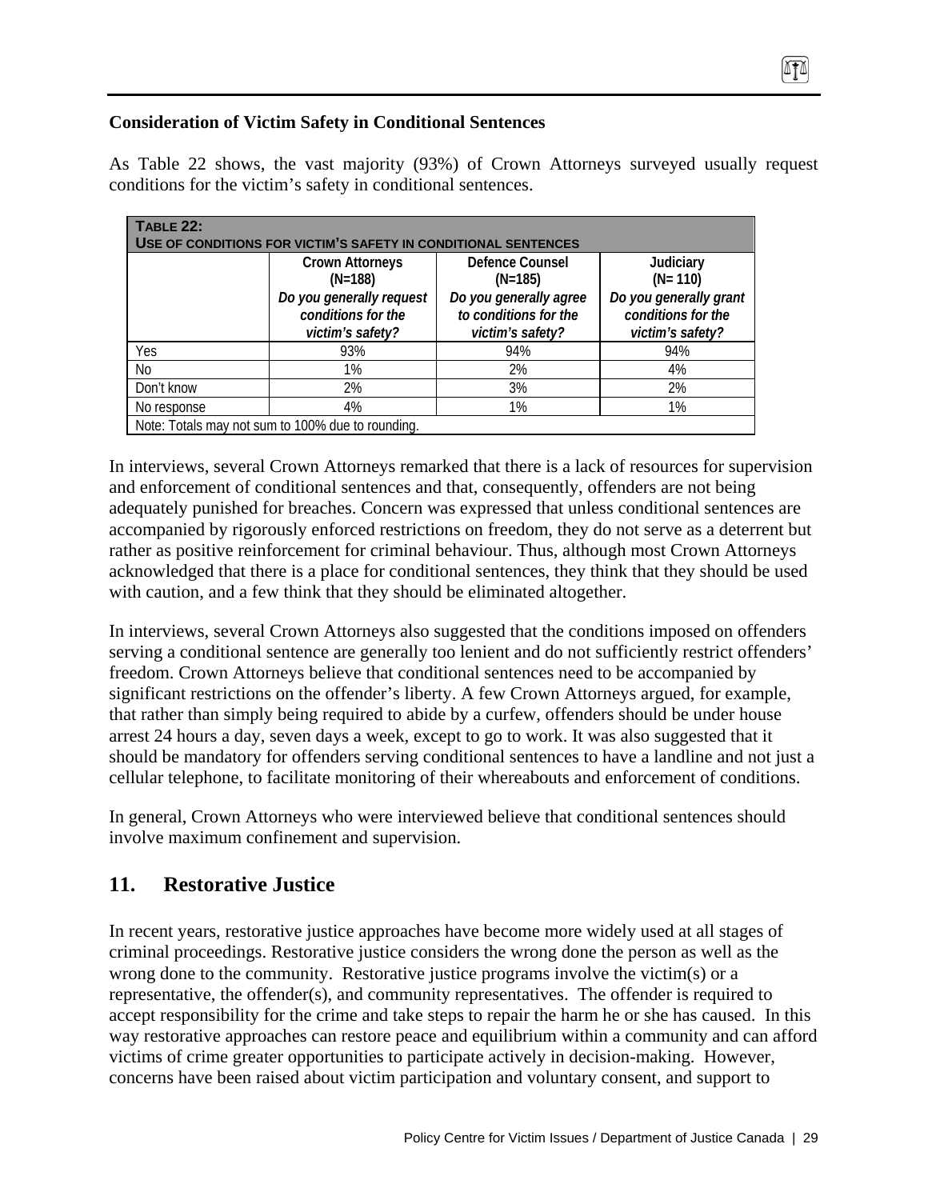### Consideration of Victim Safety in Conditional Sentences

As Table 22 shows, the vast majority (93%) of Crown Attorneys surveyed usually request conditions for the victim's safety in conditional sentences.

| TABLE 22: USE OF CONDITIONS FOR VICTIM'S SAFETY IN CONDITIONAL SENTENCES | | | |
|---|---|---|---|
| | Crown Attorneys (N=188) *Do you generally request conditions for the victim's safety?* | Defence Counsel (N=185) *Do you generally agree to conditions for the victim's safety?* | Judiciary (N= 110) *Do you generally grant conditions for the victim's safety?* |
| Yes | 93% | 94% | 94% |
| No | 1% | 2% | 4% |
| Don't know | 2% | 3% | 2% |
| No response | 4% | 1% | 1% |
| Note: Totals may not sum to 100% due to rounding. | | | |

In interviews, several Crown Attorneys remarked that there is a lack of resources for supervision and enforcement of conditional sentences and that, consequently, offenders are not being adequately punished for breaches. Concern was expressed that unless conditional sentences are accompanied by rigorously enforced restrictions on freedom, they do not serve as a deterrent but rather as positive reinforcement for criminal behaviour. Thus, although most Crown Attorneys acknowledged that there is a place for conditional sentences, they think that they should be used with caution, and a few think that they should be eliminated altogether.

In interviews, several Crown Attorneys also suggested that the conditions imposed on offenders serving a conditional sentence are generally too lenient and do not sufficiently restrict offenders' freedom. Crown Attorneys believe that conditional sentences need to be accompanied by significant restrictions on the offender's liberty. A few Crown Attorneys argued, for example, that rather than simply being required to abide by a curfew, offenders should be under house arrest 24 hours a day, seven days a week, except to go to work. It was also suggested that it should be mandatory for offenders serving conditional sentences to have a landline and not just a cellular telephone, to facilitate monitoring of their whereabouts and enforcement of conditions.

In general, Crown Attorneys who were interviewed believe that conditional sentences should involve maximum confinement and supervision.

## 11. Restorative Justice

In recent years, restorative justice approaches have become more widely used at all stages of criminal proceedings. Restorative justice considers the wrong done the person as well as the wrong done to the community. Restorative justice programs involve the victim(s) or a representative, the offender(s), and community representatives. The offender is required to accept responsibility for the crime and take steps to repair the harm he or she has caused. In this way restorative approaches can restore peace and equilibrium within a community and can afford victims of crime greater opportunities to participate actively in decision-making. However, concerns have been raised about victim participation and voluntary consent, and support to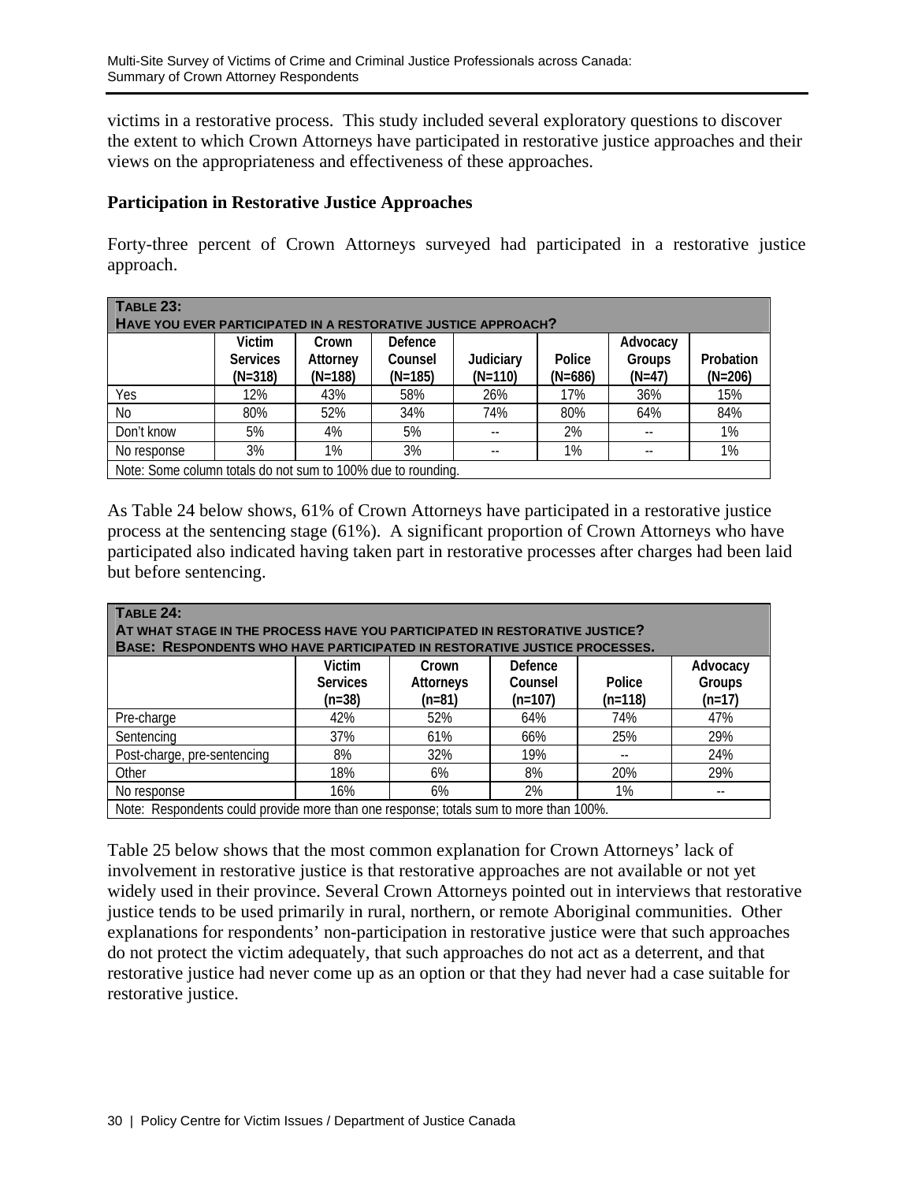victims in a restorative process. This study included several exploratory questions to discover the extent to which Crown Attorneys have participated in restorative justice approaches and their views on the appropriateness and effectiveness of these approaches.

**Participation in Restorative Justice Approaches**

Forty-three percent of Crown Attorneys surveyed had participated in a restorative justice approach.

**TABLE 23:**
**HAVE YOU EVER PARTICIPATED IN A RESTORATIVE JUSTICE APPROACH?**

| | Victim Services (N=318) | Crown Attorney (N=188) | Defence Counsel (N=185) | Judiciary (N=110) | Police (N=686) | Advocacy Groups (N=47) | Probation (N=206) |
|---|---|---|---|---|---|---|---|
| Yes | 12% | 43% | 58% | 26% | 17% | 36% | 15% |
| No | 80% | 52% | 34% | 74% | 80% | 64% | 84% |
| Don't know | 5% | 4% | 5% | -- | 2% | -- | 1% |
| No response | 3% | 1% | 3% | -- | 1% | -- | 1% |

Note: Some column totals do not sum to 100% due to rounding.

As Table 24 below shows, 61% of Crown Attorneys have participated in a restorative justice process at the sentencing stage (61%). A significant proportion of Crown Attorneys who have participated also indicated having taken part in restorative processes after charges had been laid but before sentencing.

**TABLE 24:**
**AT WHAT STAGE IN THE PROCESS HAVE YOU PARTICIPATED IN RESTORATIVE JUSTICE?**
**BASE: RESPONDENTS WHO HAVE PARTICIPATED IN RESTORATIVE JUSTICE PROCESSES.**

| | Victim Services (n=38) | Crown Attorneys (n=81) | Defence Counsel (n=107) | Police (n=118) | Advocacy Groups (n=17) |
|---|---|---|---|---|---|
| Pre-charge | 42% | 52% | 64% | 74% | 47% |
| Sentencing | 37% | 61% | 66% | 25% | 29% |
| Post-charge, pre-sentencing | 8% | 32% | 19% | -- | 24% |
| Other | 18% | 6% | 8% | 20% | 29% |
| No response | 16% | 6% | 2% | 1% | -- |

Note: Respondents could provide more than one response; totals sum to more than 100%.

Table 25 below shows that the most common explanation for Crown Attorneys' lack of involvement in restorative justice is that restorative approaches are not available or not yet widely used in their province. Several Crown Attorneys pointed out in interviews that restorative justice tends to be used primarily in rural, northern, or remote Aboriginal communities. Other explanations for respondents' non-participation in restorative justice were that such approaches do not protect the victim adequately, that such approaches do not act as a deterrent, and that restorative justice had never come up as an option or that they had never had a case suitable for restorative justice.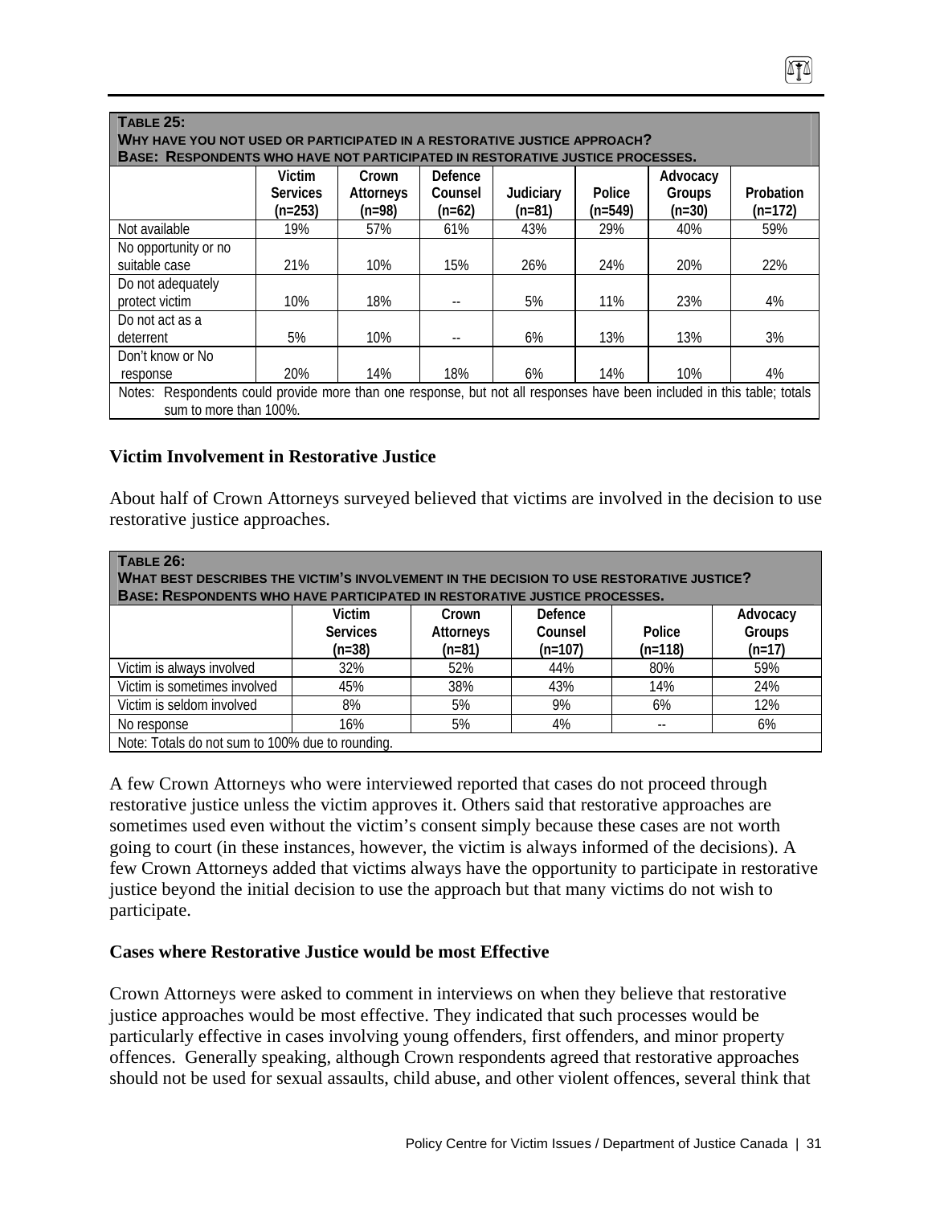**TABLE 25:**
**WHY HAVE YOU NOT USED OR PARTICIPATED IN A RESTORATIVE JUSTICE APPROACH?**
**BASE: RESPONDENTS WHO HAVE NOT PARTICIPATED IN RESTORATIVE JUSTICE PROCESSES.**

| | Victim Services (n=253) | Crown Attorneys (n=98) | Defence Counsel (n=62) | Judiciary (n=81) | Police (n=549) | Advocacy Groups (n=30) | Probation (n=172) |
|---|---|---|---|---|---|---|---|
| Not available | 19% | 57% | 61% | 43% | 29% | 40% | 59% |
| No opportunity or no suitable case | 21% | 10% | 15% | 26% | 24% | 20% | 22% |
| Do not adequately protect victim | 10% | 18% | -- | 5% | 11% | 23% | 4% |
| Do not act as a deterrent | 5% | 10% | -- | 6% | 13% | 13% | 3% |
| Don't know or No response | 20% | 14% | 18% | 6% | 14% | 10% | 4% |

Notes: Respondents could provide more than one response, but not all responses have been included in this table; totals sum to more than 100%.

### Victim Involvement in Restorative Justice

About half of Crown Attorneys surveyed believed that victims are involved in the decision to use restorative justice approaches.

**TABLE 26:**
**WHAT BEST DESCRIBES THE VICTIM'S INVOLVEMENT IN THE DECISION TO USE RESTORATIVE JUSTICE?**
**BASE: RESPONDENTS WHO HAVE PARTICIPATED IN RESTORATIVE JUSTICE PROCESSES.**

| | Victim Services (n=38) | Crown Attorneys (n=81) | Defence Counsel (n=107) | Police (n=118) | Advocacy Groups (n=17) |
|---|---|---|---|---|---|
| Victim is always involved | 32% | 52% | 44% | 80% | 59% |
| Victim is sometimes involved | 45% | 38% | 43% | 14% | 24% |
| Victim is seldom involved | 8% | 5% | 9% | 6% | 12% |
| No response | 16% | 5% | 4% | -- | 6% |

Note: Totals do not sum to 100% due to rounding.

A few Crown Attorneys who were interviewed reported that cases do not proceed through restorative justice unless the victim approves it. Others said that restorative approaches are sometimes used even without the victim's consent simply because these cases are not worth going to court (in these instances, however, the victim is always informed of the decisions). A few Crown Attorneys added that victims always have the opportunity to participate in restorative justice beyond the initial decision to use the approach but that many victims do not wish to participate.

### Cases where Restorative Justice would be most Effective

Crown Attorneys were asked to comment in interviews on when they believe that restorative justice approaches would be most effective. They indicated that such processes would be particularly effective in cases involving young offenders, first offenders, and minor property offences. Generally speaking, although Crown respondents agreed that restorative approaches should not be used for sexual assaults, child abuse, and other violent offences, several think that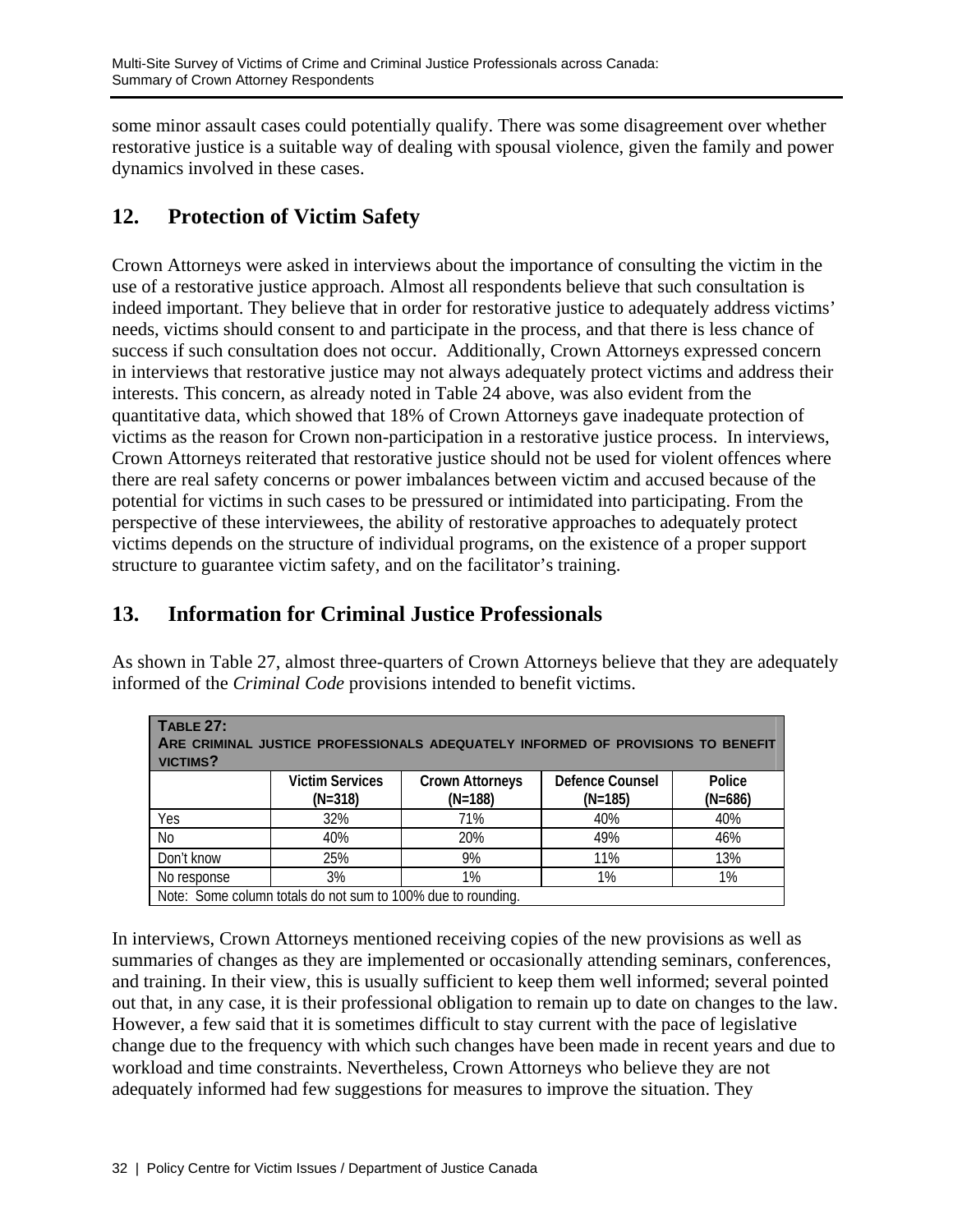some minor assault cases could potentially qualify. There was some disagreement over whether restorative justice is a suitable way of dealing with spousal violence, given the family and power dynamics involved in these cases.

## 12. Protection of Victim Safety

Crown Attorneys were asked in interviews about the importance of consulting the victim in the use of a restorative justice approach. Almost all respondents believe that such consultation is indeed important. They believe that in order for restorative justice to adequately address victims' needs, victims should consent to and participate in the process, and that there is less chance of success if such consultation does not occur. Additionally, Crown Attorneys expressed concern in interviews that restorative justice may not always adequately protect victims and address their interests. This concern, as already noted in Table 24 above, was also evident from the quantitative data, which showed that 18% of Crown Attorneys gave inadequate protection of victims as the reason for Crown non-participation in a restorative justice process. In interviews, Crown Attorneys reiterated that restorative justice should not be used for violent offences where there are real safety concerns or power imbalances between victim and accused because of the potential for victims in such cases to be pressured or intimidated into participating. From the perspective of these interviewees, the ability of restorative approaches to adequately protect victims depends on the structure of individual programs, on the existence of a proper support structure to guarantee victim safety, and on the facilitator's training.

## 13. Information for Criminal Justice Professionals

As shown in Table 27, almost three-quarters of Crown Attorneys believe that they are adequately informed of the *Criminal Code* provisions intended to benefit victims.

**TABLE 27: ARE CRIMINAL JUSTICE PROFESSIONALS ADEQUATELY INFORMED OF PROVISIONS TO BENEFIT VICTIMS?**

| | Victim Services (N=318) | Crown Attorneys (N=188) | Defence Counsel (N=185) | Police (N=686) |
|---|---|---|---|---|
| Yes | 32% | 71% | 40% | 40% |
| No | 40% | 20% | 49% | 46% |
| Don't know | 25% | 9% | 11% | 13% |
| No response | 3% | 1% | 1% | 1% |
| Note: Some column totals do not sum to 100% due to rounding. | | | | |

In interviews, Crown Attorneys mentioned receiving copies of the new provisions as well as summaries of changes as they are implemented or occasionally attending seminars, conferences, and training. In their view, this is usually sufficient to keep them well informed; several pointed out that, in any case, it is their professional obligation to remain up to date on changes to the law. However, a few said that it is sometimes difficult to stay current with the pace of legislative change due to the frequency with which such changes have been made in recent years and due to workload and time constraints. Nevertheless, Crown Attorneys who believe they are not adequately informed had few suggestions for measures to improve the situation. They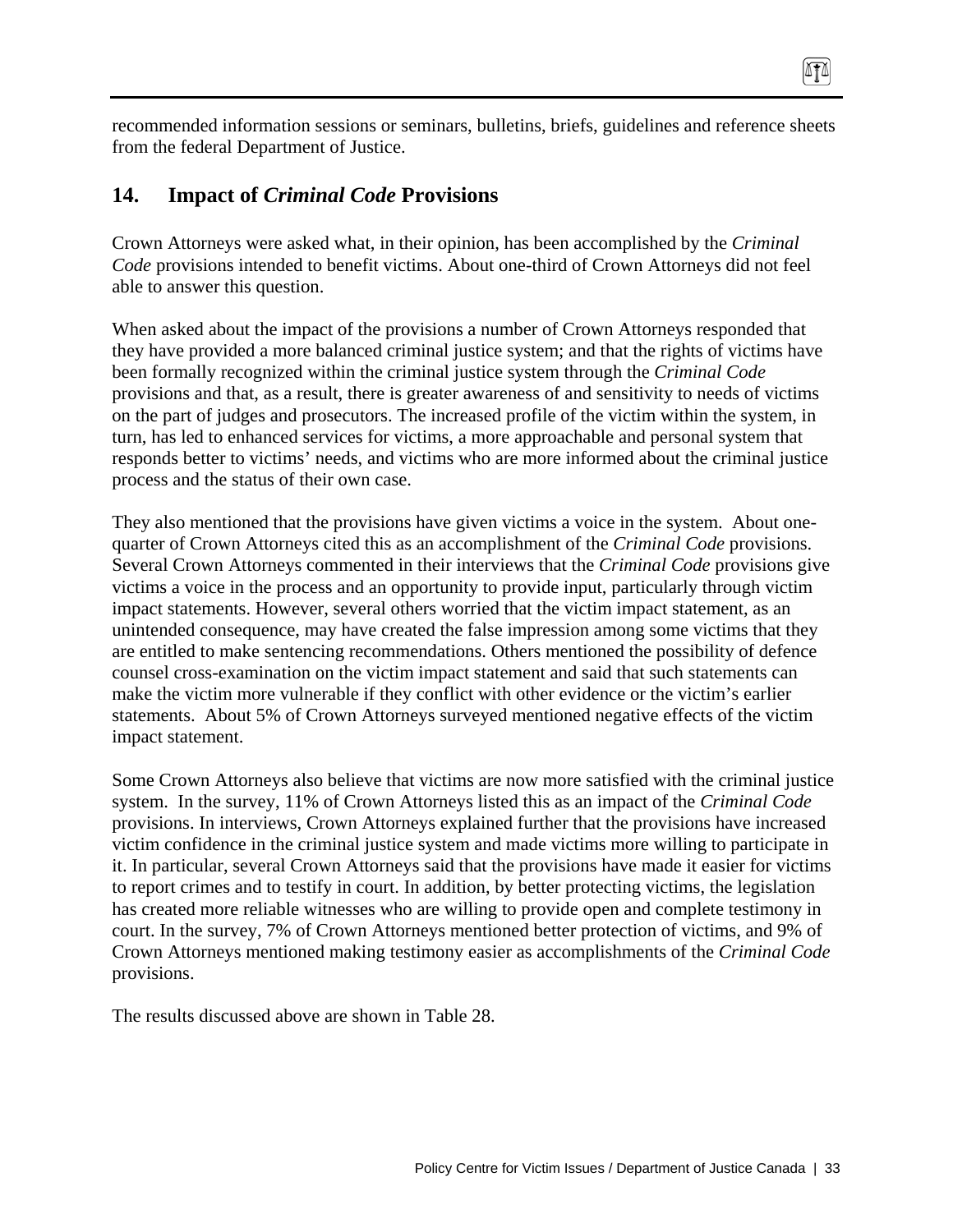recommended information sessions or seminars, bulletins, briefs, guidelines and reference sheets from the federal Department of Justice.

## 14. Impact of *Criminal Code* Provisions

Crown Attorneys were asked what, in their opinion, has been accomplished by the *Criminal Code* provisions intended to benefit victims. About one-third of Crown Attorneys did not feel able to answer this question.

When asked about the impact of the provisions a number of Crown Attorneys responded that they have provided a more balanced criminal justice system; and that the rights of victims have been formally recognized within the criminal justice system through the *Criminal Code* provisions and that, as a result, there is greater awareness of and sensitivity to needs of victims on the part of judges and prosecutors. The increased profile of the victim within the system, in turn, has led to enhanced services for victims, a more approachable and personal system that responds better to victims' needs, and victims who are more informed about the criminal justice process and the status of their own case.

They also mentioned that the provisions have given victims a voice in the system. About one-quarter of Crown Attorneys cited this as an accomplishment of the *Criminal Code* provisions. Several Crown Attorneys commented in their interviews that the *Criminal Code* provisions give victims a voice in the process and an opportunity to provide input, particularly through victim impact statements. However, several others worried that the victim impact statement, as an unintended consequence, may have created the false impression among some victims that they are entitled to make sentencing recommendations. Others mentioned the possibility of defence counsel cross-examination on the victim impact statement and said that such statements can make the victim more vulnerable if they conflict with other evidence or the victim's earlier statements. About 5% of Crown Attorneys surveyed mentioned negative effects of the victim impact statement.

Some Crown Attorneys also believe that victims are now more satisfied with the criminal justice system. In the survey, 11% of Crown Attorneys listed this as an impact of the *Criminal Code* provisions. In interviews, Crown Attorneys explained further that the provisions have increased victim confidence in the criminal justice system and made victims more willing to participate in it. In particular, several Crown Attorneys said that the provisions have made it easier for victims to report crimes and to testify in court. In addition, by better protecting victims, the legislation has created more reliable witnesses who are willing to provide open and complete testimony in court. In the survey, 7% of Crown Attorneys mentioned better protection of victims, and 9% of Crown Attorneys mentioned making testimony easier as accomplishments of the *Criminal Code* provisions.

The results discussed above are shown in Table 28.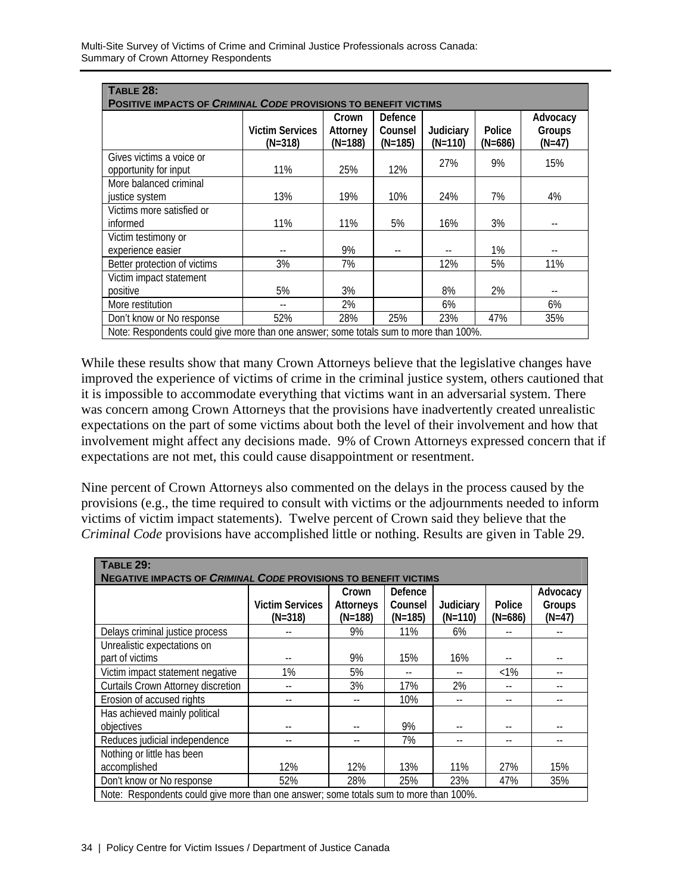**TABLE 28:**
**POSITIVE IMPACTS OF *CRIMINAL CODE* PROVISIONS TO BENEFIT VICTIMS**

| | Victim Services (N=318) | Crown Attorney (N=188) | Defence Counsel (N=185) | Judiciary (N=110) | Police (N=686) | Advocacy Groups (N=47) |
|---|---|---|---|---|---|---|
| Gives victims a voice or opportunity for input | 11% | 25% | 12% | 27% | 9% | 15% |
| More balanced criminal justice system | 13% | 19% | 10% | 24% | 7% | 4% |
| Victims more satisfied or informed | 11% | 11% | 5% | 16% | 3% | -- |
| Victim testimony or experience easier | -- | 9% | -- | -- | 1% | -- |
| Better protection of victims | 3% | 7% | | 12% | 5% | 11% |
| Victim impact statement positive | 5% | 3% | | 8% | 2% | -- |
| More restitution | -- | 2% | | 6% | | 6% |
| Don't know or No response | 52% | 28% | 25% | 23% | 47% | 35% |

Note: Respondents could give more than one answer; some totals sum to more than 100%.

While these results show that many Crown Attorneys believe that the legislative changes have improved the experience of victims of crime in the criminal justice system, others cautioned that it is impossible to accommodate everything that victims want in an adversarial system. There was concern among Crown Attorneys that the provisions have inadvertently created unrealistic expectations on the part of some victims about both the level of their involvement and how that involvement might affect any decisions made. 9% of Crown Attorneys expressed concern that if expectations are not met, this could cause disappointment or resentment.

Nine percent of Crown Attorneys also commented on the delays in the process caused by the provisions (e.g., the time required to consult with victims or the adjournments needed to inform victims of victim impact statements). Twelve percent of Crown said they believe that the *Criminal Code* provisions have accomplished little or nothing. Results are given in Table 29.

**TABLE 29:**
**NEGATIVE IMPACTS OF *CRIMINAL CODE* PROVISIONS TO BENEFIT VICTIMS**

| | Victim Services (N=318) | Crown Attorneys (N=188) | Defence Counsel (N=185) | Judiciary (N=110) | Police (N=686) | Advocacy Groups (N=47) |
|---|---|---|---|---|---|---|
| Delays criminal justice process | -- | 9% | 11% | 6% | -- | -- |
| Unrealistic expectations on part of victims | -- | 9% | 15% | 16% | -- | -- |
| Victim impact statement negative | 1% | 5% | -- | -- | <1% | -- |
| Curtails Crown Attorney discretion | -- | 3% | 17% | 2% | -- | -- |
| Erosion of accused rights | -- | -- | 10% | -- | -- | -- |
| Has achieved mainly political objectives | -- | -- | 9% | -- | -- | -- |
| Reduces judicial independence | -- | -- | 7% | -- | -- | -- |
| Nothing or little has been accomplished | 12% | 12% | 13% | 11% | 27% | 15% |
| Don't know or No response | 52% | 28% | 25% | 23% | 47% | 35% |

Note: Respondents could give more than one answer; some totals sum to more than 100%.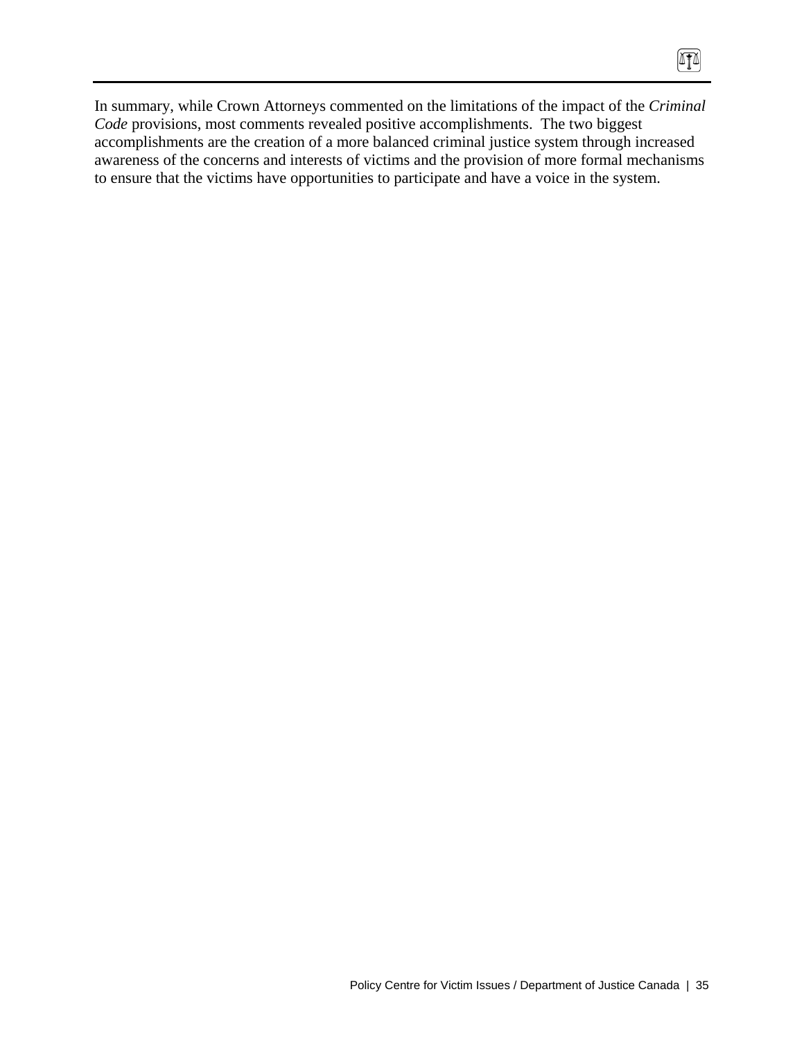In summary, while Crown Attorneys commented on the limitations of the impact of the *Criminal Code* provisions, most comments revealed positive accomplishments. The two biggest accomplishments are the creation of a more balanced criminal justice system through increased awareness of the concerns and interests of victims and the provision of more formal mechanisms to ensure that the victims have opportunities to participate and have a voice in the system.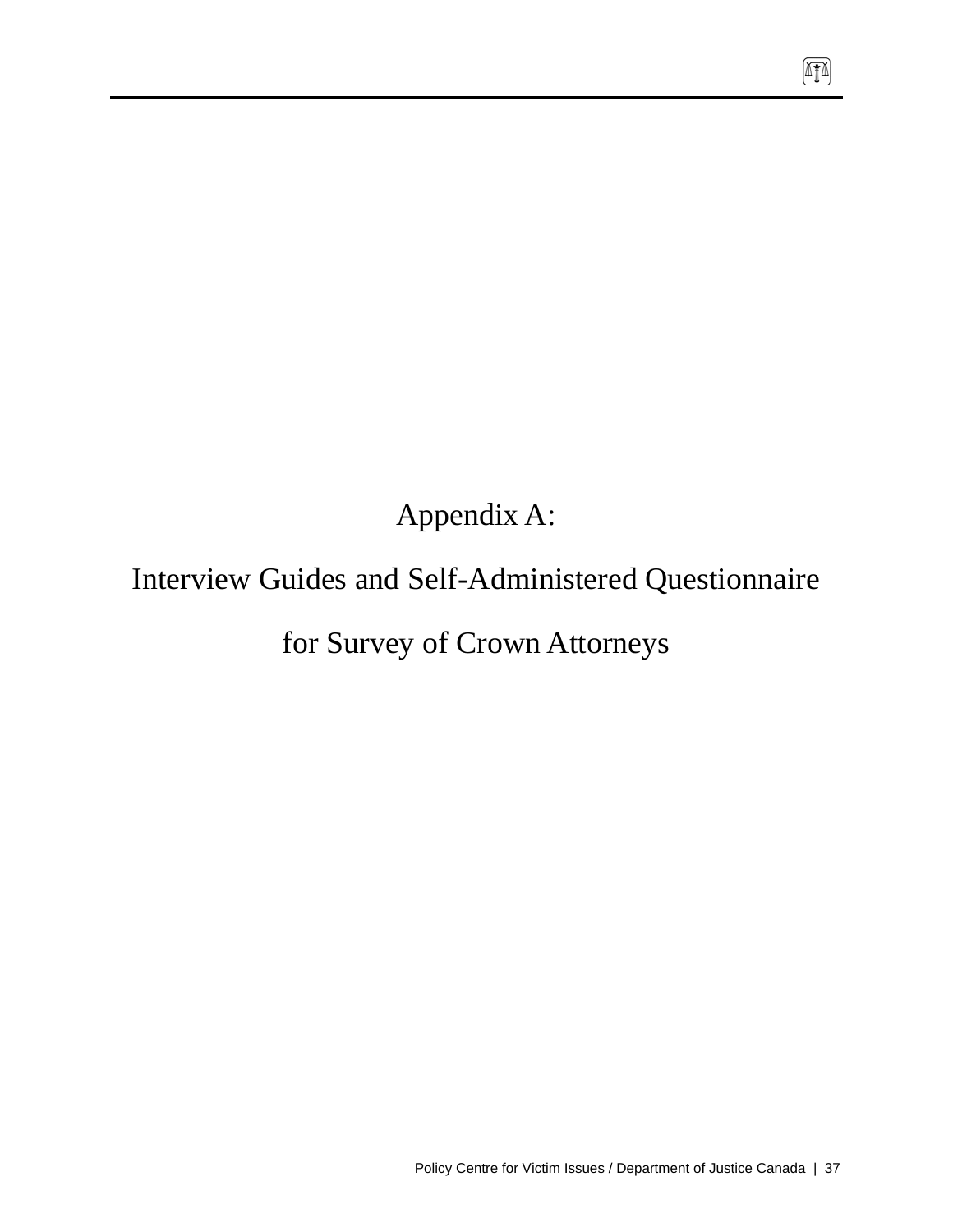# Appendix A:

# Interview Guides and Self-Administered Questionnaire

# for Survey of Crown Attorneys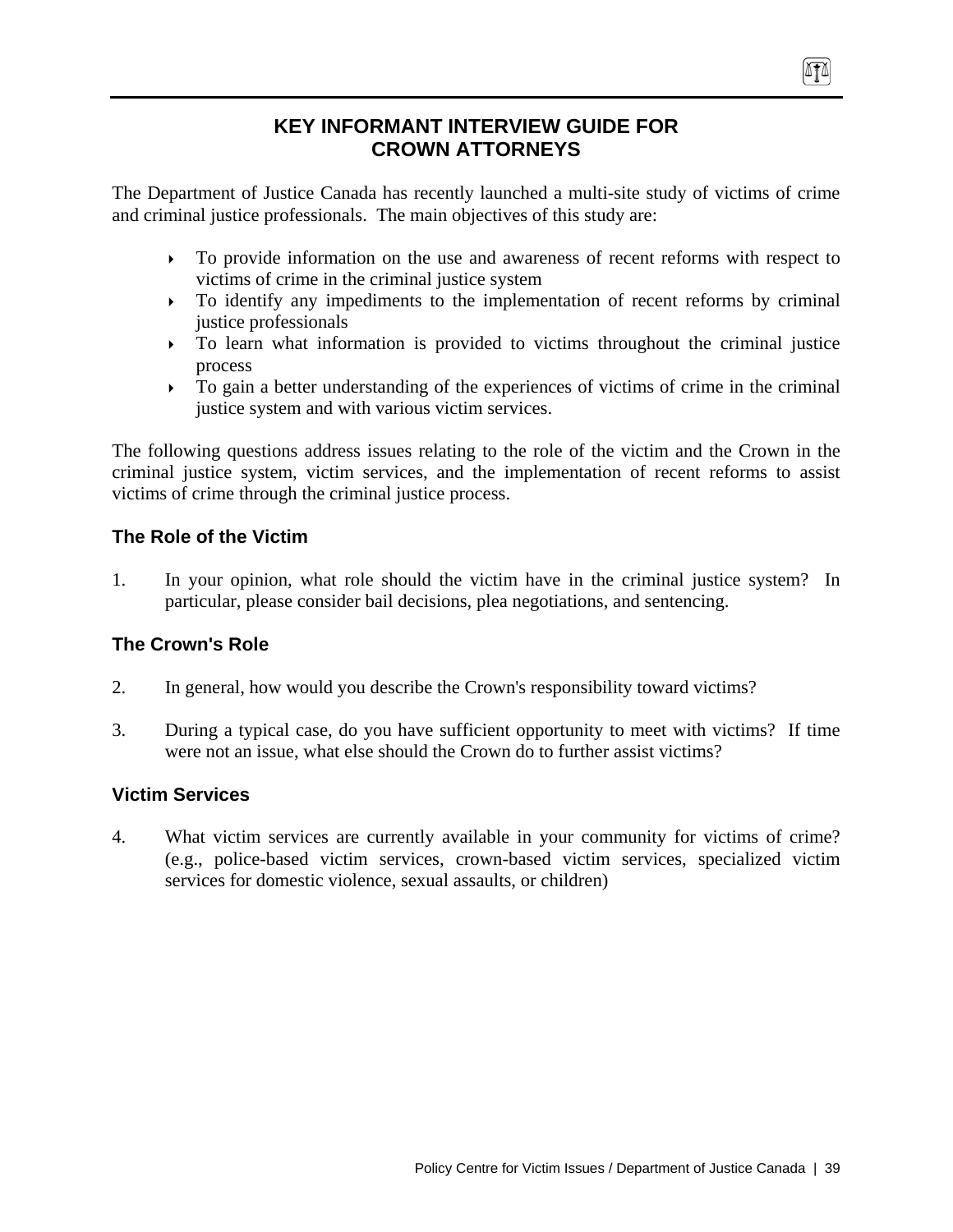# KEY INFORMANT INTERVIEW GUIDE FOR CROWN ATTORNEYS

The Department of Justice Canada has recently launched a multi-site study of victims of crime and criminal justice professionals. The main objectives of this study are:

- To provide information on the use and awareness of recent reforms with respect to victims of crime in the criminal justice system
- To identify any impediments to the implementation of recent reforms by criminal justice professionals
- To learn what information is provided to victims throughout the criminal justice process
- To gain a better understanding of the experiences of victims of crime in the criminal justice system and with various victim services.

The following questions address issues relating to the role of the victim and the Crown in the criminal justice system, victim services, and the implementation of recent reforms to assist victims of crime through the criminal justice process.

## The Role of the Victim

1. In your opinion, what role should the victim have in the criminal justice system? In particular, please consider bail decisions, plea negotiations, and sentencing.

## The Crown's Role

2. In general, how would you describe the Crown's responsibility toward victims?

3. During a typical case, do you have sufficient opportunity to meet with victims? If time were not an issue, what else should the Crown do to further assist victims?

## Victim Services

4. What victim services are currently available in your community for victims of crime? (e.g., police-based victim services, crown-based victim services, specialized victim services for domestic violence, sexual assaults, or children)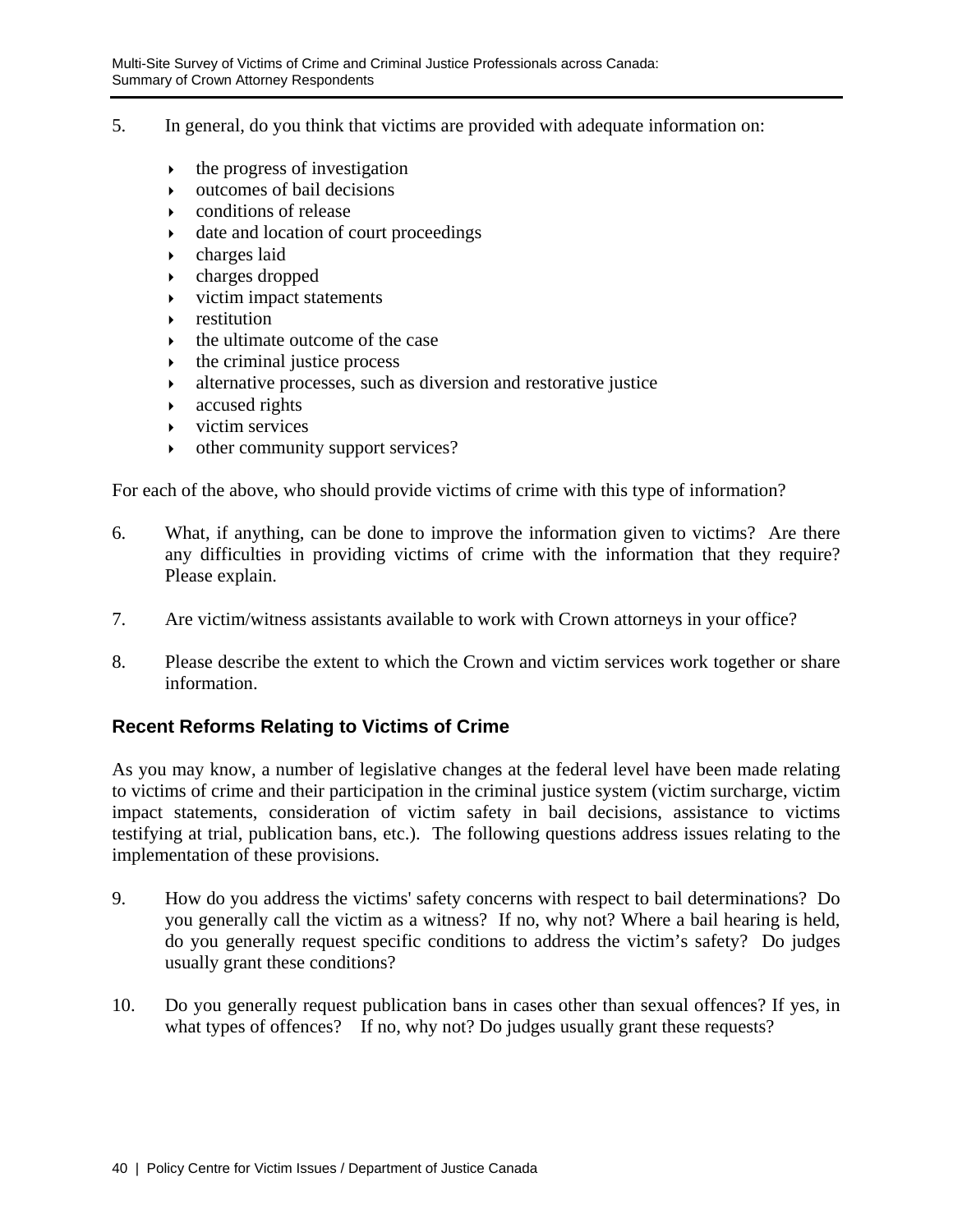5. In general, do you think that victims are provided with adequate information on:

    - the progress of investigation
    - outcomes of bail decisions
    - conditions of release
    - date and location of court proceedings
    - charges laid
    - charges dropped
    - victim impact statements
    - restitution
    - the ultimate outcome of the case
    - the criminal justice process
    - alternative processes, such as diversion and restorative justice
    - accused rights
    - victim services
    - other community support services?

For each of the above, who should provide victims of crime with this type of information?

6. What, if anything, can be done to improve the information given to victims? Are there any difficulties in providing victims of crime with the information that they require? Please explain.

7. Are victim/witness assistants available to work with Crown attorneys in your office?

8. Please describe the extent to which the Crown and victim services work together or share information.

### Recent Reforms Relating to Victims of Crime

As you may know, a number of legislative changes at the federal level have been made relating to victims of crime and their participation in the criminal justice system (victim surcharge, victim impact statements, consideration of victim safety in bail decisions, assistance to victims testifying at trial, publication bans, etc.). The following questions address issues relating to the implementation of these provisions.

9. How do you address the victims' safety concerns with respect to bail determinations? Do you generally call the victim as a witness? If no, why not? Where a bail hearing is held, do you generally request specific conditions to address the victim's safety? Do judges usually grant these conditions?

10. Do you generally request publication bans in cases other than sexual offences? If yes, in what types of offences? If no, why not? Do judges usually grant these requests?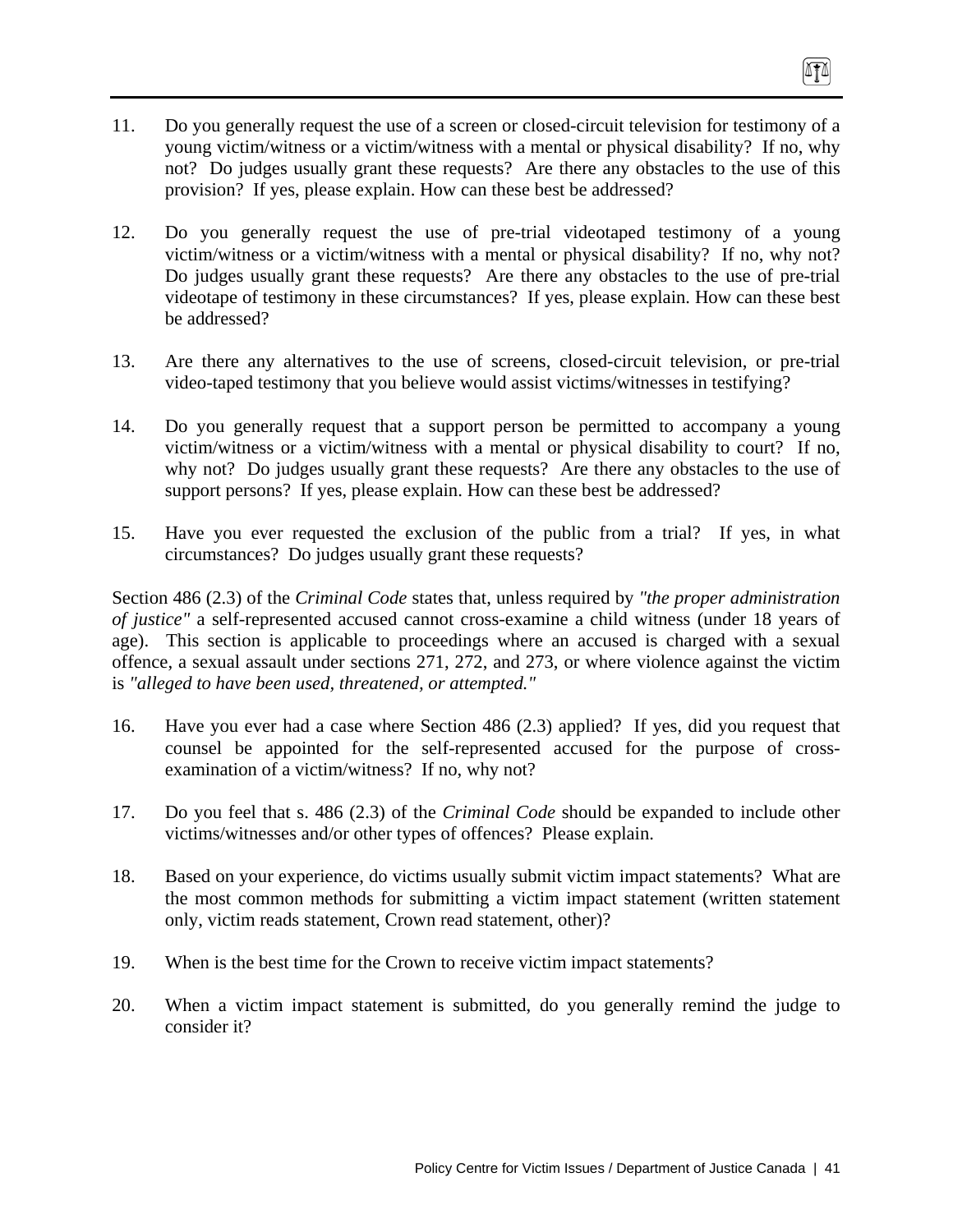11. Do you generally request the use of a screen or closed-circuit television for testimony of a young victim/witness or a victim/witness with a mental or physical disability? If no, why not? Do judges usually grant these requests? Are there any obstacles to the use of this provision? If yes, please explain. How can these best be addressed?

12. Do you generally request the use of pre-trial videotaped testimony of a young victim/witness or a victim/witness with a mental or physical disability? If no, why not? Do judges usually grant these requests? Are there any obstacles to the use of pre-trial videotape of testimony in these circumstances? If yes, please explain. How can these best be addressed?

13. Are there any alternatives to the use of screens, closed-circuit television, or pre-trial video-taped testimony that you believe would assist victims/witnesses in testifying?

14. Do you generally request that a support person be permitted to accompany a young victim/witness or a victim/witness with a mental or physical disability to court? If no, why not? Do judges usually grant these requests? Are there any obstacles to the use of support persons? If yes, please explain. How can these best be addressed?

15. Have you ever requested the exclusion of the public from a trial? If yes, in what circumstances? Do judges usually grant these requests?

Section 486 (2.3) of the *Criminal Code* states that, unless required by *"the proper administration of justice"* a self-represented accused cannot cross-examine a child witness (under 18 years of age). This section is applicable to proceedings where an accused is charged with a sexual offence, a sexual assault under sections 271, 272, and 273, or where violence against the victim is *"alleged to have been used, threatened, or attempted."*

16. Have you ever had a case where Section 486 (2.3) applied? If yes, did you request that counsel be appointed for the self-represented accused for the purpose of cross-examination of a victim/witness? If no, why not?

17. Do you feel that s. 486 (2.3) of the *Criminal Code* should be expanded to include other victims/witnesses and/or other types of offences? Please explain.

18. Based on your experience, do victims usually submit victim impact statements? What are the most common methods for submitting a victim impact statement (written statement only, victim reads statement, Crown read statement, other)?

19. When is the best time for the Crown to receive victim impact statements?

20. When a victim impact statement is submitted, do you generally remind the judge to consider it?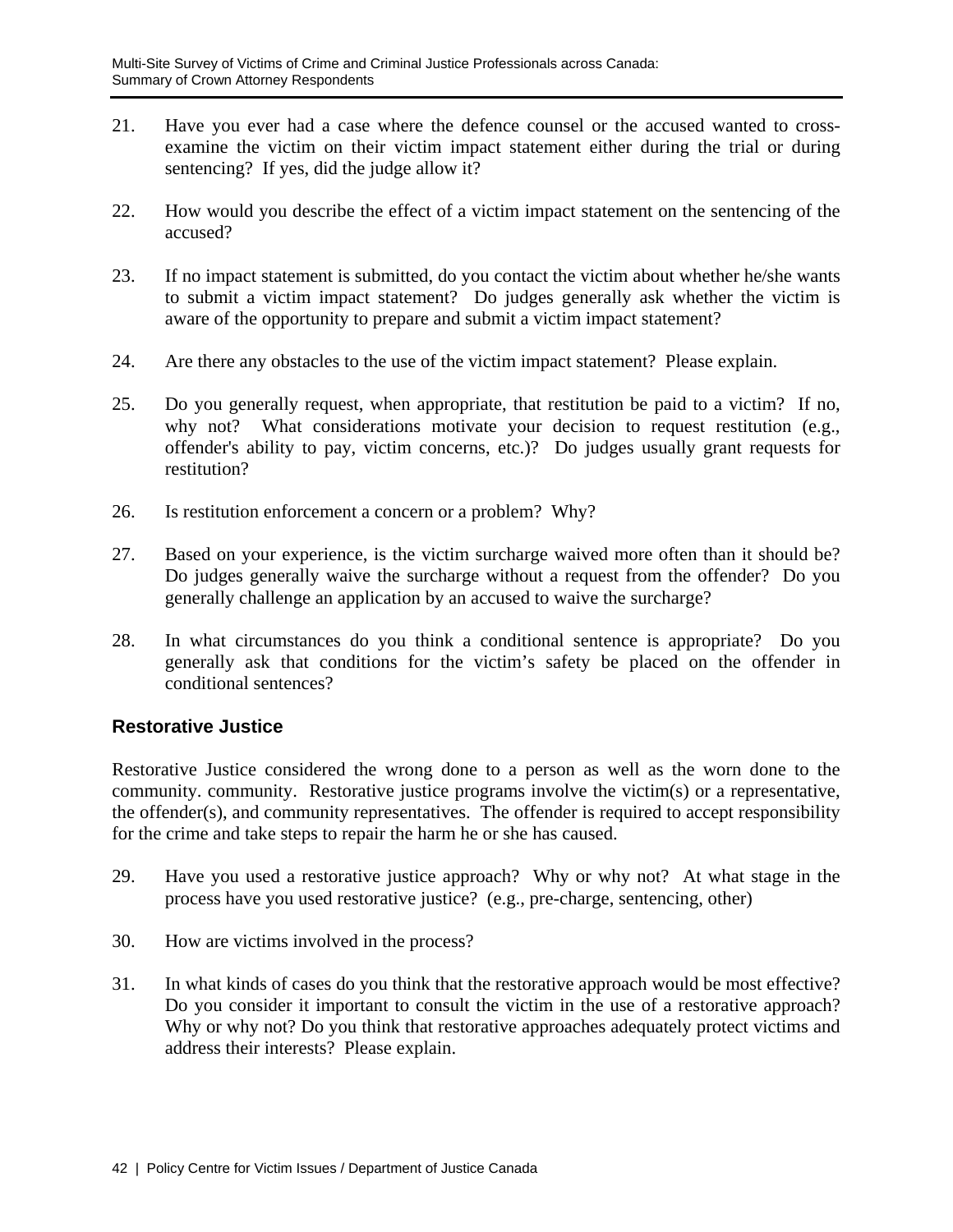21. Have you ever had a case where the defence counsel or the accused wanted to cross-examine the victim on their victim impact statement either during the trial or during sentencing? If yes, did the judge allow it?

22. How would you describe the effect of a victim impact statement on the sentencing of the accused?

23. If no impact statement is submitted, do you contact the victim about whether he/she wants to submit a victim impact statement? Do judges generally ask whether the victim is aware of the opportunity to prepare and submit a victim impact statement?

24. Are there any obstacles to the use of the victim impact statement? Please explain.

25. Do you generally request, when appropriate, that restitution be paid to a victim? If no, why not? What considerations motivate your decision to request restitution (e.g., offender's ability to pay, victim concerns, etc.)? Do judges usually grant requests for restitution?

26. Is restitution enforcement a concern or a problem? Why?

27. Based on your experience, is the victim surcharge waived more often than it should be? Do judges generally waive the surcharge without a request from the offender? Do you generally challenge an application by an accused to waive the surcharge?

28. In what circumstances do you think a conditional sentence is appropriate? Do you generally ask that conditions for the victim's safety be placed on the offender in conditional sentences?

## Restorative Justice

Restorative Justice considered the wrong done to a person as well as the worn done to the community. community. Restorative justice programs involve the victim(s) or a representative, the offender(s), and community representatives. The offender is required to accept responsibility for the crime and take steps to repair the harm he or she has caused.

29. Have you used a restorative justice approach? Why or why not? At what stage in the process have you used restorative justice? (e.g., pre-charge, sentencing, other)

30. How are victims involved in the process?

31. In what kinds of cases do you think that the restorative approach would be most effective? Do you consider it important to consult the victim in the use of a restorative approach? Why or why not? Do you think that restorative approaches adequately protect victims and address their interests? Please explain.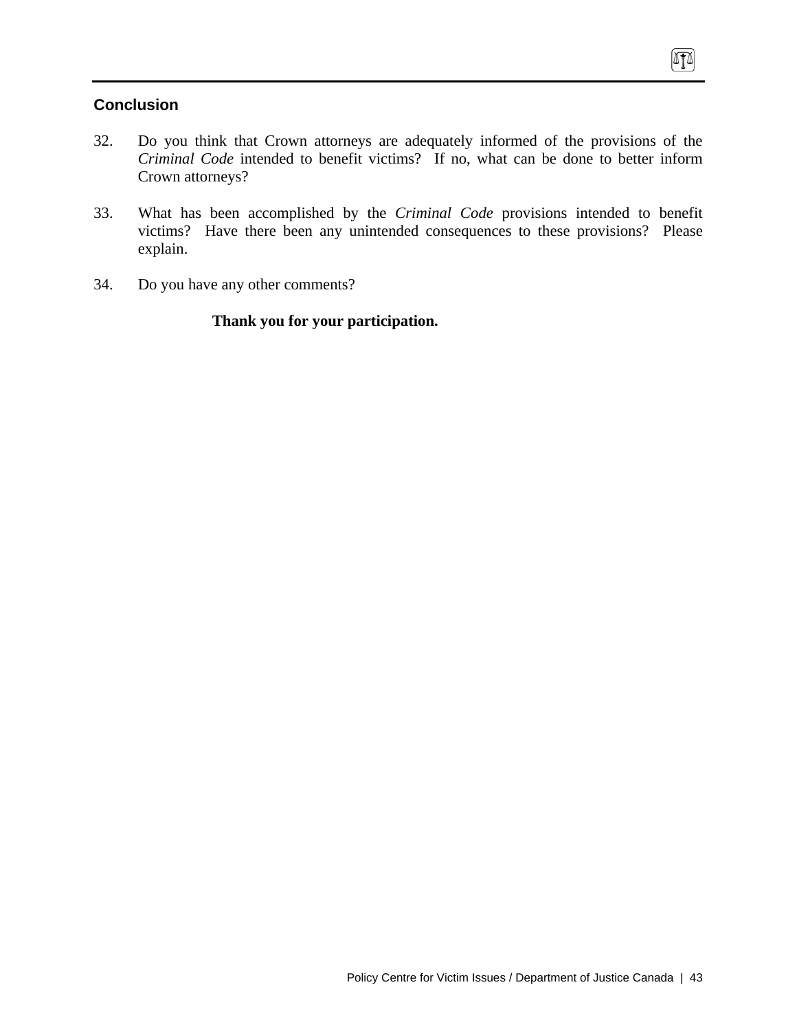## Conclusion

32. Do you think that Crown attorneys are adequately informed of the provisions of the *Criminal Code* intended to benefit victims? If no, what can be done to better inform Crown attorneys?

33. What has been accomplished by the *Criminal Code* provisions intended to benefit victims? Have there been any unintended consequences to these provisions? Please explain.

34. Do you have any other comments?

**Thank you for your participation.**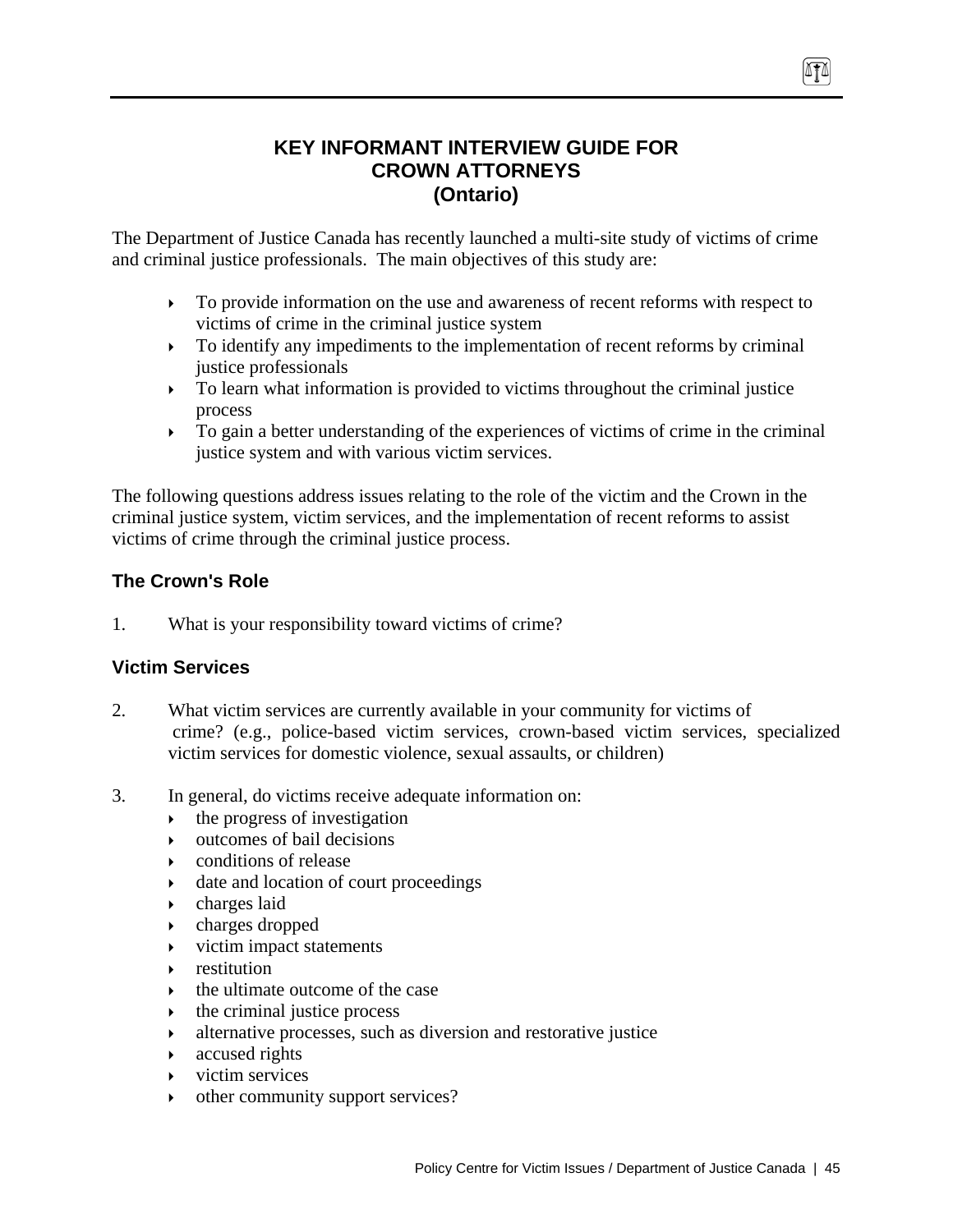# KEY INFORMANT INTERVIEW GUIDE FOR CROWN ATTORNEYS (Ontario)

The Department of Justice Canada has recently launched a multi-site study of victims of crime and criminal justice professionals. The main objectives of this study are:

- To provide information on the use and awareness of recent reforms with respect to victims of crime in the criminal justice system
- To identify any impediments to the implementation of recent reforms by criminal justice professionals
- To learn what information is provided to victims throughout the criminal justice process
- To gain a better understanding of the experiences of victims of crime in the criminal justice system and with various victim services.

The following questions address issues relating to the role of the victim and the Crown in the criminal justice system, victim services, and the implementation of recent reforms to assist victims of crime through the criminal justice process.

## The Crown's Role

1. What is your responsibility toward victims of crime?

## Victim Services

2. What victim services are currently available in your community for victims of crime? (e.g., police-based victim services, crown-based victim services, specialized victim services for domestic violence, sexual assaults, or children)

3. In general, do victims receive adequate information on:
   - the progress of investigation
   - outcomes of bail decisions
   - conditions of release
   - date and location of court proceedings
   - charges laid
   - charges dropped
   - victim impact statements
   - restitution
   - the ultimate outcome of the case
   - the criminal justice process
   - alternative processes, such as diversion and restorative justice
   - accused rights
   - victim services
   - other community support services?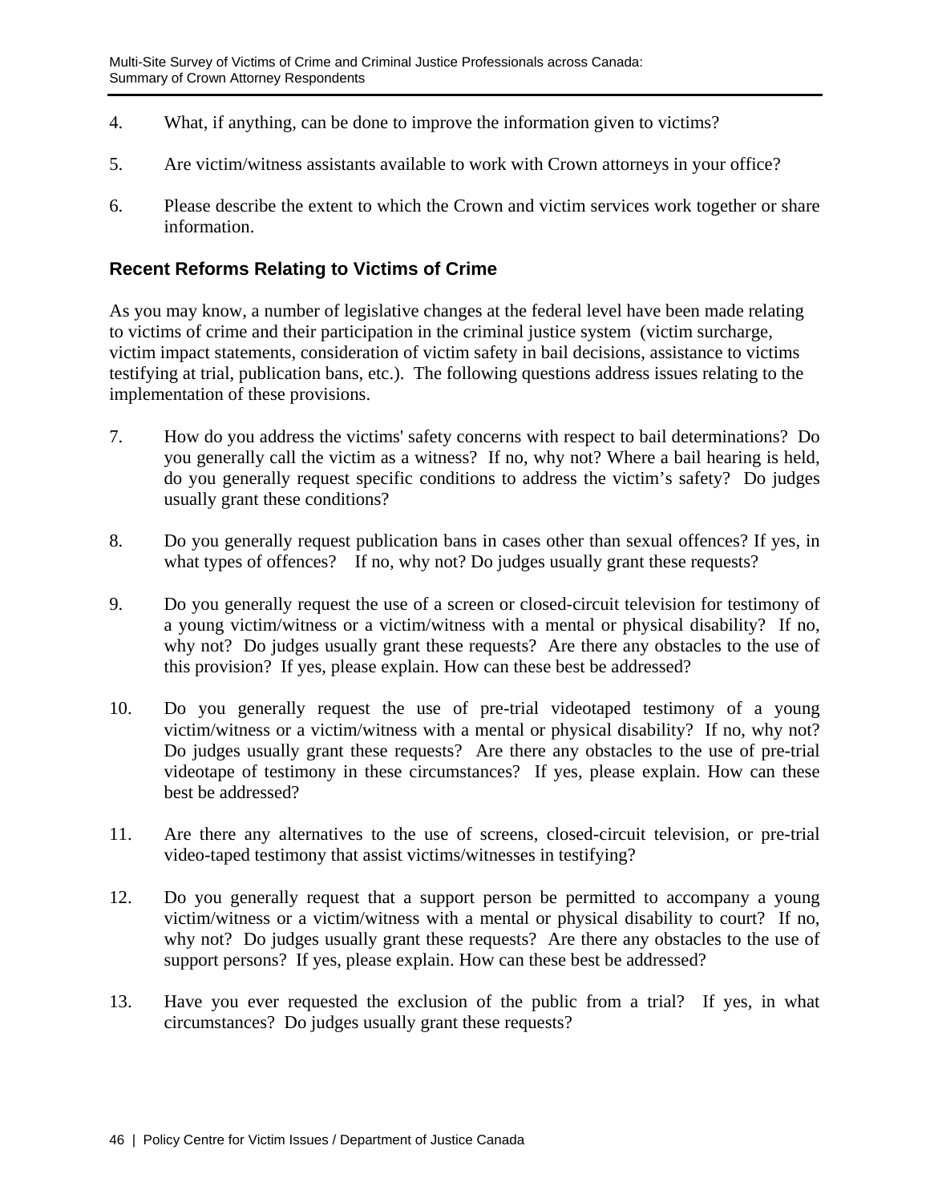4. What, if anything, can be done to improve the information given to victims?

5. Are victim/witness assistants available to work with Crown attorneys in your office?

6. Please describe the extent to which the Crown and victim services work together or share information.

### Recent Reforms Relating to Victims of Crime

As you may know, a number of legislative changes at the federal level have been made relating to victims of crime and their participation in the criminal justice system (victim surcharge, victim impact statements, consideration of victim safety in bail decisions, assistance to victims testifying at trial, publication bans, etc.). The following questions address issues relating to the implementation of these provisions.

7. How do you address the victims' safety concerns with respect to bail determinations? Do you generally call the victim as a witness? If no, why not? Where a bail hearing is held, do you generally request specific conditions to address the victim's safety? Do judges usually grant these conditions?

8. Do you generally request publication bans in cases other than sexual offences? If yes, in what types of offences? If no, why not? Do judges usually grant these requests?

9. Do you generally request the use of a screen or closed-circuit television for testimony of a young victim/witness or a victim/witness with a mental or physical disability? If no, why not? Do judges usually grant these requests? Are there any obstacles to the use of this provision? If yes, please explain. How can these best be addressed?

10. Do you generally request the use of pre-trial videotaped testimony of a young victim/witness or a victim/witness with a mental or physical disability? If no, why not? Do judges usually grant these requests? Are there any obstacles to the use of pre-trial videotape of testimony in these circumstances? If yes, please explain. How can these best be addressed?

11. Are there any alternatives to the use of screens, closed-circuit television, or pre-trial video-taped testimony that assist victims/witnesses in testifying?

12. Do you generally request that a support person be permitted to accompany a young victim/witness or a victim/witness with a mental or physical disability to court? If no, why not? Do judges usually grant these requests? Are there any obstacles to the use of support persons? If yes, please explain. How can these best be addressed?

13. Have you ever requested the exclusion of the public from a trial? If yes, in what circumstances? Do judges usually grant these requests?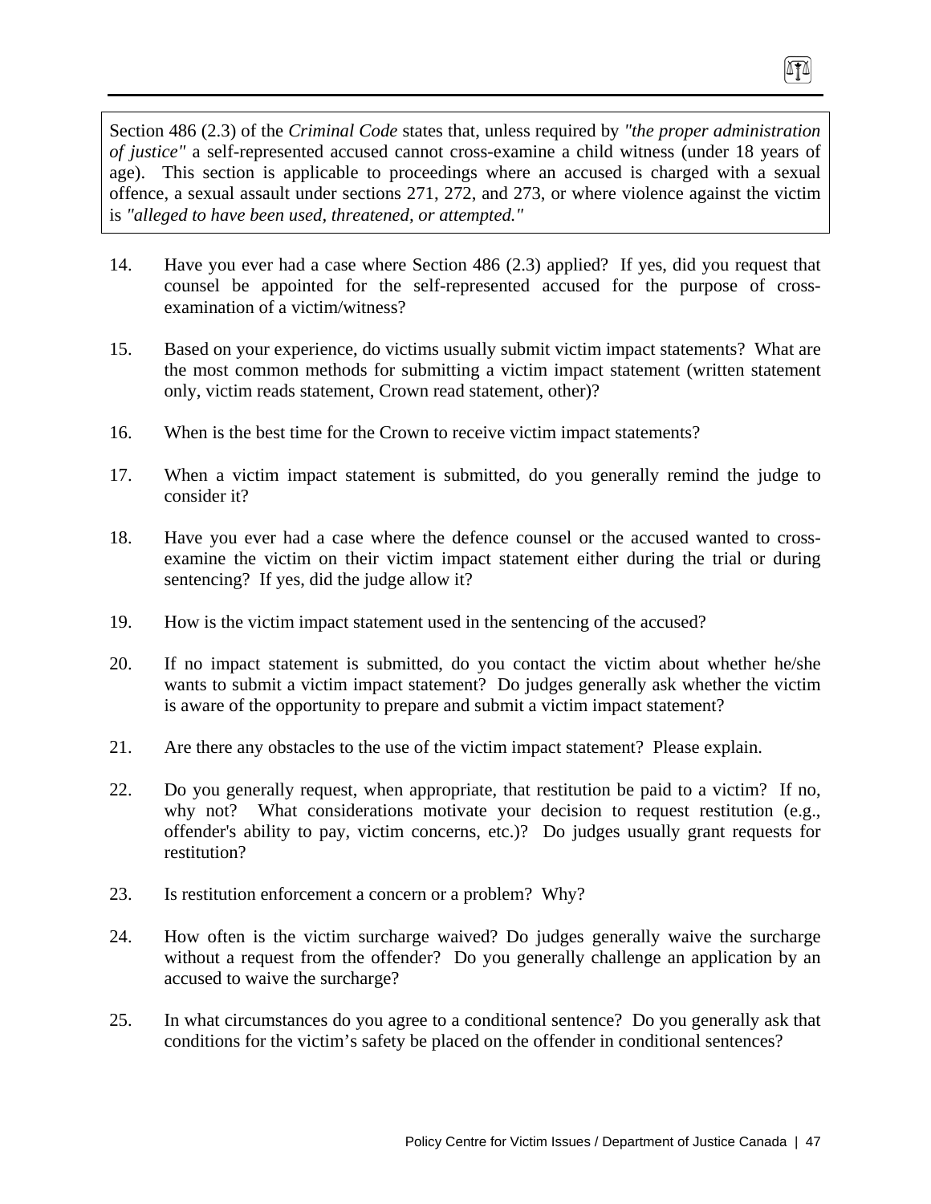Section 486 (2.3) of the *Criminal Code* states that, unless required by *"the proper administration of justice"* a self-represented accused cannot cross-examine a child witness (under 18 years of age). This section is applicable to proceedings where an accused is charged with a sexual offence, a sexual assault under sections 271, 272, and 273, or where violence against the victim is *"alleged to have been used, threatened, or attempted."*

14. Have you ever had a case where Section 486 (2.3) applied? If yes, did you request that counsel be appointed for the self-represented accused for the purpose of cross-examination of a victim/witness?

15. Based on your experience, do victims usually submit victim impact statements? What are the most common methods for submitting a victim impact statement (written statement only, victim reads statement, Crown read statement, other)?

16. When is the best time for the Crown to receive victim impact statements?

17. When a victim impact statement is submitted, do you generally remind the judge to consider it?

18. Have you ever had a case where the defence counsel or the accused wanted to cross-examine the victim on their victim impact statement either during the trial or during sentencing? If yes, did the judge allow it?

19. How is the victim impact statement used in the sentencing of the accused?

20. If no impact statement is submitted, do you contact the victim about whether he/she wants to submit a victim impact statement? Do judges generally ask whether the victim is aware of the opportunity to prepare and submit a victim impact statement?

21. Are there any obstacles to the use of the victim impact statement? Please explain.

22. Do you generally request, when appropriate, that restitution be paid to a victim? If no, why not? What considerations motivate your decision to request restitution (e.g., offender's ability to pay, victim concerns, etc.)? Do judges usually grant requests for restitution?

23. Is restitution enforcement a concern or a problem? Why?

24. How often is the victim surcharge waived? Do judges generally waive the surcharge without a request from the offender? Do you generally challenge an application by an accused to waive the surcharge?

25. In what circumstances do you agree to a conditional sentence? Do you generally ask that conditions for the victim's safety be placed on the offender in conditional sentences?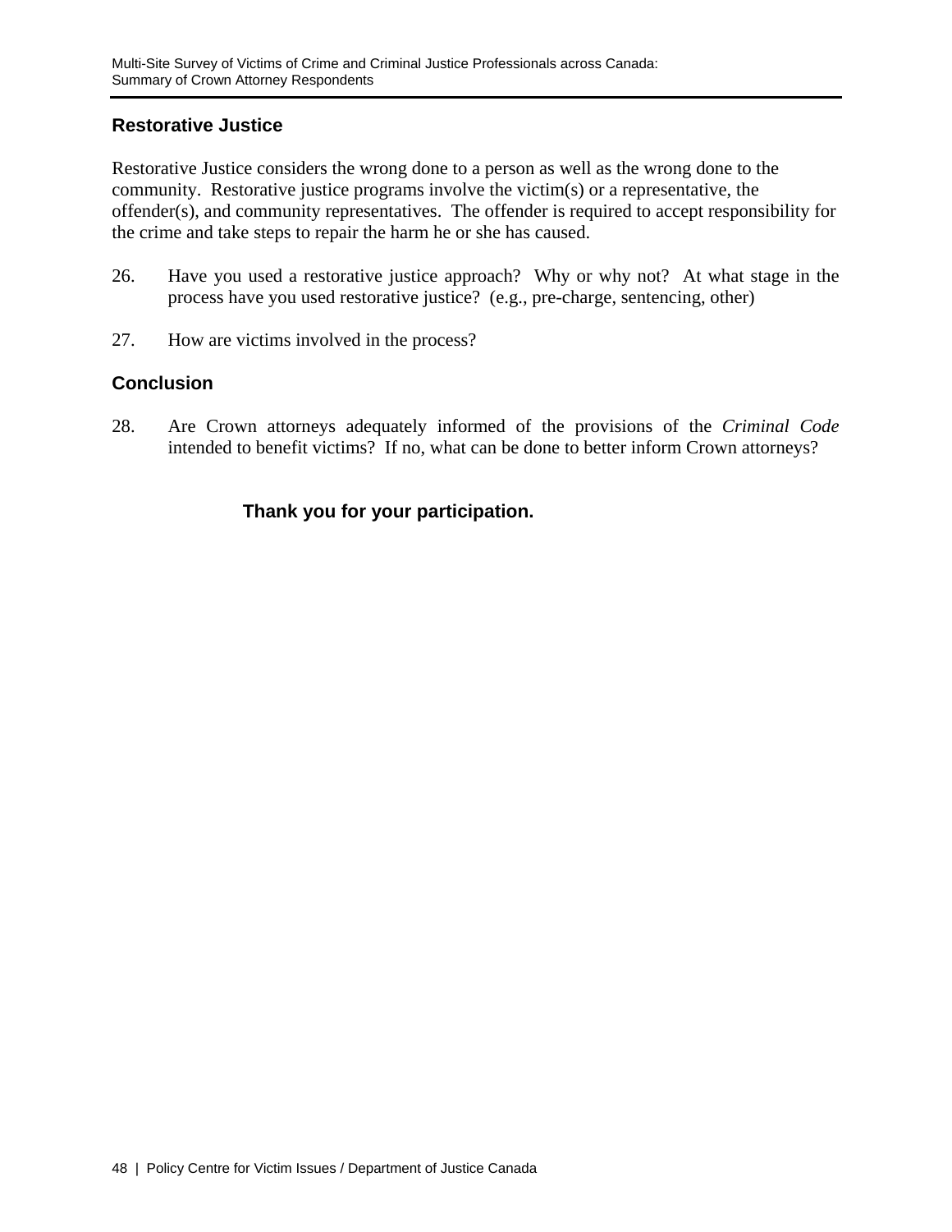## Restorative Justice

Restorative Justice considers the wrong done to a person as well as the wrong done to the community. Restorative justice programs involve the victim(s) or a representative, the offender(s), and community representatives. The offender is required to accept responsibility for the crime and take steps to repair the harm he or she has caused.

26. Have you used a restorative justice approach? Why or why not? At what stage in the process have you used restorative justice? (e.g., pre-charge, sentencing, other)

27. How are victims involved in the process?

## Conclusion

28. Are Crown attorneys adequately informed of the provisions of the *Criminal Code* intended to benefit victims? If no, what can be done to better inform Crown attorneys?

**Thank you for your participation.**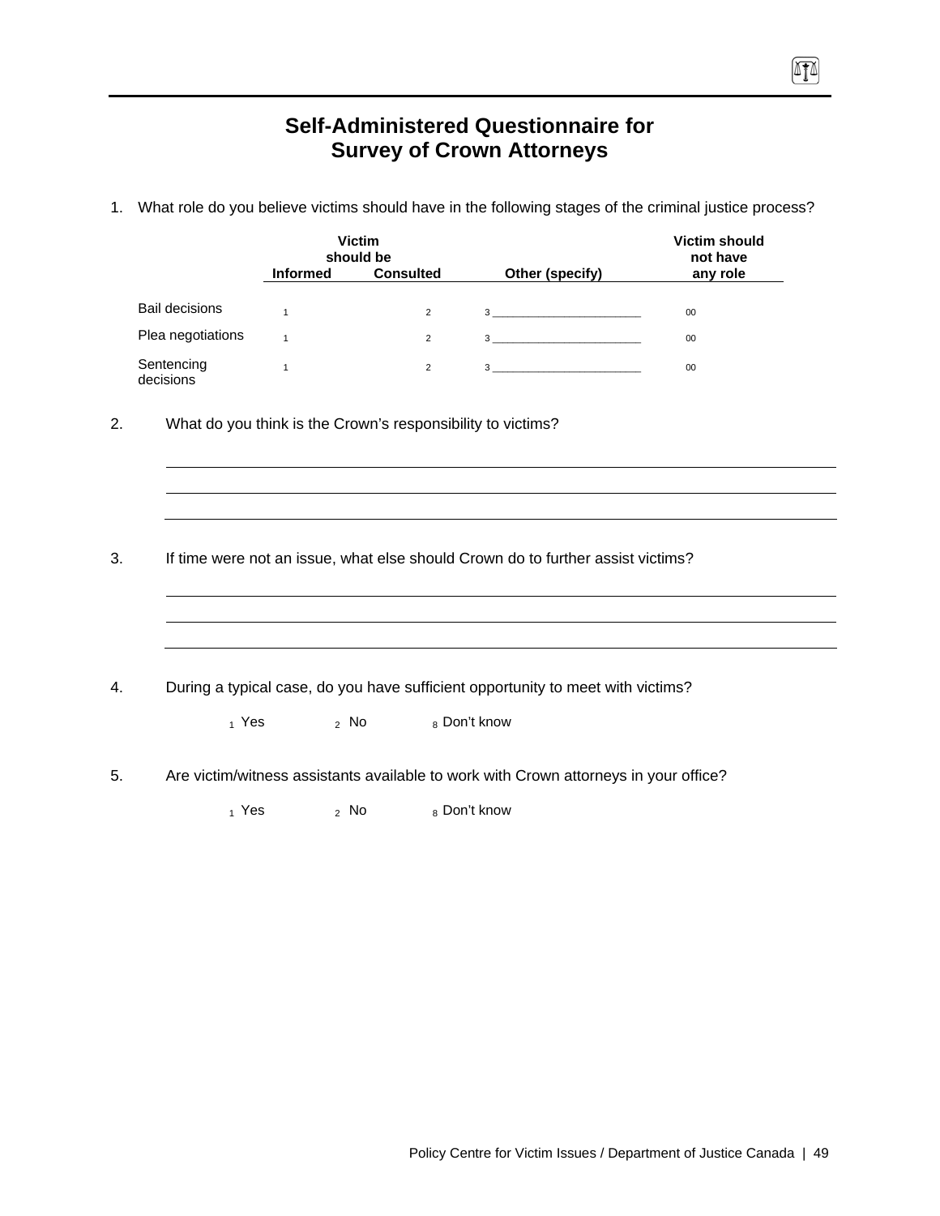# Self-Administered Questionnaire for Survey of Crown Attorneys

1. What role do you believe victims should have in the following stages of the criminal justice process?

| | Victim should be Informed | Consulted | Other (specify) | Victim should not have any role |
|---|---|---|---|---|
| Bail decisions | 1 | 2 | 3 ______________________ | 00 |
| Plea negotiations | 1 | 2 | 3 ______________________ | 00 |
| Sentencing decisions | 1 | 2 | 3 ______________________ | 00 |

2. What do you think is the Crown's responsibility to victims?

_______________________________________________

_______________________________________________

_______________________________________________

3. If time were not an issue, what else should Crown do to further assist victims?

_______________________________________________

_______________________________________________

_______________________________________________

4. During a typical case, do you have sufficient opportunity to meet with victims?

   1 Yes     2 No     8 Don't know

5. Are victim/witness assistants available to work with Crown attorneys in your office?

   1 Yes     2 No     8 Don't know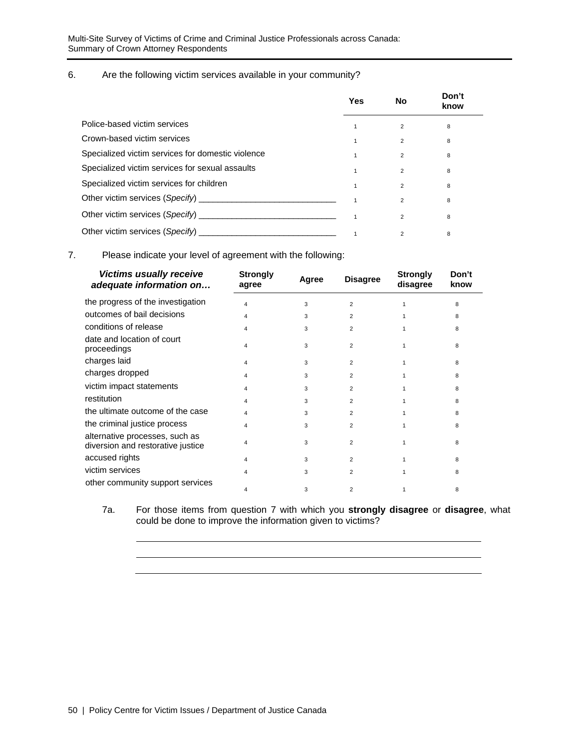6. Are the following victim services available in your community?

| | Yes | No | Don't know |
|---|---|---|---|
| Police-based victim services | 1 | 2 | 8 |
| Crown-based victim services | 1 | 2 | 8 |
| Specialized victim services for domestic violence | 1 | 2 | 8 |
| Specialized victim services for sexual assaults | 1 | 2 | 8 |
| Specialized victim services for children | 1 | 2 | 8 |
| Other victim services (*Specify*) ______________________________ | 1 | 2 | 8 |
| Other victim services (*Specify*) ______________________________ | 1 | 2 | 8 |
| Other victim services (*Specify*) ______________________________ | 1 | 2 | 8 |

7. Please indicate your level of agreement with the following:

| ***Victims usually receive adequate information on…*** | Strongly agree | Agree | Disagree | Strongly disagree | Don't know |
|---|---|---|---|---|---|
| the progress of the investigation | 4 | 3 | 2 | 1 | 8 |
| outcomes of bail decisions | 4 | 3 | 2 | 1 | 8 |
| conditions of release | 4 | 3 | 2 | 1 | 8 |
| date and location of court proceedings | 4 | 3 | 2 | 1 | 8 |
| charges laid | 4 | 3 | 2 | 1 | 8 |
| charges dropped | 4 | 3 | 2 | 1 | 8 |
| victim impact statements | 4 | 3 | 2 | 1 | 8 |
| restitution | 4 | 3 | 2 | 1 | 8 |
| the ultimate outcome of the case | 4 | 3 | 2 | 1 | 8 |
| the criminal justice process | 4 | 3 | 2 | 1 | 8 |
| alternative processes, such as diversion and restorative justice | 4 | 3 | 2 | 1 | 8 |
| accused rights | 4 | 3 | 2 | 1 | 8 |
| victim services | 4 | 3 | 2 | 1 | 8 |
| other community support services | 4 | 3 | 2 | 1 | 8 |

7a. For those items from question 7 with which you **strongly disagree** or **disagree**, what could be done to improve the information given to victims?

______________________________________________________________

______________________________________________________________

______________________________________________________________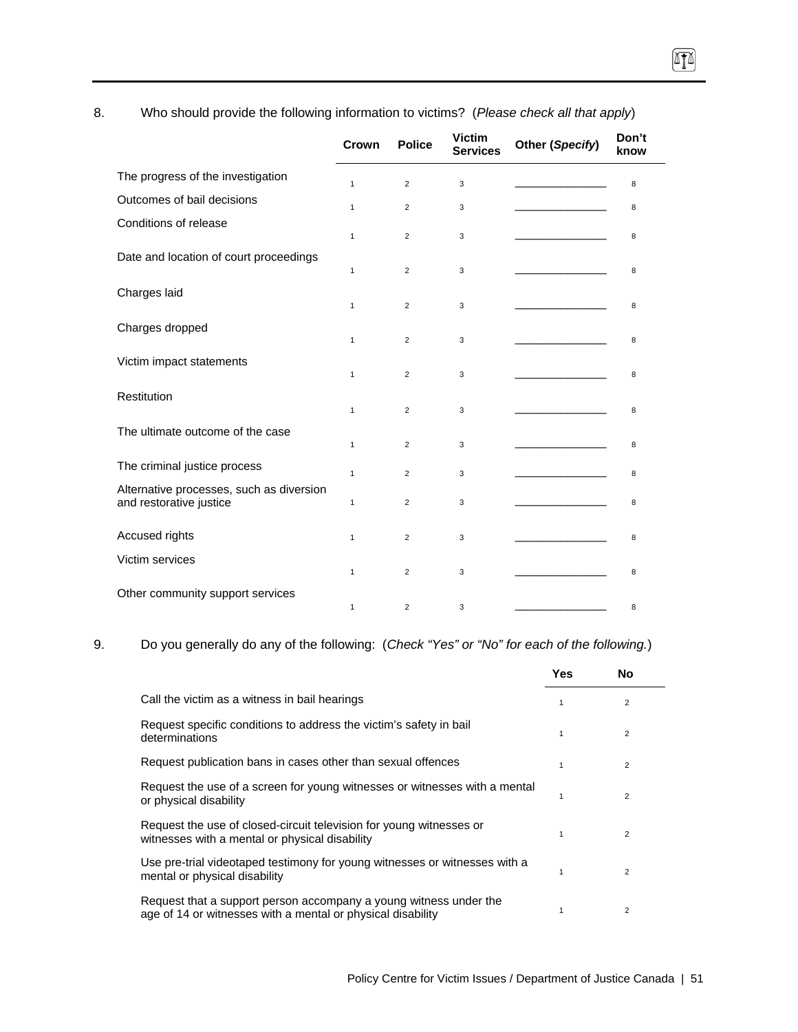8. Who should provide the following information to victims? (*Please check all that apply*)

| | Crown | Police | Victim Services | Other (*Specify*) | Don't know |
|---|---|---|---|---|---|
| The progress of the investigation | 1 | 2 | 3 | ________________ | 8 |
| Outcomes of bail decisions | 1 | 2 | 3 | ________________ | 8 |
| Conditions of release | 1 | 2 | 3 | ________________ | 8 |
| Date and location of court proceedings | 1 | 2 | 3 | ________________ | 8 |
| Charges laid | 1 | 2 | 3 | ________________ | 8 |
| Charges dropped | 1 | 2 | 3 | ________________ | 8 |
| Victim impact statements | 1 | 2 | 3 | ________________ | 8 |
| Restitution | 1 | 2 | 3 | ________________ | 8 |
| The ultimate outcome of the case | 1 | 2 | 3 | ________________ | 8 |
| The criminal justice process | 1 | 2 | 3 | ________________ | 8 |
| Alternative processes, such as diversion and restorative justice | 1 | 2 | 3 | ________________ | 8 |
| Accused rights | 1 | 2 | 3 | ________________ | 8 |
| Victim services | 1 | 2 | 3 | ________________ | 8 |
| Other community support services | 1 | 2 | 3 | ________________ | 8 |

9. Do you generally do any of the following: (*Check "Yes" or "No" for each of the following.*)

| | Yes | No |
|---|---|---|
| Call the victim as a witness in bail hearings | 1 | 2 |
| Request specific conditions to address the victim's safety in bail determinations | 1 | 2 |
| Request publication bans in cases other than sexual offences | 1 | 2 |
| Request the use of a screen for young witnesses or witnesses with a mental or physical disability | 1 | 2 |
| Request the use of closed-circuit television for young witnesses or witnesses with a mental or physical disability | 1 | 2 |
| Use pre-trial videotaped testimony for young witnesses or witnesses with a mental or physical disability | 1 | 2 |
| Request that a support person accompany a young witness under the age of 14 or witnesses with a mental or physical disability | 1 | 2 |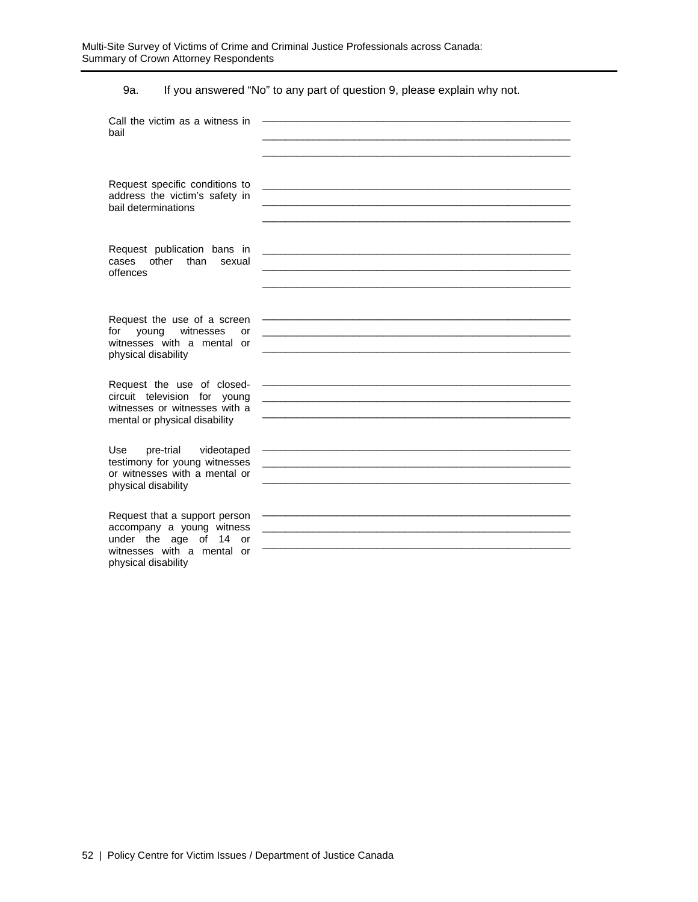9a. If you answered "No" to any part of question 9, please explain why not.

Call the victim as a witness in bail

\_\_\_\_\_\_\_\_\_\_\_\_\_\_\_\_\_\_\_\_\_\_\_\_\_\_\_\_\_\_\_\_\_\_\_\_\_\_\_\_\_\_\_\_\_\_\_\_\_\_\_\_
\_\_\_\_\_\_\_\_\_\_\_\_\_\_\_\_\_\_\_\_\_\_\_\_\_\_\_\_\_\_\_\_\_\_\_\_\_\_\_\_\_\_\_\_\_\_\_\_\_\_\_\_
\_\_\_\_\_\_\_\_\_\_\_\_\_\_\_\_\_\_\_\_\_\_\_\_\_\_\_\_\_\_\_\_\_\_\_\_\_\_\_\_\_\_\_\_\_\_\_\_\_\_\_\_

Request specific conditions to address the victim's safety in bail determinations

\_\_\_\_\_\_\_\_\_\_\_\_\_\_\_\_\_\_\_\_\_\_\_\_\_\_\_\_\_\_\_\_\_\_\_\_\_\_\_\_\_\_\_\_\_\_\_\_\_\_\_\_
\_\_\_\_\_\_\_\_\_\_\_\_\_\_\_\_\_\_\_\_\_\_\_\_\_\_\_\_\_\_\_\_\_\_\_\_\_\_\_\_\_\_\_\_\_\_\_\_\_\_\_\_
\_\_\_\_\_\_\_\_\_\_\_\_\_\_\_\_\_\_\_\_\_\_\_\_\_\_\_\_\_\_\_\_\_\_\_\_\_\_\_\_\_\_\_\_\_\_\_\_\_\_\_\_

Request publication bans in cases other than sexual offences

\_\_\_\_\_\_\_\_\_\_\_\_\_\_\_\_\_\_\_\_\_\_\_\_\_\_\_\_\_\_\_\_\_\_\_\_\_\_\_\_\_\_\_\_\_\_\_\_\_\_\_\_
\_\_\_\_\_\_\_\_\_\_\_\_\_\_\_\_\_\_\_\_\_\_\_\_\_\_\_\_\_\_\_\_\_\_\_\_\_\_\_\_\_\_\_\_\_\_\_\_\_\_\_\_
\_\_\_\_\_\_\_\_\_\_\_\_\_\_\_\_\_\_\_\_\_\_\_\_\_\_\_\_\_\_\_\_\_\_\_\_\_\_\_\_\_\_\_\_\_\_\_\_\_\_\_\_

Request the use of a screen for young witnesses or witnesses with a mental or physical disability

\_\_\_\_\_\_\_\_\_\_\_\_\_\_\_\_\_\_\_\_\_\_\_\_\_\_\_\_\_\_\_\_\_\_\_\_\_\_\_\_\_\_\_\_\_\_\_\_\_\_\_\_
\_\_\_\_\_\_\_\_\_\_\_\_\_\_\_\_\_\_\_\_\_\_\_\_\_\_\_\_\_\_\_\_\_\_\_\_\_\_\_\_\_\_\_\_\_\_\_\_\_\_\_\_
\_\_\_\_\_\_\_\_\_\_\_\_\_\_\_\_\_\_\_\_\_\_\_\_\_\_\_\_\_\_\_\_\_\_\_\_\_\_\_\_\_\_\_\_\_\_\_\_\_\_\_\_

Request the use of closed-circuit television for young witnesses or witnesses with a mental or physical disability

\_\_\_\_\_\_\_\_\_\_\_\_\_\_\_\_\_\_\_\_\_\_\_\_\_\_\_\_\_\_\_\_\_\_\_\_\_\_\_\_\_\_\_\_\_\_\_\_\_\_\_\_
\_\_\_\_\_\_\_\_\_\_\_\_\_\_\_\_\_\_\_\_\_\_\_\_\_\_\_\_\_\_\_\_\_\_\_\_\_\_\_\_\_\_\_\_\_\_\_\_\_\_\_\_
\_\_\_\_\_\_\_\_\_\_\_\_\_\_\_\_\_\_\_\_\_\_\_\_\_\_\_\_\_\_\_\_\_\_\_\_\_\_\_\_\_\_\_\_\_\_\_\_\_\_\_\_

Use pre-trial videotaped testimony for young witnesses or witnesses with a mental or physical disability

\_\_\_\_\_\_\_\_\_\_\_\_\_\_\_\_\_\_\_\_\_\_\_\_\_\_\_\_\_\_\_\_\_\_\_\_\_\_\_\_\_\_\_\_\_\_\_\_\_\_\_\_
\_\_\_\_\_\_\_\_\_\_\_\_\_\_\_\_\_\_\_\_\_\_\_\_\_\_\_\_\_\_\_\_\_\_\_\_\_\_\_\_\_\_\_\_\_\_\_\_\_\_\_\_
\_\_\_\_\_\_\_\_\_\_\_\_\_\_\_\_\_\_\_\_\_\_\_\_\_\_\_\_\_\_\_\_\_\_\_\_\_\_\_\_\_\_\_\_\_\_\_\_\_\_\_\_

Request that a support person accompany a young witness under the age of 14 or witnesses with a mental or physical disability

\_\_\_\_\_\_\_\_\_\_\_\_\_\_\_\_\_\_\_\_\_\_\_\_\_\_\_\_\_\_\_\_\_\_\_\_\_\_\_\_\_\_\_\_\_\_\_\_\_\_\_\_
\_\_\_\_\_\_\_\_\_\_\_\_\_\_\_\_\_\_\_\_\_\_\_\_\_\_\_\_\_\_\_\_\_\_\_\_\_\_\_\_\_\_\_\_\_\_\_\_\_\_\_\_
\_\_\_\_\_\_\_\_\_\_\_\_\_\_\_\_\_\_\_\_\_\_\_\_\_\_\_\_\_\_\_\_\_\_\_\_\_\_\_\_\_\_\_\_\_\_\_\_\_\_\_\_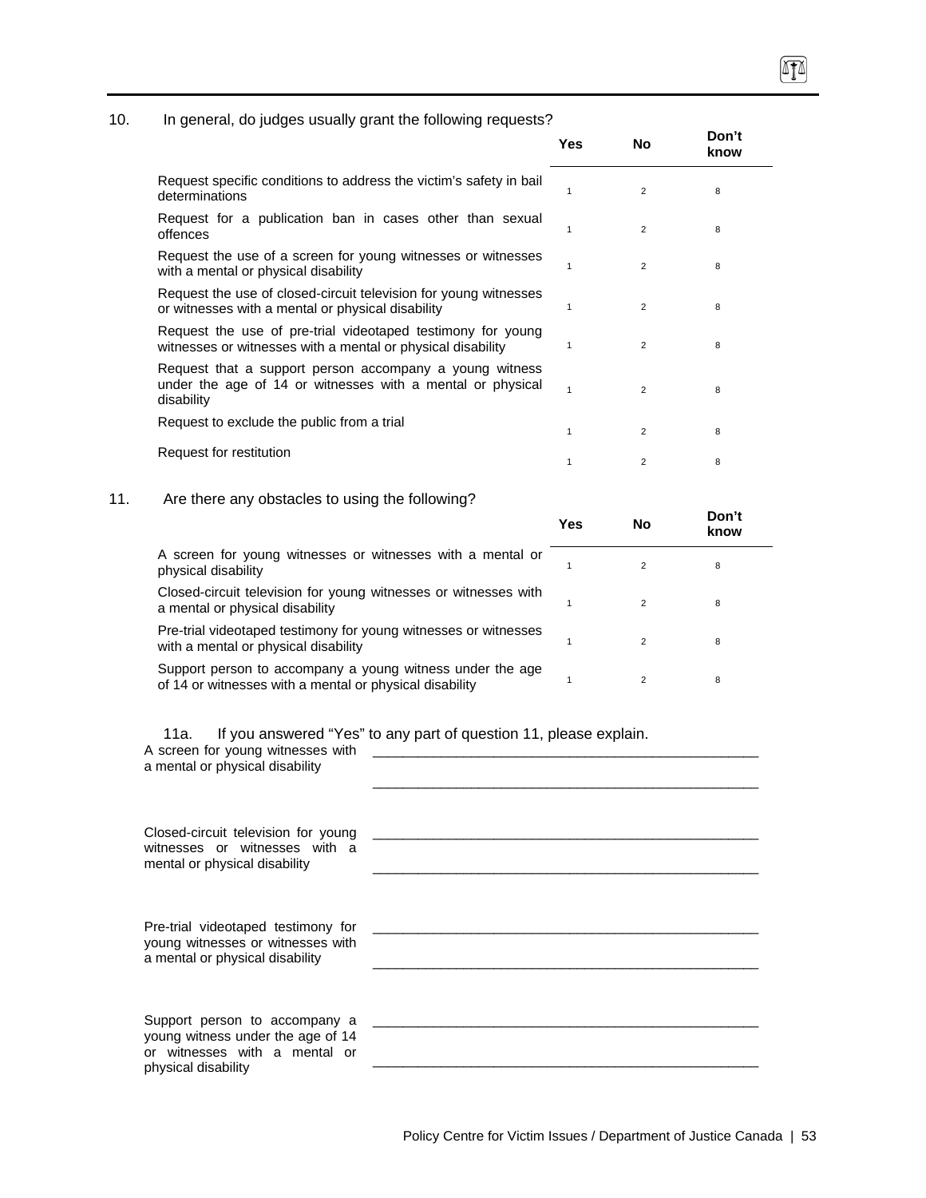10. In general, do judges usually grant the following requests?

| | Yes | No | Don't know |
|---|---|---|---|
| Request specific conditions to address the victim's safety in bail determinations | 1 | 2 | 8 |
| Request for a publication ban in cases other than sexual offences | 1 | 2 | 8 |
| Request the use of a screen for young witnesses or witnesses with a mental or physical disability | 1 | 2 | 8 |
| Request the use of closed-circuit television for young witnesses or witnesses with a mental or physical disability | 1 | 2 | 8 |
| Request the use of pre-trial videotaped testimony for young witnesses or witnesses with a mental or physical disability | 1 | 2 | 8 |
| Request that a support person accompany a young witness under the age of 14 or witnesses with a mental or physical disability | 1 | 2 | 8 |
| Request to exclude the public from a trial | 1 | 2 | 8 |
| Request for restitution | 1 | 2 | 8 |

11. Are there any obstacles to using the following?

| | Yes | No | Don't know |
|---|---|---|---|
| A screen for young witnesses or witnesses with a mental or physical disability | 1 | 2 | 8 |
| Closed-circuit television for young witnesses or witnesses with a mental or physical disability | 1 | 2 | 8 |
| Pre-trial videotaped testimony for young witnesses or witnesses with a mental or physical disability | 1 | 2 | 8 |
| Support person to accompany a young witness under the age of 14 or witnesses with a mental or physical disability | 1 | 2 | 8 |

11a. If you answered "Yes" to any part of question 11, please explain.

A screen for young witnesses with a mental or physical disability ________________________________________________

________________________________________________

Closed-circuit television for young witnesses or witnesses with a mental or physical disability ________________________________________________

________________________________________________

Pre-trial videotaped testimony for young witnesses or witnesses with a mental or physical disability ________________________________________________

________________________________________________

Support person to accompany a young witness under the age of 14 or witnesses with a mental or physical disability ________________________________________________

________________________________________________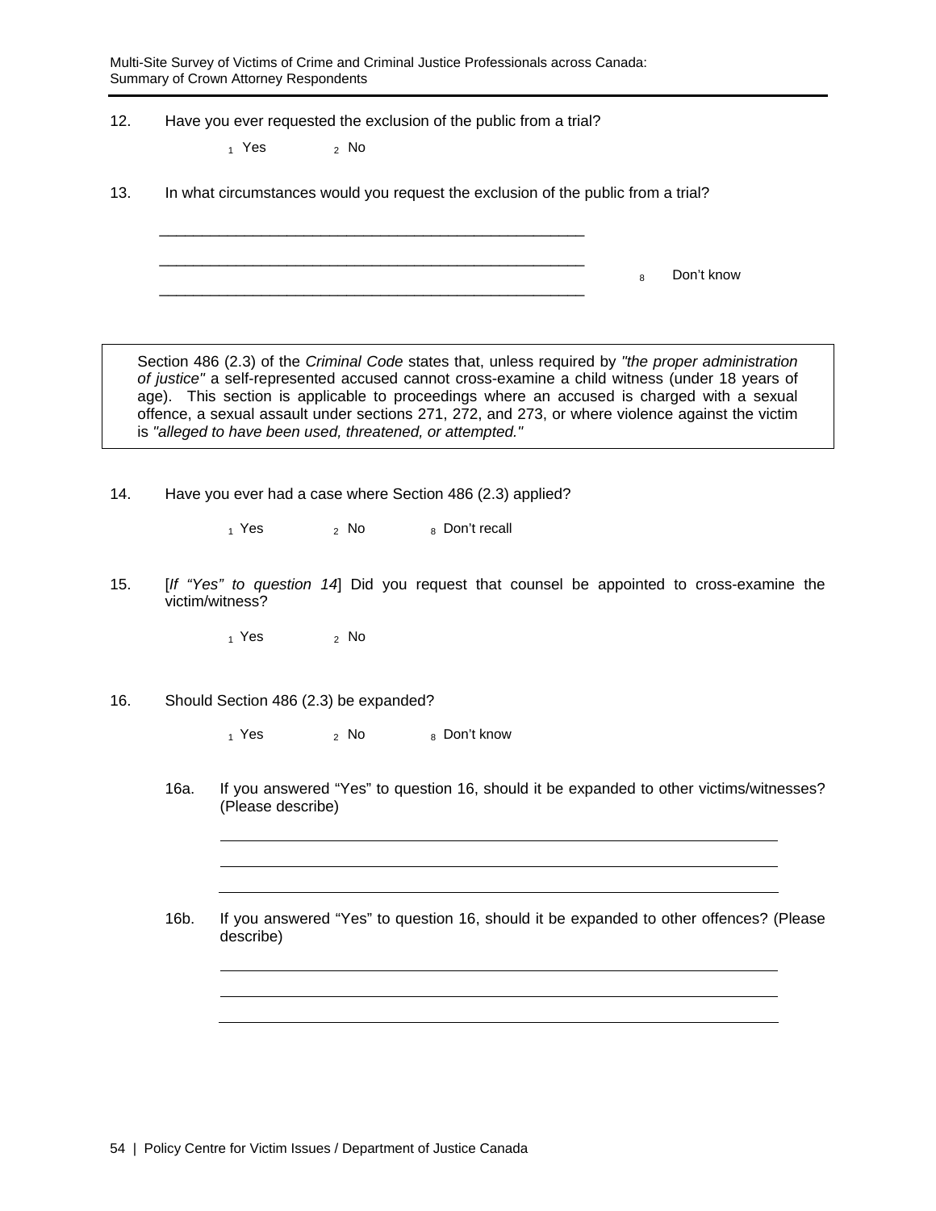12. Have you ever requested the exclusion of the public from a trial?

    1 Yes    2 No

13. In what circumstances would you request the exclusion of the public from a trial?

    ______________________________________________

    ______________________________________________    8 Don't know

    ______________________________________________

> Section 486 (2.3) of the *Criminal Code* states that, unless required by *"the proper administration of justice"* a self-represented accused cannot cross-examine a child witness (under 18 years of age). This section is applicable to proceedings where an accused is charged with a sexual offence, a sexual assault under sections 271, 272, and 273, or where violence against the victim is *"alleged to have been used, threatened, or attempted."*

14. Have you ever had a case where Section 486 (2.3) applied?

    1 Yes    2 No    8 Don't recall

15. [*If "Yes" to question 14*] Did you request that counsel be appointed to cross-examine the victim/witness?

    1 Yes    2 No

16. Should Section 486 (2.3) be expanded?

    1 Yes    2 No    8 Don't know

    16a. If you answered "Yes" to question 16, should it be expanded to other victims/witnesses? (Please describe)

    ______________________________________________

    ______________________________________________

    ______________________________________________

    16b. If you answered "Yes" to question 16, should it be expanded to other offences? (Please describe)

    ______________________________________________

    ______________________________________________

    ______________________________________________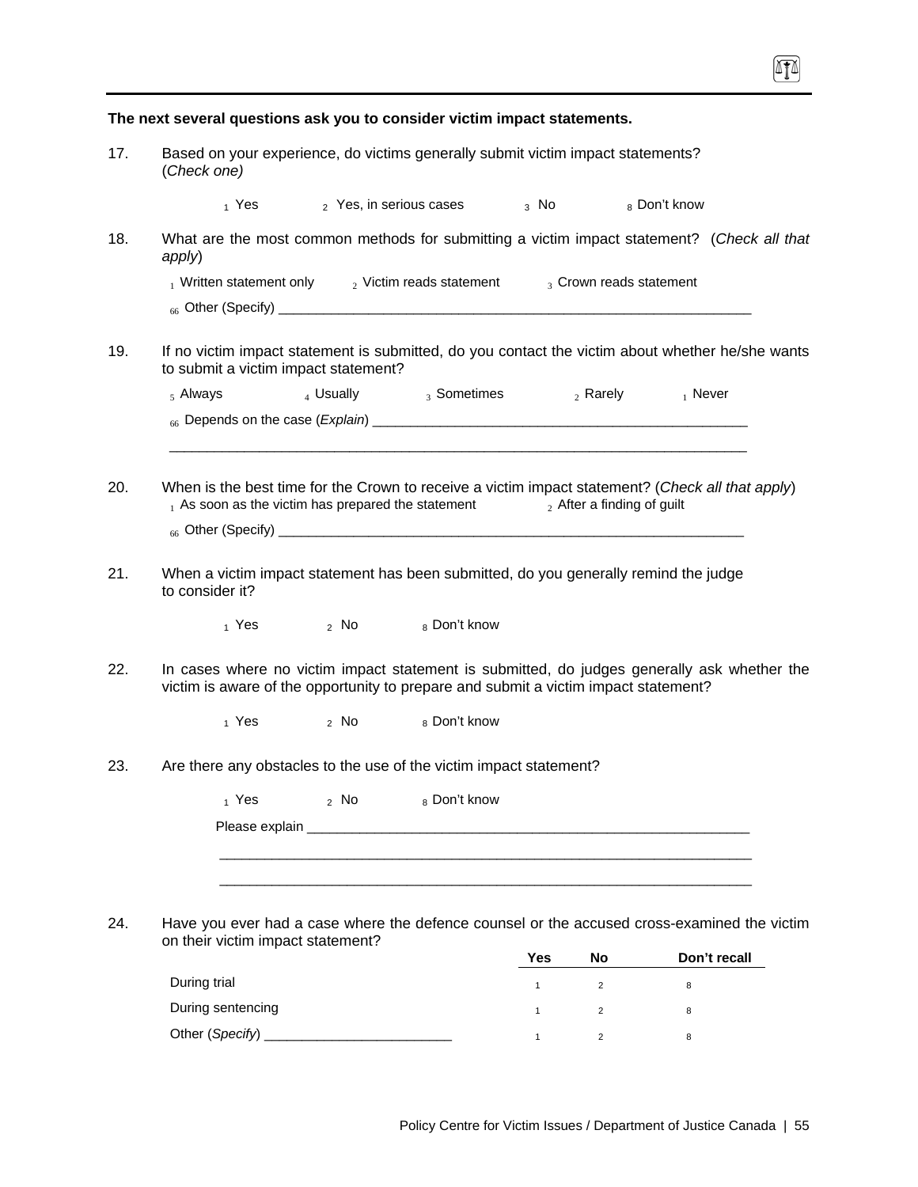**The next several questions ask you to consider victim impact statements.**

17. Based on your experience, do victims generally submit victim impact statements? (*Check one)*

   1 Yes  2 Yes, in serious cases  3 No  8 Don't know

18. What are the most common methods for submitting a victim impact statement? (*Check all that apply*)

   1 Written statement only  2 Victim reads statement  3 Crown reads statement

   66 Other (Specify) ________________________________________________________________

19. If no victim impact statement is submitted, do you contact the victim about whether he/she wants to submit a victim impact statement?

   5 Always  4 Usually  3 Sometimes  2 Rarely  1 Never

   66 Depends on the case (*Explain*) ____________________________________________________

   ________________________________________________________________________________

20. When is the best time for the Crown to receive a victim impact statement? (*Check all that apply*)

   1 As soon as the victim has prepared the statement  2 After a finding of guilt

   66 Other (Specify) ________________________________________________________________

21. When a victim impact statement has been submitted, do you generally remind the judge to consider it?

   1 Yes  2 No  8 Don't know

22. In cases where no victim impact statement is submitted, do judges generally ask whether the victim is aware of the opportunity to prepare and submit a victim impact statement?

   1 Yes  2 No  8 Don't know

23. Are there any obstacles to the use of the victim impact statement?

   1 Yes  2 No  8 Don't know

   Please explain ____________________________________________________________

   ________________________________________________________________________

   ________________________________________________________________________

24. Have you ever had a case where the defence counsel or the accused cross-examined the victim on their victim impact statement?

| | Yes | No | Don't recall |
|---|---|---|---|
| During trial | 1 | 2 | 8 |
| During sentencing | 1 | 2 | 8 |
| Other (*Specify*) _________________________ | 1 | 2 | 8 |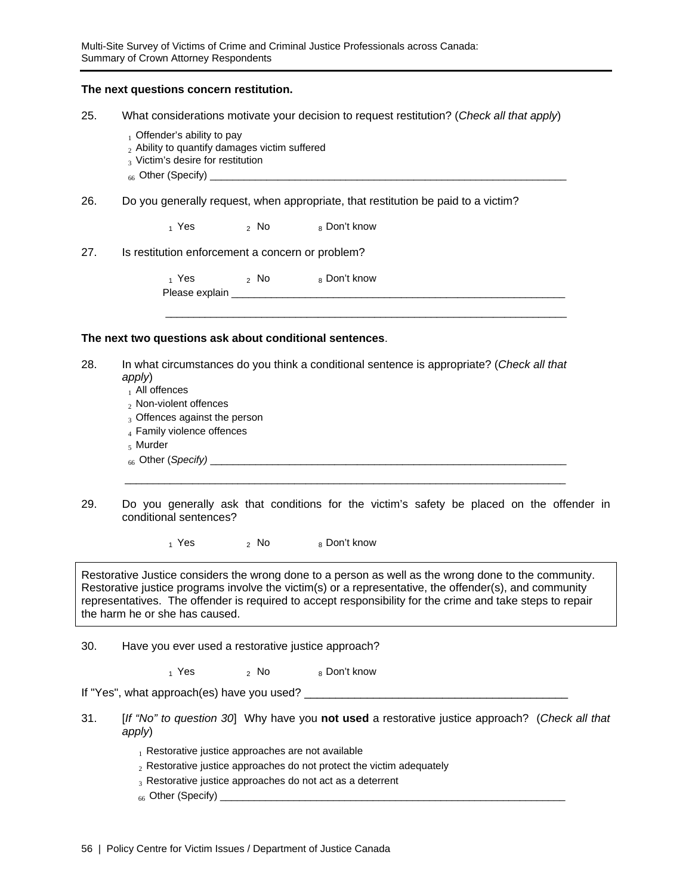**The next questions concern restitution.**

25. What considerations motivate your decision to request restitution? (*Check all that apply*)

   - 1 Offender's ability to pay
   - 2 Ability to quantify damages victim suffered
   - 3 Victim's desire for restitution
   - 66 Other (Specify) ____________________________________________

26. Do you generally request, when appropriate, that restitution be paid to a victim?

   1 Yes    2 No    8 Don't know

27. Is restitution enforcement a concern or problem?

   1 Yes    2 No    8 Don't know

   Please explain ____________________________________________

   ____________________________________________

**The next two questions ask about conditional sentences**.

28. In what circumstances do you think a conditional sentence is appropriate? (*Check all that apply*)

   - 1 All offences
   - 2 Non-violent offences
   - 3 Offences against the person
   - 4 Family violence offences
   - 5 Murder
   - 66 Other (*Specify)* ____________________________________________

   ____________________________________________

29. Do you generally ask that conditions for the victim's safety be placed on the offender in conditional sentences?

   1 Yes    2 No    8 Don't know

> Restorative Justice considers the wrong done to a person as well as the wrong done to the community. Restorative justice programs involve the victim(s) or a representative, the offender(s), and community representatives. The offender is required to accept responsibility for the crime and take steps to repair the harm he or she has caused.

30. Have you ever used a restorative justice approach?

   1 Yes    2 No    8 Don't know

If "Yes", what approach(es) have you used? ____________________________________________

31. [*If "No" to question 30*] Why have you **not used** a restorative justice approach? (*Check all that apply*)

   - 1 Restorative justice approaches are not available
   - 2 Restorative justice approaches do not protect the victim adequately
   - 3 Restorative justice approaches do not act as a deterrent
   - 66 Other (Specify) ____________________________________________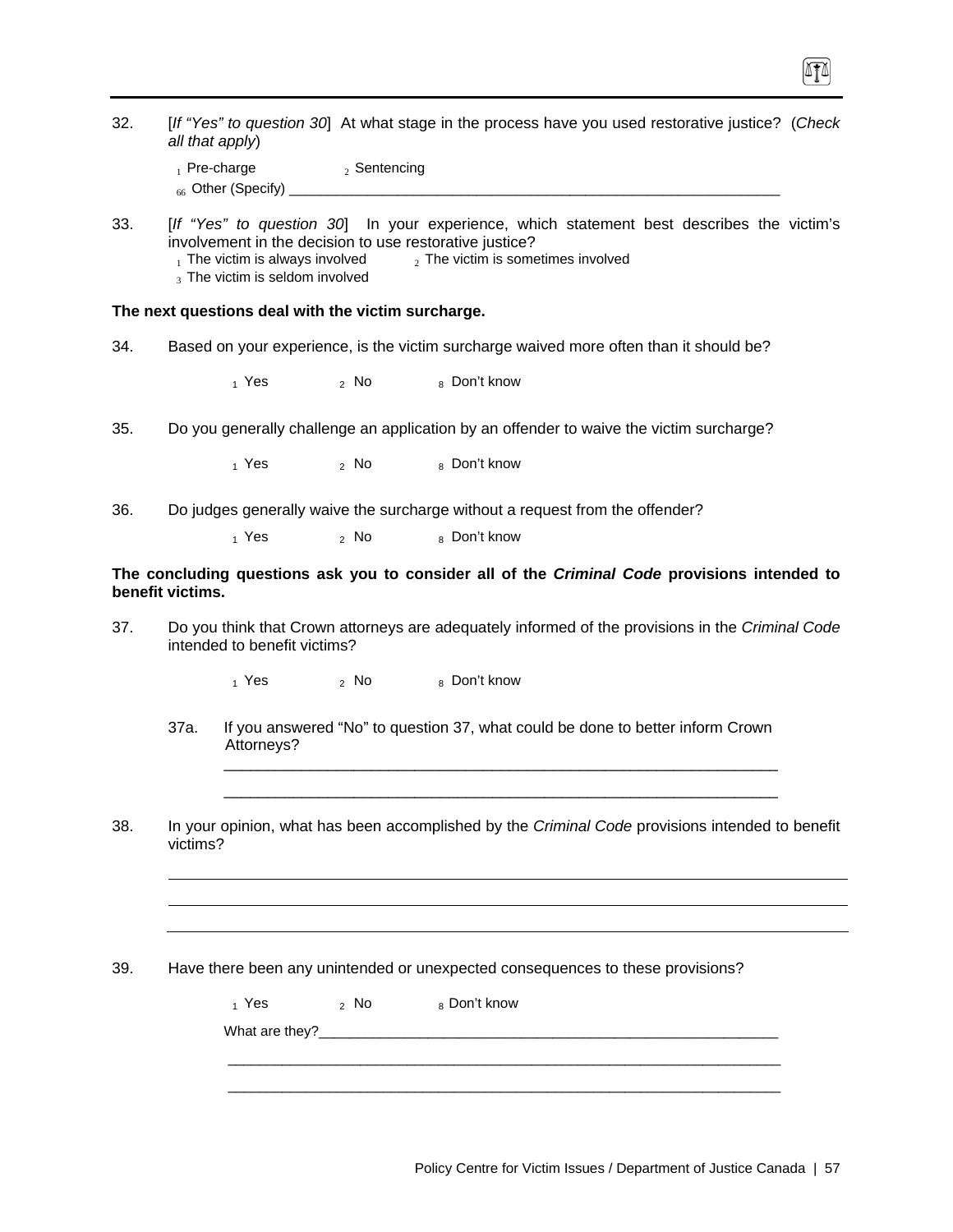32. [*If "Yes" to question 30*] At what stage in the process have you used restorative justice? (*Check all that apply*)

 1 Pre-charge  2 Sentencing

 66 Other (Specify) ____________________________________________________________

33. [*If "Yes" to question 30*] In your experience, which statement best describes the victim's involvement in the decision to use restorative justice?

 1 The victim is always involved  2 The victim is sometimes involved

 3 The victim is seldom involved

**The next questions deal with the victim surcharge.**

34. Based on your experience, is the victim surcharge waived more often than it should be?

 1 Yes  2 No  8 Don't know

35. Do you generally challenge an application by an offender to waive the victim surcharge?

 1 Yes  2 No  8 Don't know

36. Do judges generally waive the surcharge without a request from the offender?

 1 Yes  2 No  8 Don't know

**The concluding questions ask you to consider all of the *Criminal Code* provisions intended to benefit victims.**

37. Do you think that Crown attorneys are adequately informed of the provisions in the *Criminal Code* intended to benefit victims?

 1 Yes  2 No  8 Don't know

 37a. If you answered "No" to question 37, what could be done to better inform Crown Attorneys?

 ____________________________________________________________

 ____________________________________________________________

38. In your opinion, what has been accomplished by the *Criminal Code* provisions intended to benefit victims?

____________________________________________________________

____________________________________________________________

____________________________________________________________

39. Have there been any unintended or unexpected consequences to these provisions?

 1 Yes  2 No  8 Don't know

 What are they?____________________________________________________________

 ____________________________________________________________

 ____________________________________________________________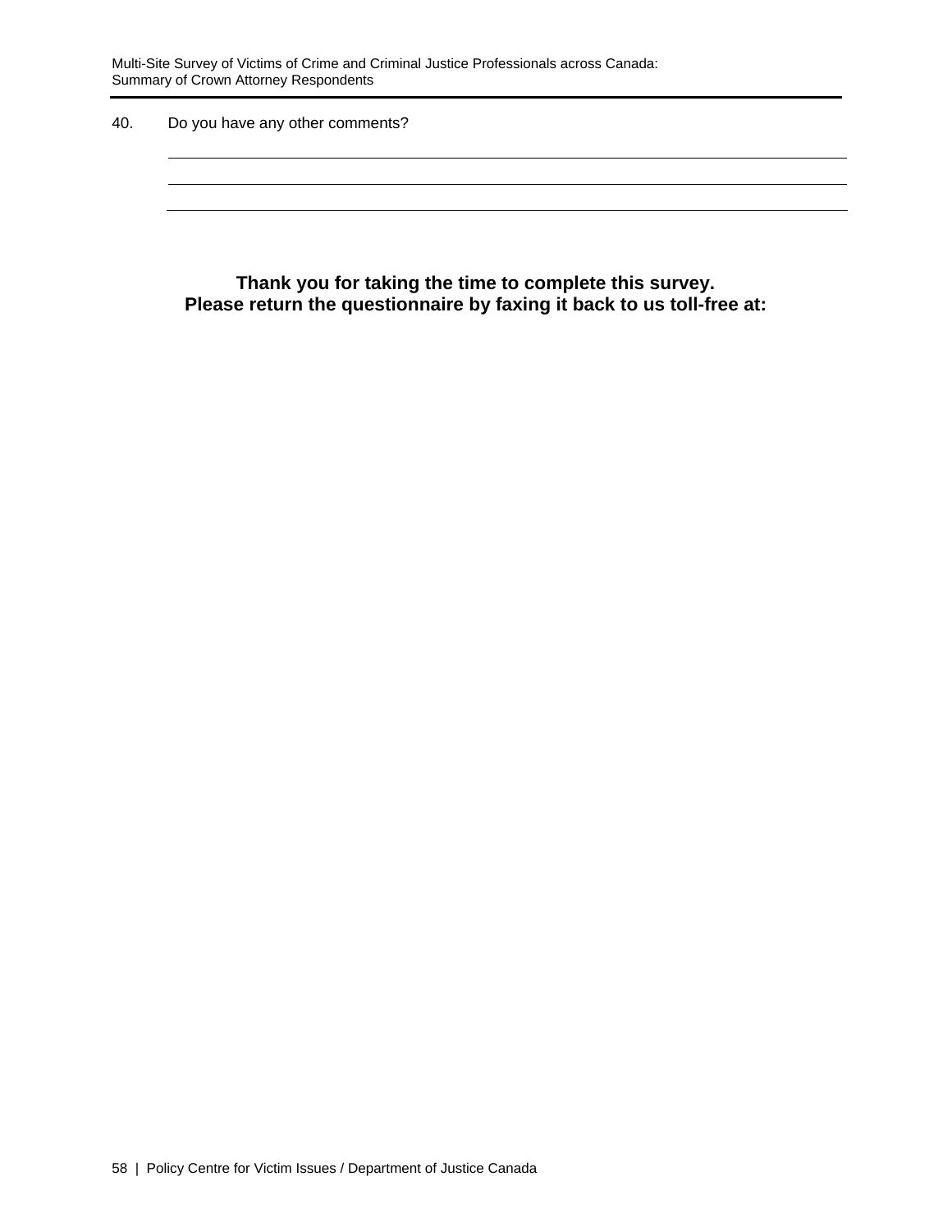40. Do you have any other comments?

\_\_\_\_\_\_\_\_\_\_\_\_\_\_\_\_\_\_\_\_\_\_\_\_\_\_\_\_\_\_\_\_\_\_\_\_\_\_\_\_\_\_\_\_\_\_\_\_\_\_\_\_\_\_\_\_\_\_\_\_

\_\_\_\_\_\_\_\_\_\_\_\_\_\_\_\_\_\_\_\_\_\_\_\_\_\_\_\_\_\_\_\_\_\_\_\_\_\_\_\_\_\_\_\_\_\_\_\_\_\_\_\_\_\_\_\_\_\_\_\_

\_\_\_\_\_\_\_\_\_\_\_\_\_\_\_\_\_\_\_\_\_\_\_\_\_\_\_\_\_\_\_\_\_\_\_\_\_\_\_\_\_\_\_\_\_\_\_\_\_\_\_\_\_\_\_\_\_\_\_\_

**Thank you for taking the time to complete this survey.**
**Please return the questionnaire by faxing it back to us toll-free at:**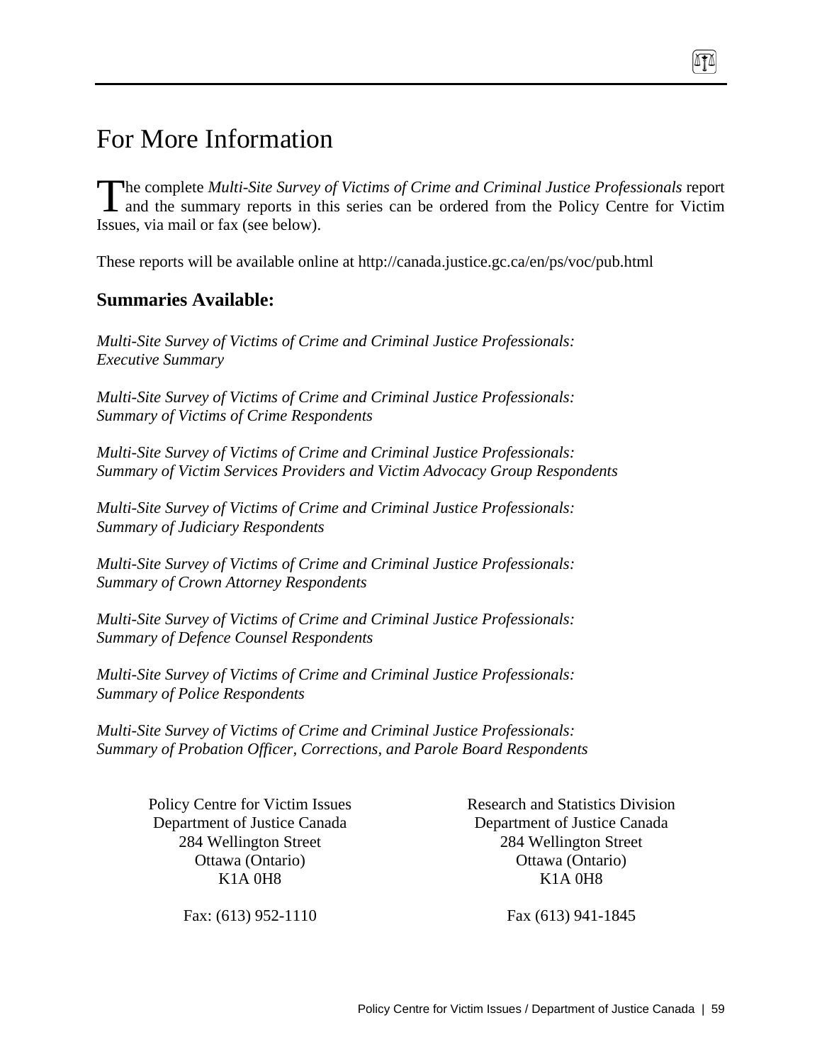# For More Information

The complete *Multi-Site Survey of Victims of Crime and Criminal Justice Professionals* report and the summary reports in this series can be ordered from the Policy Centre for Victim Issues, via mail or fax (see below).

These reports will be available online at http://canada.justice.gc.ca/en/ps/voc/pub.html

## Summaries Available:

*Multi-Site Survey of Victims of Crime and Criminal Justice Professionals: Executive Summary*

*Multi-Site Survey of Victims of Crime and Criminal Justice Professionals: Summary of Victims of Crime Respondents*

*Multi-Site Survey of Victims of Crime and Criminal Justice Professionals: Summary of Victim Services Providers and Victim Advocacy Group Respondents*

*Multi-Site Survey of Victims of Crime and Criminal Justice Professionals: Summary of Judiciary Respondents*

*Multi-Site Survey of Victims of Crime and Criminal Justice Professionals: Summary of Crown Attorney Respondents*

*Multi-Site Survey of Victims of Crime and Criminal Justice Professionals: Summary of Defence Counsel Respondents*

*Multi-Site Survey of Victims of Crime and Criminal Justice Professionals: Summary of Police Respondents*

*Multi-Site Survey of Victims of Crime and Criminal Justice Professionals: Summary of Probation Officer, Corrections, and Parole Board Respondents*

Policy Centre for Victim Issues
Department of Justice Canada
284 Wellington Street
Ottawa (Ontario)
K1A 0H8

Fax: (613) 952-1110

Research and Statistics Division
Department of Justice Canada
284 Wellington Street
Ottawa (Ontario)
K1A 0H8

Fax (613) 941-1845